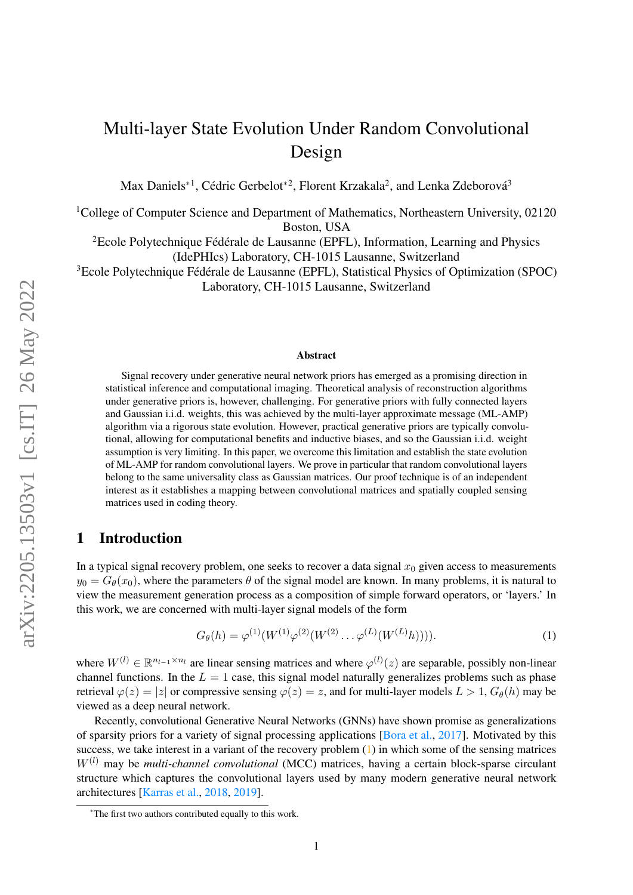# Multi-layer State Evolution Under Random Convolutional Design

Max Daniels*[1], Cédric Gerbelot*[2], Florent Krzakala[2], and Lenka Zdeborová[3]

[1]College of Computer Science and Department of Mathematics, Northeastern University, 02120 Boston, USA

[2]Ecole Polytechnique Fédérale de Lausanne (EPFL), Information, Learning and Physics (IdePHIcs) Laboratory, CH-1015 Lausanne, Switzerland

[3]Ecole Polytechnique Fédérale de Lausanne (EPFL), Statistical Physics of Optimization (SPOC) Laboratory, CH-1015 Lausanne, Switzerland

**Abstract**

Signal recovery under generative neural network priors has emerged as a promising direction in statistical inference and computational imaging. Theoretical analysis of reconstruction algorithms under generative priors is, however, challenging. For generative priors with fully connected layers and Gaussian i.i.d. weights, this was achieved by the multi-layer approximate message (ML-AMP) algorithm via a rigorous state evolution. However, practical generative priors are typically convolutional, allowing for computational benefits and inductive biases, and so the Gaussian i.i.d. weight assumption is very limiting. In this paper, we overcome this limitation and establish the state evolution of ML-AMP for random convolutional layers. We prove in particular that random convolutional layers belong to the same universality class as Gaussian matrices. Our proof technique is of an independent interest as it establishes a mapping between convolutional matrices and spatially coupled sensing matrices used in coding theory.

## 1 Introduction

In a typical signal recovery problem, one seeks to recover a data signal $x_0$ given access to measurements $y_0 = G_\theta(x_0)$, where the parameters $\theta$ of the signal model are known. In many problems, it is natural to view the measurement generation process as a composition of simple forward operators, or 'layers.' In this work, we are concerned with multi-layer signal models of the form

$$G_\theta(h) = \varphi^{(1)}(W^{(1)}\varphi^{(2)}(W^{(2)}\dots\varphi^{(L)}(W^{(L)}h)))). \tag{1}$$

where $W^{(l)} \in \mathbb{R}^{n_{l-1}\times n_l}$ are linear sensing matrices and where $\varphi^{(l)}(z)$ are separable, possibly non-linear channel functions. In the $L = 1$ case, this signal model naturally generalizes problems such as phase retrieval $\varphi(z) = |z|$ or compressive sensing $\varphi(z) = z$, and for multi-layer models $L > 1$, $G_\theta(h)$ may be viewed as a deep neural network.

Recently, convolutional Generative Neural Networks (GNNs) have shown promise as generalizations of sparsity priors for a variety of signal processing applications [Bora et al., 2017]. Motivated by this success, we take interest in a variant of the recovery problem (1) in which some of the sensing matrices $W^{(l)}$ may be *multi-channel convolutional* (MCC) matrices, having a certain block-sparse circulant structure which captures the convolutional layers used by many modern generative neural network architectures [Karras et al., 2018, 2019].

*The first two authors contributed equally to this work.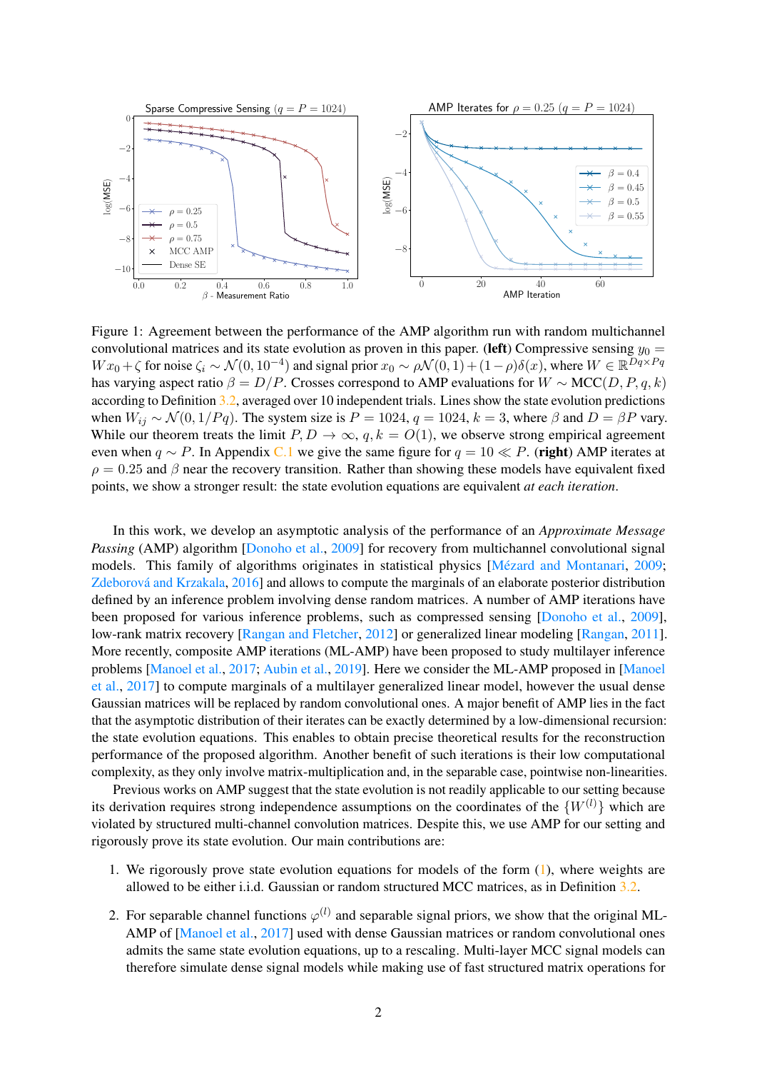Figure 1: Agreement between the performance of the AMP algorithm run with random multichannel convolutional matrices and its state evolution as proven in this paper. (**left**) Compressive sensing $y_0 = Wx_0 + \zeta$ for noise $\zeta_i \sim \mathcal{N}(0, 10^{-4})$ and signal prior $x_0 \sim \rho\mathcal{N}(0,1) + (1-\rho)\delta(x)$, where $W \in \mathbb{R}^{Dq \times Pq}$ has varying aspect ratio $\beta = D/P$. Crosses correspond to AMP evaluations for $W \sim \mathrm{MCC}(D, P, q, k)$ according to Definition 3.2, averaged over 10 independent trials. Lines show the state evolution predictions when $W_{ij} \sim \mathcal{N}(0, 1/Pq)$. The system size is $P = 1024$, $q = 1024$, $k = 3$, where $\beta$ and $D = \beta P$ vary. While our theorem treats the limit $P, D \to \infty$, $q, k = O(1)$, we observe strong empirical agreement even when $q \sim P$. In Appendix C.1 we give the same figure for $q = 10 \ll P$. (**right**) AMP iterates at $\rho = 0.25$ and $\beta$ near the recovery transition. Rather than showing these models have equivalent fixed points, we show a stronger result: the state evolution equations are equivalent *at each iteration*.

In this work, we develop an asymptotic analysis of the performance of an *Approximate Message Passing* (AMP) algorithm [Donoho et al., 2009] for recovery from multichannel convolutional signal models. This family of algorithms originates in statistical physics [Mézard and Montanari, 2009; Zdeborová and Krzakala, 2016] and allows to compute the marginals of an elaborate posterior distribution defined by an inference problem involving dense random matrices. A number of AMP iterations have been proposed for various inference problems, such as compressed sensing [Donoho et al., 2009], low-rank matrix recovery [Rangan and Fletcher, 2012] or generalized linear modeling [Rangan, 2011]. More recently, composite AMP iterations (ML-AMP) have been proposed to study multilayer inference problems [Manoel et al., 2017; Aubin et al., 2019]. Here we consider the ML-AMP proposed in [Manoel et al., 2017] to compute marginals of a multilayer generalized linear model, however the usual dense Gaussian matrices will be replaced by random convolutional ones. A major benefit of AMP lies in the fact that the asymptotic distribution of their iterates can be exactly determined by a low-dimensional recursion: the state evolution equations. This enables to obtain precise theoretical results for the reconstruction performance of the proposed algorithm. Another benefit of such iterations is their low computational complexity, as they only involve matrix-multiplication and, in the separable case, pointwise non-linearities.

Previous works on AMP suggest that the state evolution is not readily applicable to our setting because its derivation requires strong independence assumptions on the coordinates of the $\{W^{(l)}\}$ which are violated by structured multi-channel convolution matrices. Despite this, we use AMP for our setting and rigorously prove its state evolution. Our main contributions are:

1. We rigorously prove state evolution equations for models of the form (1), where weights are allowed to be either i.i.d. Gaussian or random structured MCC matrices, as in Definition 3.2.
2. For separable channel functions $\varphi^{(l)}$ and separable signal priors, we show that the original ML-AMP of [Manoel et al., 2017] used with dense Gaussian matrices or random convolutional ones admits the same state evolution equations, up to a rescaling. Multi-layer MCC signal models can therefore simulate dense signal models while making use of fast structured matrix operations for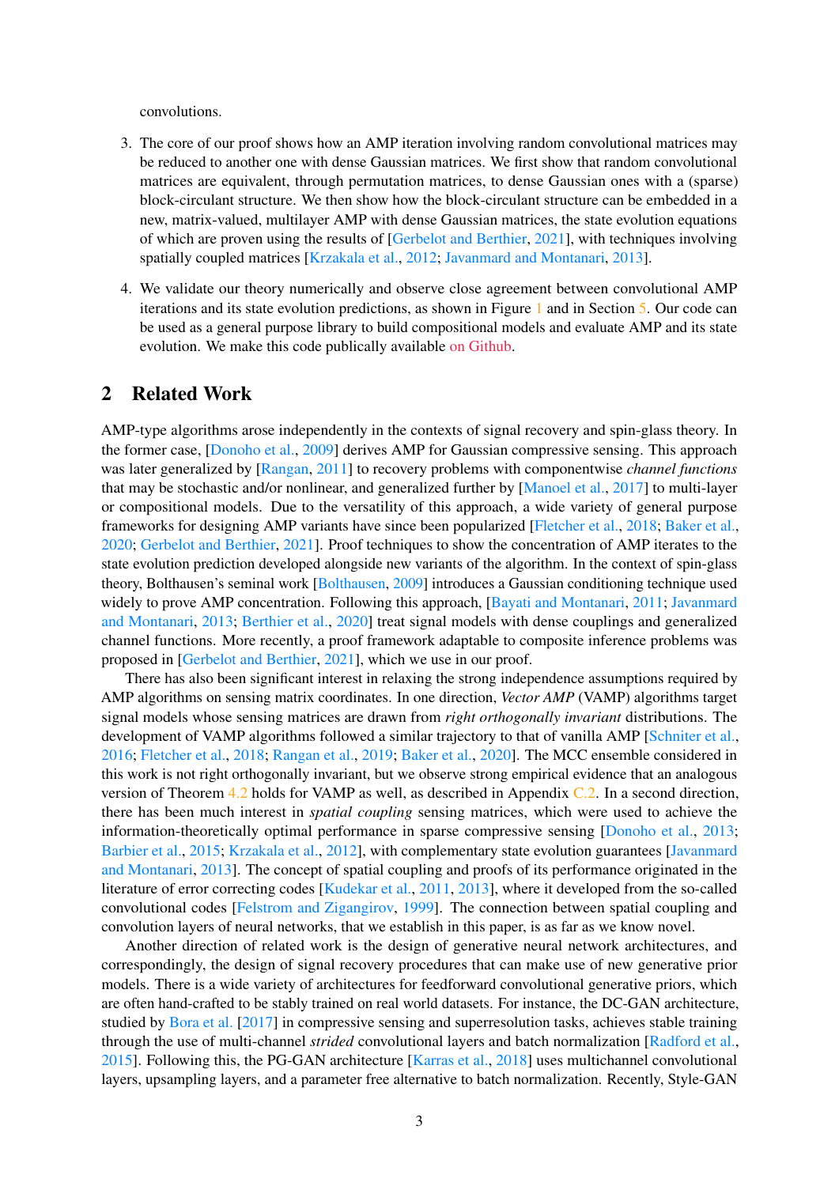convolutions.

3. The core of our proof shows how an AMP iteration involving random convolutional matrices may be reduced to another one with dense Gaussian matrices. We first show that random convolutional matrices are equivalent, through permutation matrices, to dense Gaussian ones with a (sparse) block-circulant structure. We then show how the block-circulant structure can be embedded in a new, matrix-valued, multilayer AMP with dense Gaussian matrices, the state evolution equations of which are proven using the results of [Gerbelot and Berthier, 2021], with techniques involving spatially coupled matrices [Krzakala et al., 2012; Javanmard and Montanari, 2013].

4. We validate our theory numerically and observe close agreement between convolutional AMP iterations and its state evolution predictions, as shown in Figure 1 and in Section 5. Our code can be used as a general purpose library to build compositional models and evaluate AMP and its state evolution. We make this code publically available on Github.

## 2 Related Work

AMP-type algorithms arose independently in the contexts of signal recovery and spin-glass theory. In the former case, [Donoho et al., 2009] derives AMP for Gaussian compressive sensing. This approach was later generalized by [Rangan, 2011] to recovery problems with componentwise *channel functions* that may be stochastic and/or nonlinear, and generalized further by [Manoel et al., 2017] to multi-layer or compositional models. Due to the versatility of this approach, a wide variety of general purpose frameworks for designing AMP variants have since been popularized [Fletcher et al., 2018; Baker et al., 2020; Gerbelot and Berthier, 2021]. Proof techniques to show the concentration of AMP iterates to the state evolution prediction developed alongside new variants of the algorithm. In the context of spin-glass theory, Bolthausen's seminal work [Bolthausen, 2009] introduces a Gaussian conditioning technique used widely to prove AMP concentration. Following this approach, [Bayati and Montanari, 2011; Javanmard and Montanari, 2013; Berthier et al., 2020] treat signal models with dense couplings and generalized channel functions. More recently, a proof framework adaptable to composite inference problems was proposed in [Gerbelot and Berthier, 2021], which we use in our proof.

There has also been significant interest in relaxing the strong independence assumptions required by AMP algorithms on sensing matrix coordinates. In one direction, *Vector AMP* (VAMP) algorithms target signal models whose sensing matrices are drawn from *right orthogonally invariant* distributions. The development of VAMP algorithms followed a similar trajectory to that of vanilla AMP [Schniter et al., 2016; Fletcher et al., 2018; Rangan et al., 2019; Baker et al., 2020]. The MCC ensemble considered in this work is not right orthogonally invariant, but we observe strong empirical evidence that an analogous version of Theorem 4.2 holds for VAMP as well, as described in Appendix C.2. In a second direction, there has been much interest in *spatial coupling* sensing matrices, which were used to achieve the information-theoretically optimal performance in sparse compressive sensing [Donoho et al., 2013; Barbier et al., 2015; Krzakala et al., 2012], with complementary state evolution guarantees [Javanmard and Montanari, 2013]. The concept of spatial coupling and proofs of its performance originated in the literature of error correcting codes [Kudekar et al., 2011, 2013], where it developed from the so-called convolutional codes [Felstrom and Zigangirov, 1999]. The connection between spatial coupling and convolution layers of neural networks, that we establish in this paper, is as far as we know novel.

Another direction of related work is the design of generative neural network architectures, and correspondingly, the design of signal recovery procedures that can make use of new generative prior models. There is a wide variety of architectures for feedforward convolutional generative priors, which are often hand-crafted to be stably trained on real world datasets. For instance, the DC-GAN architecture, studied by Bora et al. [2017] in compressive sensing and superresolution tasks, achieves stable training through the use of multi-channel *strided* convolutional layers and batch normalization [Radford et al., 2015]. Following this, the PG-GAN architecture [Karras et al., 2018] uses multichannel convolutional layers, upsampling layers, and a parameter free alternative to batch normalization. Recently, Style-GAN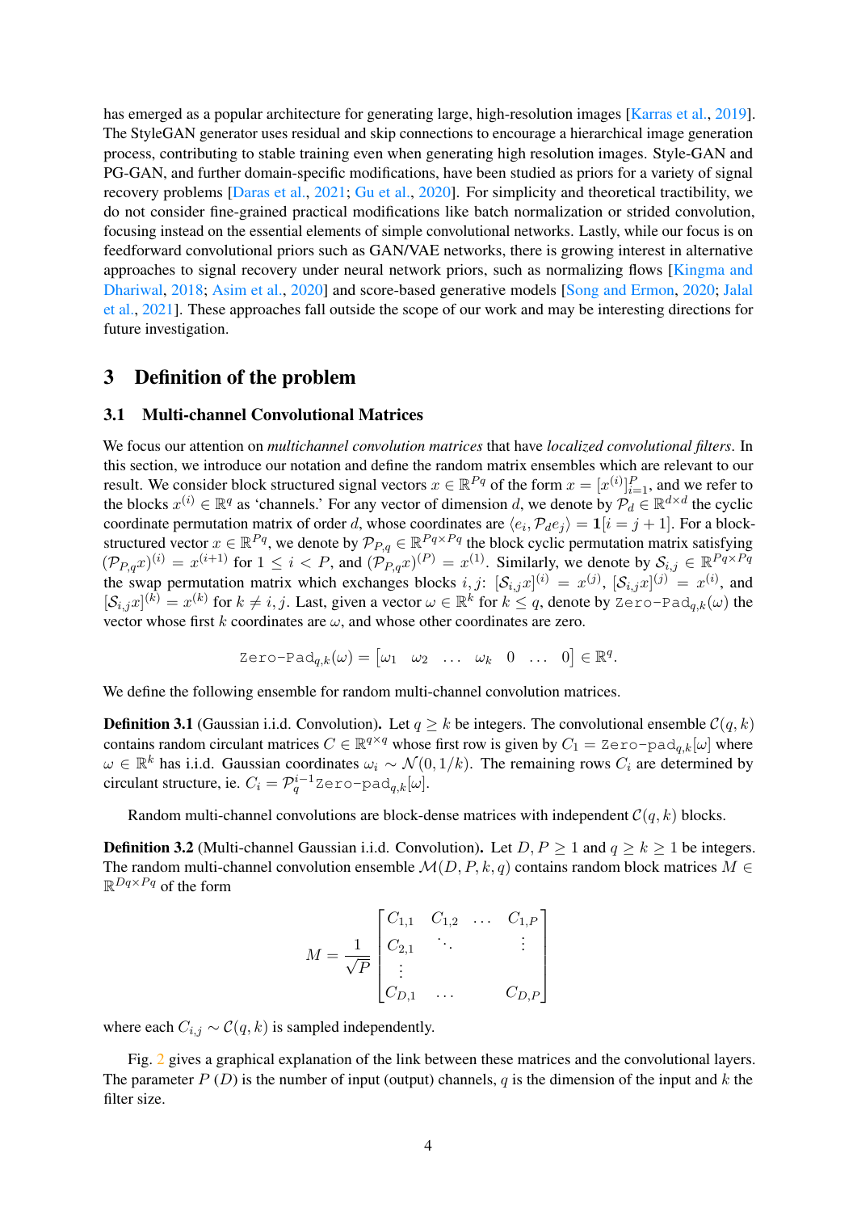has emerged as a popular architecture for generating large, high-resolution images [Karras et al., 2019]. The StyleGAN generator uses residual and skip connections to encourage a hierarchical image generation process, contributing to stable training even when generating high resolution images. Style-GAN and PG-GAN, and further domain-specific modifications, have been studied as priors for a variety of signal recovery problems [Daras et al., 2021; Gu et al., 2020]. For simplicity and theoretical tractibility, we do not consider fine-grained practical modifications like batch normalization or strided convolution, focusing instead on the essential elements of simple convolutional networks. Lastly, while our focus is on feedforward convolutional priors such as GAN/VAE networks, there is growing interest in alternative approaches to signal recovery under neural network priors, such as normalizing flows [Kingma and Dhariwal, 2018; Asim et al., 2020] and score-based generative models [Song and Ermon, 2020; Jalal et al., 2021]. These approaches fall outside the scope of our work and may be interesting directions for future investigation.

# 3 Definition of the problem

## 3.1 Multi-channel Convolutional Matrices

We focus our attention on *multichannel convolution matrices* that have *localized convolutional filters*. In this section, we introduce our notation and define the random matrix ensembles which are relevant to our result. We consider block structured signal vectors $x \in \mathbb{R}^{Pq}$ of the form $x = [x^{(i)}]_{i=1}^{P}$, and we refer to the blocks $x^{(i)} \in \mathbb{R}^q$ as 'channels.' For any vector of dimension $d$, we denote by $\mathcal{P}_d \in \mathbb{R}^{d \times d}$ the cyclic coordinate permutation matrix of order $d$, whose coordinates are $\langle e_i, \mathcal{P}_d e_j \rangle = \mathbf{1}[i = j+1]$. For a block-structured vector $x \in \mathbb{R}^{Pq}$, we denote by $\mathcal{P}_{P,q} \in \mathbb{R}^{Pq \times Pq}$ the block cyclic permutation matrix satisfying $(\mathcal{P}_{P,q}x)^{(i)} = x^{(i+1)}$ for $1 \leq i < P$, and $(\mathcal{P}_{P,q}x)^{(P)} = x^{(1)}$. Similarly, we denote by $\mathcal{S}_{i,j} \in \mathbb{R}^{Pq \times Pq}$ the swap permutation matrix which exchanges blocks $i, j$: $[\mathcal{S}_{i,j}x]^{(i)} = x^{(j)}$, $[\mathcal{S}_{i,j}x]^{(j)} = x^{(i)}$, and $[\mathcal{S}_{i,j}x]^{(k)} = x^{(k)}$ for $k \neq i, j$. Last, given a vector $\omega \in \mathbb{R}^k$ for $k \leq q$, denote by $\texttt{Zero-Pad}_{q,k}(\omega)$ the vector whose first $k$ coordinates are $\omega$, and whose other coordinates are zero.

$$\texttt{Zero-Pad}_{q,k}(\omega) = \begin{bmatrix} \omega_1 & \omega_2 & \dots & \omega_k & 0 & \dots & 0 \end{bmatrix} \in \mathbb{R}^q.$$

We define the following ensemble for random multi-channel convolution matrices.

**Definition 3.1** (Gaussian i.i.d. Convolution)**.** Let $q \geq k$ be integers. The convolutional ensemble $\mathcal{C}(q,k)$ contains random circulant matrices $C \in \mathbb{R}^{q \times q}$ whose first row is given by $C_1 = \texttt{Zero-pad}_{q,k}[\omega]$ where $\omega \in \mathbb{R}^k$ has i.i.d. Gaussian coordinates $\omega_i \sim \mathcal{N}(0, 1/k)$. The remaining rows $C_i$ are determined by circulant structure, ie. $C_i = \mathcal{P}_q^{i-1}\texttt{Zero-pad}_{q,k}[\omega]$.

Random multi-channel convolutions are block-dense matrices with independent $\mathcal{C}(q,k)$ blocks.

**Definition 3.2** (Multi-channel Gaussian i.i.d. Convolution)**.** Let $D, P \geq 1$ and $q \geq k \geq 1$ be integers. The random multi-channel convolution ensemble $\mathcal{M}(D,P,k,q)$ contains random block matrices $M \in \mathbb{R}^{Dq \times Pq}$ of the form

$$M = \frac{1}{\sqrt{P}} \begin{bmatrix} C_{1,1} & C_{1,2} & \dots & C_{1,P} \\ C_{2,1} & \ddots & & \vdots \\ \vdots & & & \\ C_{D,1} & \dots & & C_{D,P} \end{bmatrix}$$

where each $C_{i,j} \sim \mathcal{C}(q,k)$ is sampled independently.

Fig. 2 gives a graphical explanation of the link between these matrices and the convolutional layers. The parameter $P$ ($D$) is the number of input (output) channels, $q$ is the dimension of the input and $k$ the filter size.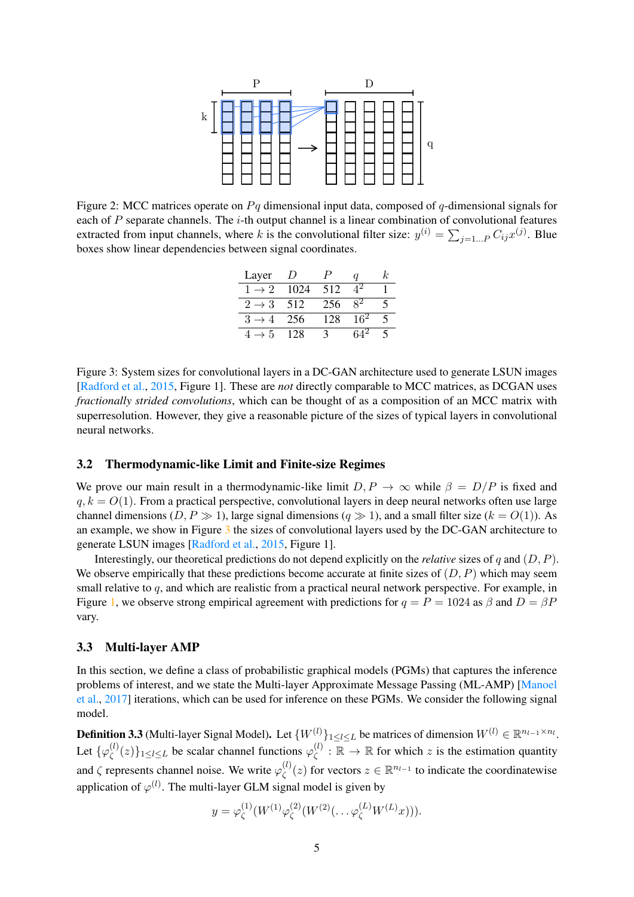Figure 2: MCC matrices operate on $Pq$ dimensional input data, composed of $q$-dimensional signals for each of $P$ separate channels. The $i$-th output channel is a linear combination of convolutional features extracted from input channels, where $k$ is the convolutional filter size: $y^{(i)} = \sum_{j=1...P} C_{ij} x^{(j)}$. Blue boxes show linear dependencies between signal coordinates.

| Layer | $D$ | $P$ | $q$ | $k$ |
|---|---|---|---|---|
| $1 \to 2$ | 1024 | 512 | $4^2$ | 1 |
| $2 \to 3$ | 512 | 256 | $8^2$ | 5 |
| $3 \to 4$ | 256 | 128 | $16^2$ | 5 |
| $4 \to 5$ | 128 | 3 | $64^2$ | 5 |

Figure 3: System sizes for convolutional layers in a DC-GAN architecture used to generate LSUN images [Radford et al., 2015, Figure 1]. These are *not* directly comparable to MCC matrices, as DCGAN uses *fractionally strided convolutions*, which can be thought of as a composition of an MCC matrix with superresolution. However, they give a reasonable picture of the sizes of typical layers in convolutional neural networks.

### 3.2 Thermodynamic-like Limit and Finite-size Regimes

We prove our main result in a thermodynamic-like limit $D, P \to \infty$ while $\beta = D/P$ is fixed and $q, k = O(1)$. From a practical perspective, convolutional layers in deep neural networks often use large channel dimensions ($D, P \gg 1$), large signal dimensions ($q \gg 1$), and a small filter size ($k = O(1)$). As an example, we show in Figure 3 the sizes of convolutional layers used by the DC-GAN architecture to generate LSUN images [Radford et al., 2015, Figure 1].

Interestingly, our theoretical predictions do not depend explicitly on the *relative* sizes of $q$ and $(D, P)$. We observe empirically that these predictions become accurate at finite sizes of $(D, P)$ which may seem small relative to $q$, and which are realistic from a practical neural network perspective. For example, in Figure 1, we observe strong empirical agreement with predictions for $q = P = 1024$ as $\beta$ and $D = \beta P$ vary.

### 3.3 Multi-layer AMP

In this section, we define a class of probabilistic graphical models (PGMs) that captures the inference problems of interest, and we state the Multi-layer Approximate Message Passing (ML-AMP) [Manoel et al., 2017] iterations, which can be used for inference on these PGMs. We consider the following signal model.

**Definition 3.3** (Multi-layer Signal Model)**.** Let $\{W^{(l)}\}_{1 \le l \le L}$ be matrices of dimension $W^{(l)} \in \mathbb{R}^{n_{l-1} \times n_l}$. Let $\{\varphi_\zeta^{(l)}(z)\}_{1 \le l \le L}$ be scalar channel functions $\varphi_\zeta^{(l)} : \mathbb{R} \to \mathbb{R}$ for which $z$ is the estimation quantity and $\zeta$ represents channel noise. We write $\varphi_\zeta^{(l)}(z)$ for vectors $z \in \mathbb{R}^{n_{l-1}}$ to indicate the coordinatewise application of $\varphi^{(l)}$. The multi-layer GLM signal model is given by

$$y = \varphi_\zeta^{(1)}(W^{(1)} \varphi_\zeta^{(2)}(W^{(2)}(\ldots \varphi_\zeta^{(L)} W^{(L)} x))).$$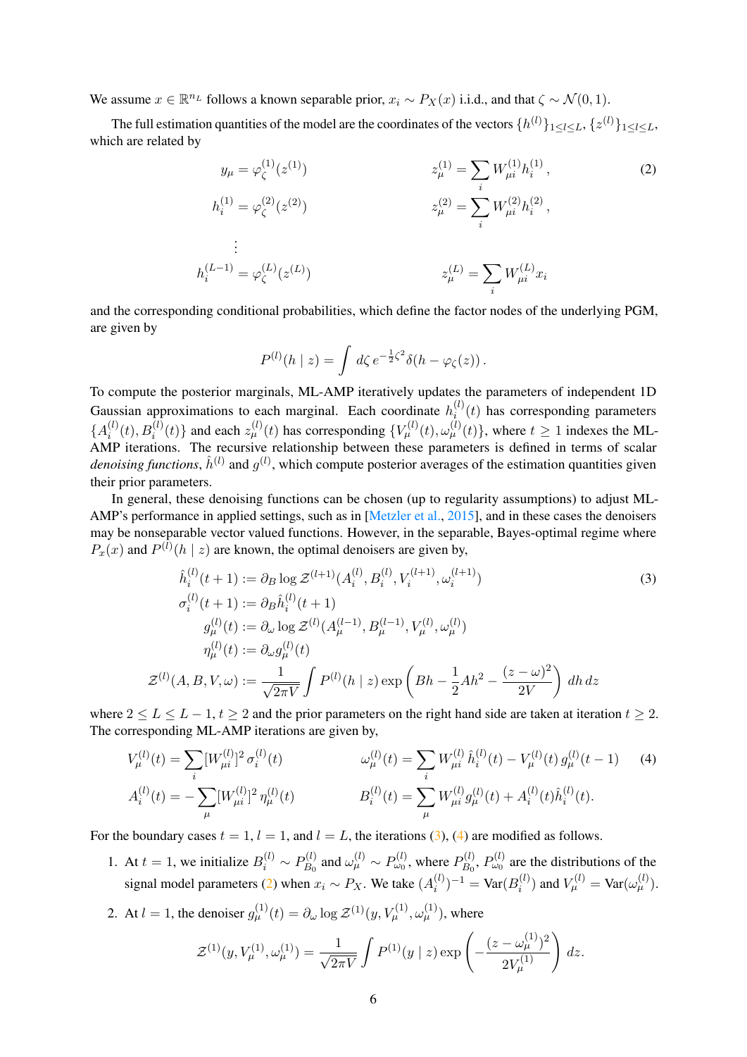We assume $x \in \mathbb{R}^{n_L}$ follows a known separable prior, $x_i \sim P_X(x)$ i.i.d., and that $\zeta \sim \mathcal{N}(0,1)$.

The full estimation quantities of the model are the coordinates of the vectors $\{h^{(l)}\}_{1\le l\le L}$, $\{z^{(l)}\}_{1\le l\le L}$, which are related by

$$
\begin{aligned}
y_\mu &= \varphi^{(1)}_\zeta(z^{(1)}) & z^{(1)}_\mu &= \sum_i W^{(1)}_{\mu i} h^{(1)}_i\,, \\
h^{(1)}_i &= \varphi^{(2)}_\zeta(z^{(2)}) & z^{(2)}_\mu &= \sum_i W^{(2)}_{\mu i} h^{(2)}_i\,, \\
&\vdots \\
h^{(L-1)}_i &= \varphi^{(L)}_\zeta(z^{(L)}) & z^{(L)}_\mu &= \sum_i W^{(L)}_{\mu i} x_i
\end{aligned}
\tag{2}
$$

and the corresponding conditional probabilities, which define the factor nodes of the underlying PGM, are given by

$$
P^{(l)}(h \mid z) = \int d\zeta\, e^{-\frac{1}{2}\zeta^2} \delta(h - \varphi_\zeta(z))\,.
$$

To compute the posterior marginals, ML-AMP iteratively updates the parameters of independent 1D Gaussian approximations to each marginal. Each coordinate $h^{(l)}_i(t)$ has corresponding parameters $\{A^{(l)}_i(t), B^{(l)}_i(t)\}$ and each $z^{(l)}_\mu(t)$ has corresponding $\{V^{(l)}_\mu(t), \omega^{(l)}_\mu(t)\}$, where $t \ge 1$ indexes the ML-AMP iterations. The recursive relationship between these parameters is defined in terms of scalar *denoising functions*, $\hat{h}^{(l)}$ and $g^{(l)}$, which compute posterior averages of the estimation quantities given their prior parameters.

In general, these denoising functions can be chosen (up to regularity assumptions) to adjust ML-AMP's performance in applied settings, such as in [Metzler et al., 2015], and in these cases the denoisers may be nonseparable vector valued functions. However, in the separable, Bayes-optimal regime where $P_x(x)$ and $P^{(l)}(h \mid z)$ are known, the optimal denoisers are given by,

$$
\begin{aligned}
\hat{h}^{(l)}_i(t+1) &:= \partial_B \log \mathcal{Z}^{(l+1)}(A^{(l)}_i, B^{(l)}_i, V^{(l+1)}_i, \omega^{(l+1)}_i) \\
\sigma^{(l)}_i(t+1) &:= \partial_B \hat{h}^{(l)}_i(t+1) \\
g^{(l)}_\mu(t) &:= \partial_\omega \log \mathcal{Z}^{(l)}(A^{(l-1)}_\mu, B^{(l-1)}_\mu, V^{(l)}_\mu, \omega^{(l)}_\mu) \\
\eta^{(l)}_\mu(t) &:= \partial_\omega g^{(l)}_\mu(t) \\
\mathcal{Z}^{(l)}(A,B,V,\omega) &:= \frac{1}{\sqrt{2\pi V}} \int P^{(l)}(h \mid z) \exp\left(Bh - \frac{1}{2}Ah^2 - \frac{(z-\omega)^2}{2V}\right) dh\, dz
\end{aligned}
\tag{3}
$$

where $2 \le L \le L-1$, $t \ge 2$ and the prior parameters on the right hand side are taken at iteration $t \ge 2$. The corresponding ML-AMP iterations are given by,

$$
\begin{aligned}
V^{(l)}_\mu(t) &= \sum_i [W^{(l)}_{\mu i}]^2 \sigma^{(l)}_i(t) & \omega^{(l)}_\mu(t) &= \sum_i W^{(l)}_{\mu i}\, \hat{h}^{(l)}_i(t) - V^{(l)}_\mu(t)\, g^{(l)}_\mu(t-1) \\
A^{(l)}_i(t) &= -\sum_\mu [W^{(l)}_{\mu i}]^2 \eta^{(l)}_\mu(t) & B^{(l)}_i(t) &= \sum_\mu W^{(l)}_{\mu i} g^{(l)}_\mu(t) + A^{(l)}_i(t) \hat{h}^{(l)}_i(t).
\end{aligned}
\tag{4}
$$

For the boundary cases $t = 1$, $l = 1$, and $l = L$, the iterations (3), (4) are modified as follows.

1. At $t = 1$, we initialize $B^{(l)}_i \sim P^{(l)}_{B_0}$ and $\omega^{(l)}_\mu \sim P^{(l)}_{\omega_0}$, where $P^{(l)}_{B_0}$, $P^{(l)}_{\omega_0}$ are the distributions of the signal model parameters (2) when $x_i \sim P_X$. We take $(A^{(l)}_i)^{-1} = \mathrm{Var}(B^{(l)}_i)$ and $V^{(l)}_\mu = \mathrm{Var}(\omega^{(l)}_\mu)$.

2. At $l = 1$, the denoiser $g^{(1)}_\mu(t) = \partial_\omega \log \mathcal{Z}^{(1)}(y, V^{(1)}_\mu, \omega^{(1)}_\mu)$, where

$$
\mathcal{Z}^{(1)}(y, V^{(1)}_\mu, \omega^{(1)}_\mu) = \frac{1}{\sqrt{2\pi V}} \int P^{(1)}(y \mid z) \exp\left(-\frac{(z-\omega^{(1)}_\mu)^2}{2V^{(1)}_\mu}\right) dz.
$$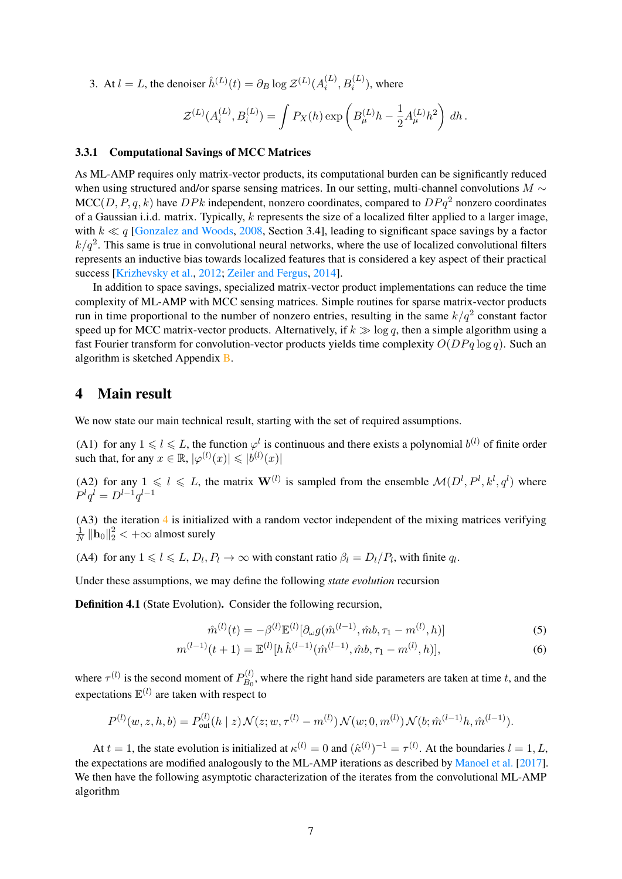3. At $l = L$, the denoiser $\hat{h}^{(L)}(t) = \partial_B \log \mathcal{Z}^{(L)}(A_i^{(L)}, B_i^{(L)})$, where

$$\mathcal{Z}^{(L)}(A_i^{(L)}, B_i^{(L)}) = \int P_X(h) \exp\left( B_\mu^{(L)} h - \frac{1}{2} A_\mu^{(L)} h^2 \right) \, dh \, .$$

### 3.3.1 Computational Savings of MCC Matrices

As ML-AMP requires only matrix-vector products, its computational burden can be significantly reduced when using structured and/or sparse sensing matrices. In our setting, multi-channel convolutions $M \sim \text{MCC}(D, P, q, k)$ have $DPk$ independent, nonzero coordinates, compared to $DPq^2$ nonzero coordinates of a Gaussian i.i.d. matrix. Typically, $k$ represents the size of a localized filter applied to a larger image, with $k \ll q$ [Gonzalez and Woods, 2008, Section 3.4], leading to significant space savings by a factor $k/q^2$. This same is true in convolutional neural networks, where the use of localized convolutional filters represents an inductive bias towards localized features that is considered a key aspect of their practical success [Krizhevsky et al., 2012; Zeiler and Fergus, 2014].

In addition to space savings, specialized matrix-vector product implementations can reduce the time complexity of ML-AMP with MCC sensing matrices. Simple routines for sparse matrix-vector products run in time proportional to the number of nonzero entries, resulting in the same $k/q^2$ constant factor speed up for MCC matrix-vector products. Alternatively, if $k \gg \log q$, then a simple algorithm using a fast Fourier transform for convolution-vector products yields time complexity $O(DPq \log q)$. Such an algorithm is sketched Appendix B.

## 4 Main result

We now state our main technical result, starting with the set of required assumptions.

(A1) for any $1 \leqslant l \leqslant L$, the function $\varphi^l$ is continuous and there exists a polynomial $b^{(l)}$ of finite order such that, for any $x \in \mathbb{R}$, $|\varphi^{(l)}(x)| \leqslant |b^{(l)}(x)|$

(A2) for any $1 \leqslant l \leqslant L$, the matrix $\mathbf{W}^{(l)}$ is sampled from the ensemble $\mathcal{M}(D^l, P^l, k^l, q^l)$ where $P^l q^l = D^{l-1} q^{l-1}$

(A3) the iteration 4 is initialized with a random vector independent of the mixing matrices verifying $\frac{1}{N} \|\mathbf{h}_0\|_2^2 < +\infty$ almost surely

(A4) for any $1 \leqslant l \leqslant L$, $D_l, P_l \to \infty$ with constant ratio $\beta_l = D_l/P_l$, with finite $q_l$.

Under these assumptions, we may define the following *state evolution* recursion

**Definition 4.1** (State Evolution)**.** Consider the following recursion,

$$\hat{m}^{(l)}(t) = -\beta^{(l)} \mathbb{E}^{(l)}[\partial_\omega g(\hat{m}^{(l-1)}, \hat{m}b, \tau_1 - m^{(l)}, h)] \tag{5}$$

$$m^{(l-1)}(t+1) = \mathbb{E}^{(l)}[h \, \hat{h}^{(l-1)}(\hat{m}^{(l-1)}, \hat{m}b, \tau_1 - m^{(l)}, h)], \tag{6}$$

where $\tau^{(l)}$ is the second moment of $P_{B_0}^{(l)}$, where the right hand side parameters are taken at time $t$, and the expectations $\mathbb{E}^{(l)}$ are taken with respect to

$$P^{(l)}(w, z, h, b) = P_{\text{out}}^{(l)}(h \mid z) \mathcal{N}(z; w, \tau^{(l)} - m^{(l)}) \mathcal{N}(w; 0, m^{(l)}) \mathcal{N}(b; \hat{m}^{(l-1)} h, \hat{m}^{(l-1)}).$$

At $t = 1$, the state evolution is initialized at $\kappa^{(l)} = 0$ and $(\hat{\kappa}^{(l)})^{-1} = \tau^{(l)}$. At the boundaries $l = 1, L$, the expectations are modified analogously to the ML-AMP iterations as described by Manoel et al. [2017]. We then have the following asymptotic characterization of the iterates from the convolutional ML-AMP algorithm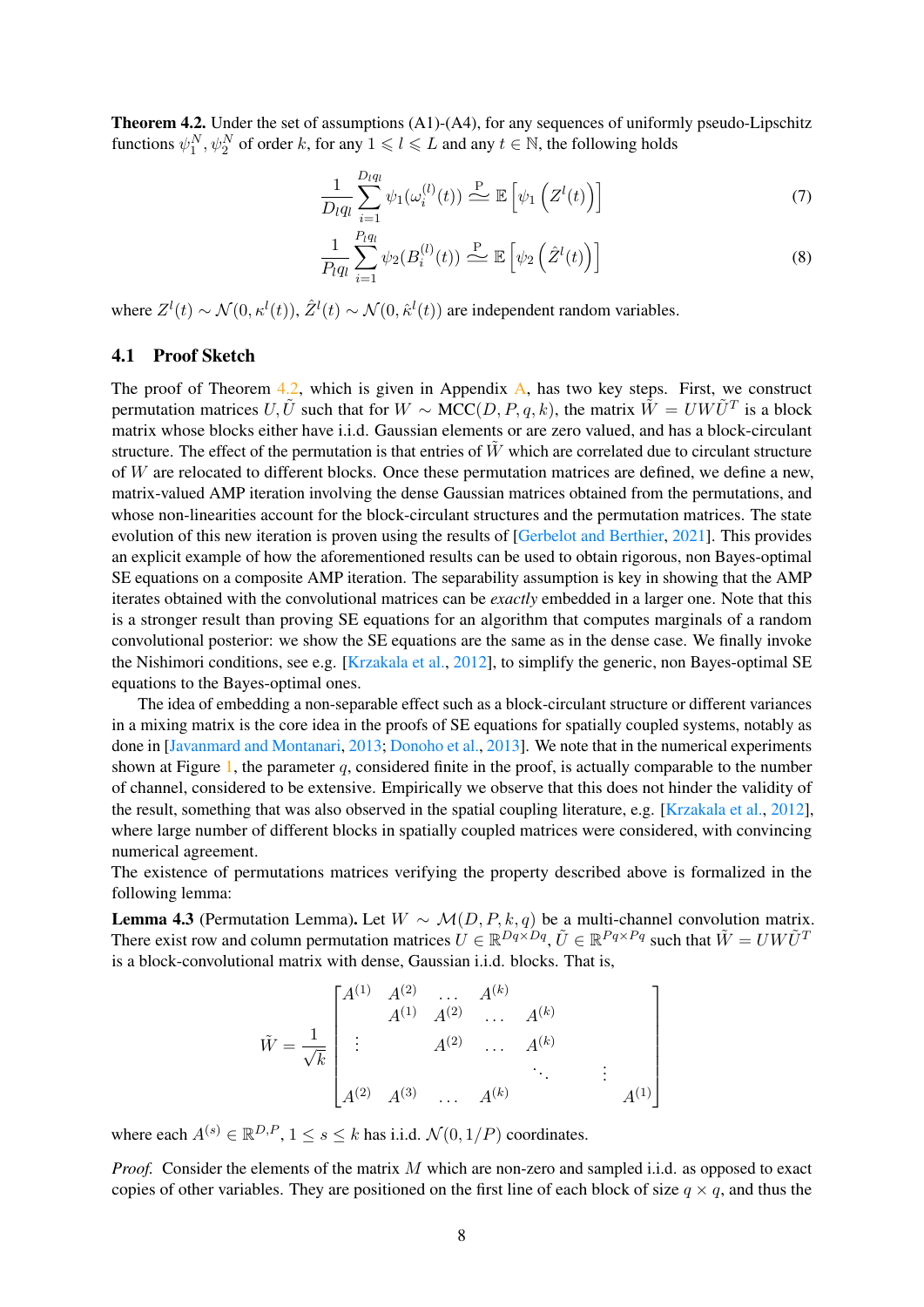**Theorem 4.2.** Under the set of assumptions (A1)-(A4), for any sequences of uniformly pseudo-Lipschitz functions $\psi_1^N, \psi_2^N$ of order $k$, for any $1 \leqslant l \leqslant L$ and any $t \in \mathbb{N}$, the following holds

$$\frac{1}{D_l q_l} \sum_{i=1}^{D_l q_l} \psi_1(\omega_i^{(l)}(t)) \overset{\mathrm{P}}{\simeq} \mathbb{E}\left[\psi_1\left(Z^l(t)\right)\right] \tag{7}$$

$$\frac{1}{P_l q_l} \sum_{i=1}^{P_l q_l} \psi_2(B_i^{(l)}(t)) \overset{\mathrm{P}}{\simeq} \mathbb{E}\left[\psi_2\left(\hat{Z}^l(t)\right)\right] \tag{8}$$

where $Z^l(t) \sim \mathcal{N}(0, \kappa^l(t)), \hat{Z}^l(t) \sim \mathcal{N}(0, \hat{\kappa}^l(t))$ are independent random variables.

## 4.1 Proof Sketch

The proof of Theorem 4.2, which is given in Appendix A, has two key steps. First, we construct permutation matrices $U, \tilde{U}$ such that for $W \sim \mathrm{MCC}(D, P, q, k)$, the matrix $\tilde{W} = UW\tilde{U}^T$ is a block matrix whose blocks either have i.i.d. Gaussian elements or are zero valued, and has a block-circulant structure. The effect of the permutation is that entries of $\tilde{W}$ which are correlated due to circulant structure of $W$ are relocated to different blocks. Once these permutation matrices are defined, we define a new, matrix-valued AMP iteration involving the dense Gaussian matrices obtained from the permutations, and whose non-linearities account for the block-circulant structures and the permutation matrices. The state evolution of this new iteration is proven using the results of [Gerbelot and Berthier, 2021]. This provides an explicit example of how the aforementioned results can be used to obtain rigorous, non Bayes-optimal SE equations on a composite AMP iteration. The separability assumption is key in showing that the AMP iterates obtained with the convolutional matrices can be *exactly* embedded in a larger one. Note that this is a stronger result than proving SE equations for an algorithm that computes marginals of a random convolutional posterior: we show the SE equations are the same as in the dense case. We finally invoke the Nishimori conditions, see e.g. [Krzakala et al., 2012], to simplify the generic, non Bayes-optimal SE equations to the Bayes-optimal ones.

The idea of embedding a non-separable effect such as a block-circulant structure or different variances in a mixing matrix is the core idea in the proofs of SE equations for spatially coupled systems, notably as done in [Javanmard and Montanari, 2013; Donoho et al., 2013]. We note that in the numerical experiments shown at Figure 1, the parameter $q$, considered finite in the proof, is actually comparable to the number of channel, considered to be extensive. Empirically we observe that this does not hinder the validity of the result, something that was also observed in the spatial coupling literature, e.g. [Krzakala et al., 2012], where large number of different blocks in spatially coupled matrices were considered, with convincing numerical agreement.

The existence of permutations matrices verifying the property described above is formalized in the following lemma:

**Lemma 4.3** (Permutation Lemma)**.** Let $W \sim \mathcal{M}(D, P, k, q)$ be a multi-channel convolution matrix. There exist row and column permutation matrices $U \in \mathbb{R}^{Dq \times Dq}, \tilde{U} \in \mathbb{R}^{Pq \times Pq}$ such that $\tilde{W} = UW\tilde{U}^T$ is a block-convolutional matrix with dense, Gaussian i.i.d. blocks. That is,

$$\tilde{W} = \frac{1}{\sqrt{k}} \begin{bmatrix} A^{(1)} & A^{(2)} & \dots & A^{(k)} & & & \\ & A^{(1)} & A^{(2)} & \dots & A^{(k)} & & \\ \vdots & & A^{(2)} & \dots & A^{(k)} & & \\ & & & \ddots & & \vdots & \\ A^{(2)} & A^{(3)} & \dots & A^{(k)} & & & A^{(1)} \end{bmatrix}$$

where each $A^{(s)} \in \mathbb{R}^{D,P}$, $1 \leq s \leq k$ has i.i.d. $\mathcal{N}(0, 1/P)$ coordinates.

*Proof.* Consider the elements of the matrix $M$ which are non-zero and sampled i.i.d. as opposed to exact copies of other variables. They are positioned on the first line of each block of size $q \times q$, and thus the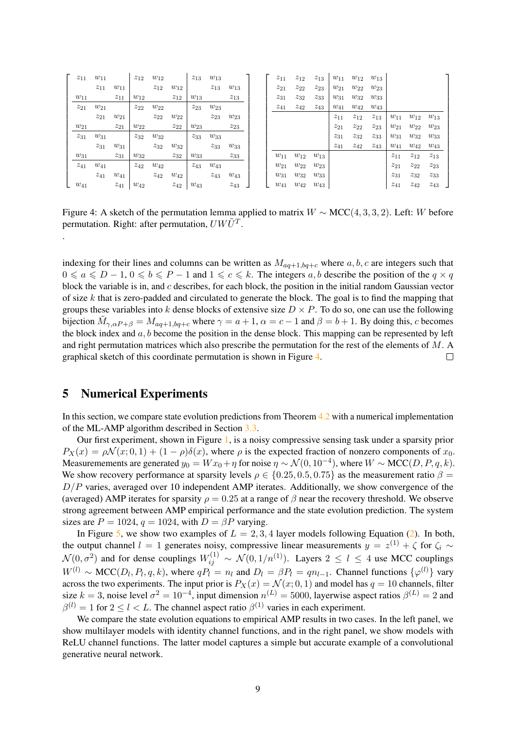$$
\left[\begin{array}{ccc|ccc|ccc}
z_{11} & w_{11} & & z_{12} & w_{12} & & z_{13} & w_{13} & \\
& z_{11} & w_{11} & & z_{12} & w_{12} & & z_{13} & w_{13} \\
w_{11} & & z_{11} & w_{12} & & z_{12} & w_{13} & & z_{13} \\
\hline
z_{21} & w_{21} & & z_{22} & w_{22} & & z_{23} & w_{23} & \\
& z_{21} & w_{21} & & z_{22} & w_{22} & & z_{23} & w_{23} \\
w_{21} & & z_{21} & w_{22} & & z_{22} & w_{23} & & z_{23} \\
\hline
z_{31} & w_{31} & & z_{32} & w_{32} & & z_{33} & w_{33} & \\
& z_{31} & w_{31} & & z_{32} & w_{32} & & z_{33} & w_{33} \\
w_{31} & & z_{31} & w_{32} & & z_{32} & w_{33} & & z_{33} \\
\hline
z_{41} & w_{41} & & z_{42} & w_{42} & & z_{43} & w_{43} & \\
& z_{41} & w_{41} & & z_{42} & w_{42} & & z_{43} & w_{43} \\
w_{41} & & z_{41} & w_{42} & & z_{42} & w_{43} & & z_{43}
\end{array}\right]
\quad
\left[\begin{array}{ccc|ccc|ccc}
z_{11} & z_{12} & z_{13} & w_{11} & w_{12} & w_{13} & & & \\
z_{21} & z_{22} & z_{23} & w_{21} & w_{22} & w_{23} & & & \\
z_{31} & z_{32} & z_{33} & w_{31} & w_{32} & w_{33} & & & \\
z_{41} & z_{42} & z_{43} & w_{41} & w_{42} & w_{43} & & & \\
\hline
& & & z_{11} & z_{12} & z_{13} & w_{11} & w_{12} & w_{13} \\
& & & z_{21} & z_{22} & z_{23} & w_{21} & w_{22} & w_{23} \\
& & & z_{31} & z_{32} & z_{33} & w_{31} & w_{32} & w_{33} \\
& & & z_{41} & z_{42} & z_{43} & w_{41} & w_{42} & w_{43} \\
\hline
w_{11} & w_{12} & w_{13} & & & & z_{11} & z_{12} & z_{13} \\
w_{21} & w_{22} & w_{23} & & & & z_{21} & z_{22} & z_{23} \\
w_{31} & w_{32} & w_{33} & & & & z_{31} & z_{32} & z_{33} \\
w_{41} & w_{42} & w_{43} & & & & z_{41} & z_{42} & z_{43}
\end{array}\right]
$$

Figure 4: A sketch of the permutation lemma applied to matrix $W \sim \text{MCC}(4, 3, 3, 2)$. Left: $W$ before permutation. Right: after permutation, $UW\tilde{U}^T$.

.

indexing for their lines and columns can be written as $M_{aq+1,bq+c}$ where $a, b, c$ are integers such that $0 \leqslant a \leqslant D-1$, $0 \leqslant b \leqslant P-1$ and $1 \leqslant c \leqslant k$. The integers $a, b$ describe the position of the $q \times q$ block the variable is in, and $c$ describes, for each block, the position in the initial random Gaussian vector of size $k$ that is zero-padded and circulated to generate the block. The goal is to find the mapping that groups these variables into $k$ dense blocks of extensive size $D \times P$. To do so, one can use the following bijection $\tilde{M}_{\gamma,\alpha P+\beta} = M_{aq+1,bq+c}$ where $\gamma = a+1$, $\alpha = c-1$ and $\beta = b+1$. By doing this, $c$ becomes the block index and $a, b$ become the position in the dense block. This mapping can be represented by left and right permutation matrices which also prescribe the permutation for the rest of the elements of $M$. A graphical sketch of this coordinate permutation is shown in Figure 4. □

## 5 Numerical Experiments

In this section, we compare state evolution predictions from Theorem 4.2 with a numerical implementation of the ML-AMP algorithm described in Section 3.3.

Our first experiment, shown in Figure 1, is a noisy compressive sensing task under a sparsity prior $P_X(x) = \rho\mathcal{N}(x; 0, 1) + (1-\rho)\delta(x)$, where $\rho$ is the expected fraction of nonzero components of $x_0$. Measurements are generated $y_0 = Wx_0 + \eta$ for noise $\eta \sim \mathcal{N}(0, 10^{-4})$, where $W \sim \text{MCC}(D, P, q, k)$. We show recovery performance at sparsity levels $\rho \in \{0.25, 0.5, 0.75\}$ as the measurement ratio $\beta = D/P$ varies, averaged over 10 independent AMP iterates. Additionally, we show convergence of the (averaged) AMP iterates for sparsity $\rho = 0.25$ at a range of $\beta$ near the recovery threshold. We observe strong agreement between AMP empirical performance and the state evolution prediction. The system sizes are $P = 1024$, $q = 1024$, with $D = \beta P$ varying.

In Figure 5, we show two examples of $L = 2, 3, 4$ layer models following Equation (2). In both, the output channel $l = 1$ generates noisy, compressive linear measurements $y = z^{(1)} + \zeta$ for $\zeta_i \sim \mathcal{N}(0, \sigma^2)$ and for dense couplings $W_{ij}^{(1)} \sim \mathcal{N}(0, 1/n^{(1)})$. Layers $2 \leq l \leq 4$ use MCC couplings $W^{(l)} \sim \text{MCC}(D_l, P_l, q, k)$, where $qP_l = n_l$ and $D_l = \beta P_l = qn_{l-1}$. Channel functions $\{\varphi^{(l)}\}$ vary across the two experiments. The input prior is $P_X(x) = \mathcal{N}(x; 0, 1)$ and model has $q = 10$ channels, filter size $k = 3$, noise level $\sigma^2 = 10^{-4}$, input dimension $n^{(L)} = 5000$, layerwise aspect ratios $\beta^{(L)} = 2$ and $\beta^{(l)} = 1$ for $2 \leq l < L$. The channel aspect ratio $\beta^{(1)}$ varies in each experiment.

We compare the state evolution equations to empirical AMP results in two cases. In the left panel, we show multilayer models with identity channel functions, and in the right panel, we show models with ReLU channel functions. The latter model captures a simple but accurate example of a convolutional generative neural network.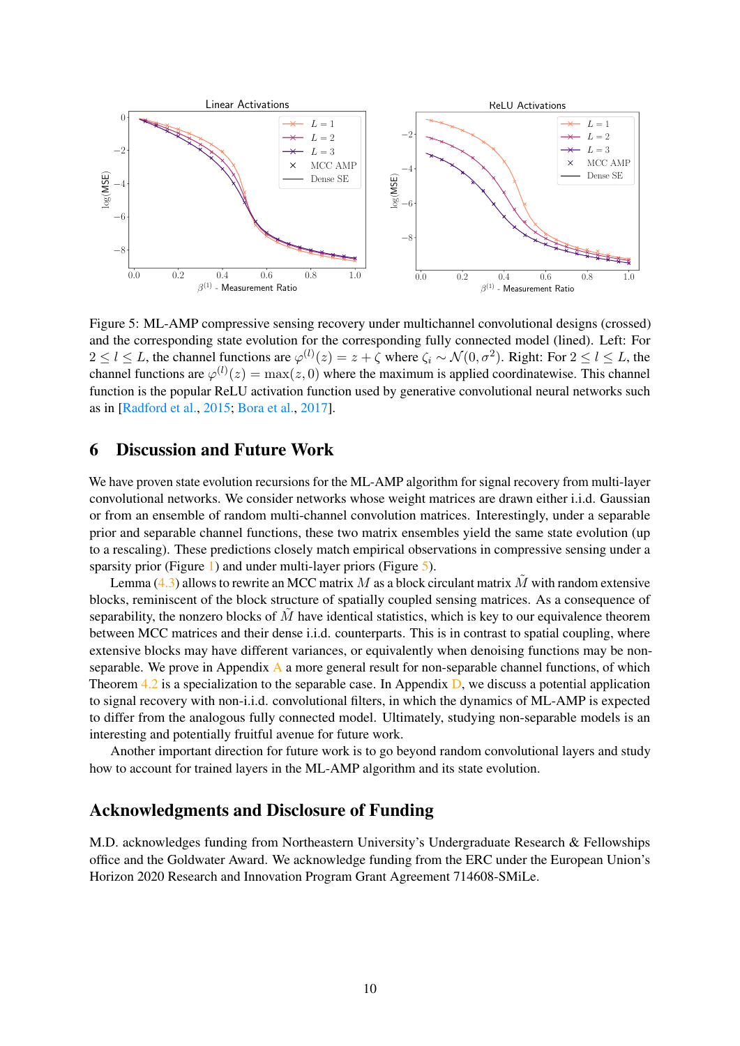Figure 5: ML-AMP compressive sensing recovery under multichannel convolutional designs (crossed) and the corresponding state evolution for the corresponding fully connected model (lined). Left: For $2 \leq l \leq L$, the channel functions are $\varphi^{(l)}(z) = z + \zeta$ where $\zeta_i \sim \mathcal{N}(0, \sigma^2)$. Right: For $2 \leq l \leq L$, the channel functions are $\varphi^{(l)}(z) = \max(z, 0)$ where the maximum is applied coordinatewise. This channel function is the popular ReLU activation function used by generative convolutional neural networks such as in [Radford et al., 2015; Bora et al., 2017].

## 6 Discussion and Future Work

We have proven state evolution recursions for the ML-AMP algorithm for signal recovery from multi-layer convolutional networks. We consider networks whose weight matrices are drawn either i.i.d. Gaussian or from an ensemble of random multi-channel convolution matrices. Interestingly, under a separable prior and separable channel functions, these two matrix ensembles yield the same state evolution (up to a rescaling). These predictions closely match empirical observations in compressive sensing under a sparsity prior (Figure 1) and under multi-layer priors (Figure 5).

Lemma (4.3) allows to rewrite an MCC matrix $M$ as a block circulant matrix $\tilde{M}$ with random extensive blocks, reminiscent of the block structure of spatially coupled sensing matrices. As a consequence of separability, the nonzero blocks of $\tilde{M}$ have identical statistics, which is key to our equivalence theorem between MCC matrices and their dense i.i.d. counterparts. This is in contrast to spatial coupling, where extensive blocks may have different variances, or equivalently when denoising functions may be non-separable. We prove in Appendix A a more general result for non-separable channel functions, of which Theorem 4.2 is a specialization to the separable case. In Appendix D, we discuss a potential application to signal recovery with non-i.i.d. convolutional filters, in which the dynamics of ML-AMP is expected to differ from the analogous fully connected model. Ultimately, studying non-separable models is an interesting and potentially fruitful avenue for future work.

Another important direction for future work is to go beyond random convolutional layers and study how to account for trained layers in the ML-AMP algorithm and its state evolution.

## Acknowledgments and Disclosure of Funding

M.D. acknowledges funding from Northeastern University's Undergraduate Research & Fellowships office and the Goldwater Award. We acknowledge funding from the ERC under the European Union's Horizon 2020 Research and Innovation Program Grant Agreement 714608-SMiLe.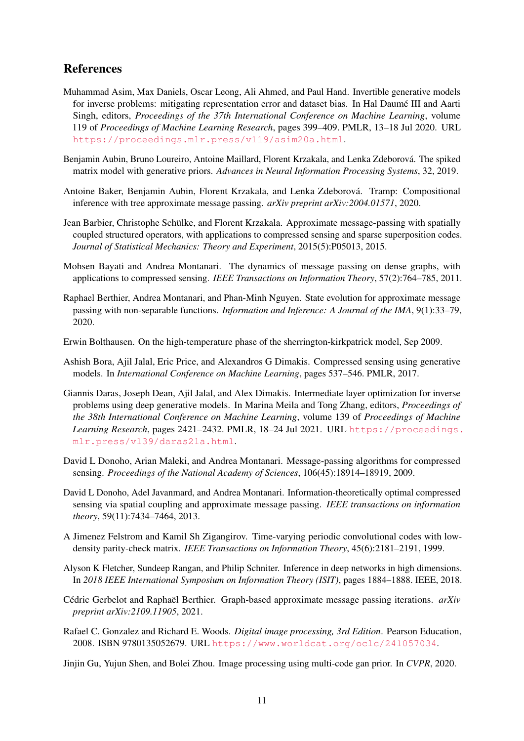## References

Muhammad Asim, Max Daniels, Oscar Leong, Ali Ahmed, and Paul Hand. Invertible generative models for inverse problems: mitigating representation error and dataset bias. In Hal Daumé III and Aarti Singh, editors, *Proceedings of the 37th International Conference on Machine Learning*, volume 119 of *Proceedings of Machine Learning Research*, pages 399–409. PMLR, 13–18 Jul 2020. URL https://proceedings.mlr.press/v119/asim20a.html.

Benjamin Aubin, Bruno Loureiro, Antoine Maillard, Florent Krzakala, and Lenka Zdeborová. The spiked matrix model with generative priors. *Advances in Neural Information Processing Systems*, 32, 2019.

Antoine Baker, Benjamin Aubin, Florent Krzakala, and Lenka Zdeborová. Tramp: Compositional inference with tree approximate message passing. *arXiv preprint arXiv:2004.01571*, 2020.

Jean Barbier, Christophe Schülke, and Florent Krzakala. Approximate message-passing with spatially coupled structured operators, with applications to compressed sensing and sparse superposition codes. *Journal of Statistical Mechanics: Theory and Experiment*, 2015(5):P05013, 2015.

Mohsen Bayati and Andrea Montanari. The dynamics of message passing on dense graphs, with applications to compressed sensing. *IEEE Transactions on Information Theory*, 57(2):764–785, 2011.

Raphael Berthier, Andrea Montanari, and Phan-Minh Nguyen. State evolution for approximate message passing with non-separable functions. *Information and Inference: A Journal of the IMA*, 9(1):33–79, 2020.

Erwin Bolthausen. On the high-temperature phase of the sherrington-kirkpatrick model, Sep 2009.

Ashish Bora, Ajil Jalal, Eric Price, and Alexandros G Dimakis. Compressed sensing using generative models. In *International Conference on Machine Learning*, pages 537–546. PMLR, 2017.

Giannis Daras, Joseph Dean, Ajil Jalal, and Alex Dimakis. Intermediate layer optimization for inverse problems using deep generative models. In Marina Meila and Tong Zhang, editors, *Proceedings of the 38th International Conference on Machine Learning*, volume 139 of *Proceedings of Machine Learning Research*, pages 2421–2432. PMLR, 18–24 Jul 2021. URL https://proceedings.mlr.press/v139/daras21a.html.

David L Donoho, Arian Maleki, and Andrea Montanari. Message-passing algorithms for compressed sensing. *Proceedings of the National Academy of Sciences*, 106(45):18914–18919, 2009.

David L Donoho, Adel Javanmard, and Andrea Montanari. Information-theoretically optimal compressed sensing via spatial coupling and approximate message passing. *IEEE transactions on information theory*, 59(11):7434–7464, 2013.

A Jimenez Felstrom and Kamil Sh Zigangirov. Time-varying periodic convolutional codes with low-density parity-check matrix. *IEEE Transactions on Information Theory*, 45(6):2181–2191, 1999.

Alyson K Fletcher, Sundeep Rangan, and Philip Schniter. Inference in deep networks in high dimensions. In *2018 IEEE International Symposium on Information Theory (ISIT)*, pages 1884–1888. IEEE, 2018.

Cédric Gerbelot and Raphaël Berthier. Graph-based approximate message passing iterations. *arXiv preprint arXiv:2109.11905*, 2021.

Rafael C. Gonzalez and Richard E. Woods. *Digital image processing, 3rd Edition*. Pearson Education, 2008. ISBN 9780135052679. URL https://www.worldcat.org/oclc/241057034.

Jinjin Gu, Yujun Shen, and Bolei Zhou. Image processing using multi-code gan prior. In *CVPR*, 2020.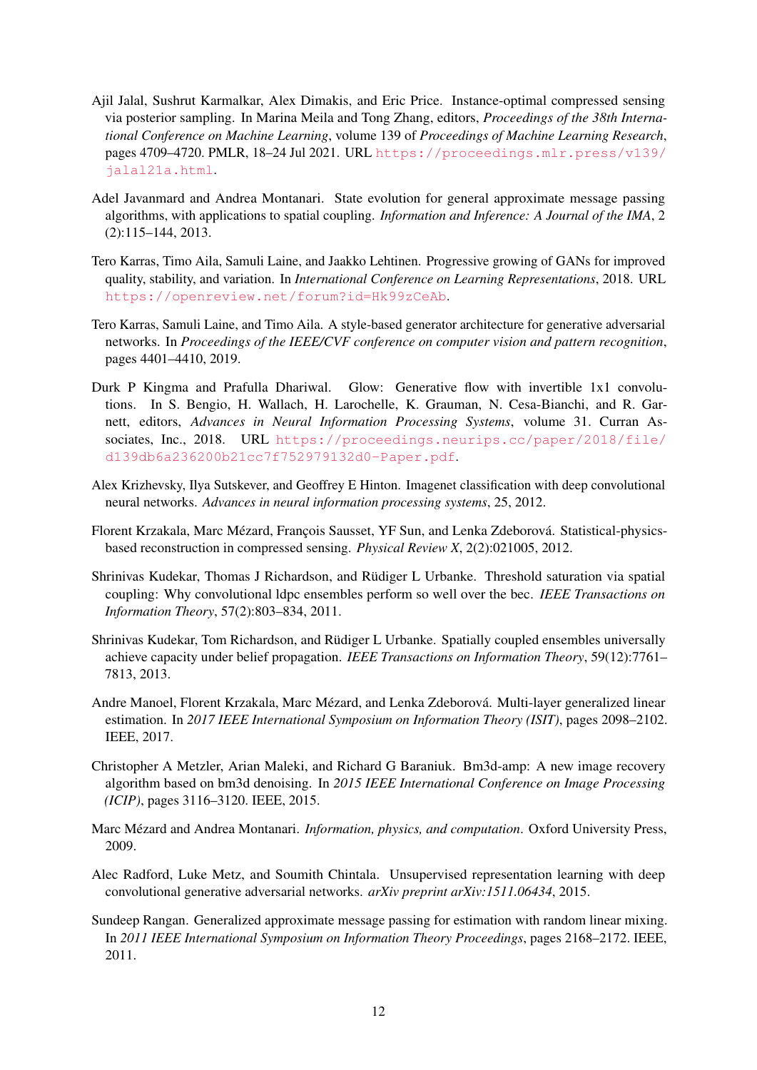Ajil Jalal, Sushrut Karmalkar, Alex Dimakis, and Eric Price. Instance-optimal compressed sensing via posterior sampling. In Marina Meila and Tong Zhang, editors, *Proceedings of the 38th International Conference on Machine Learning*, volume 139 of *Proceedings of Machine Learning Research*, pages 4709–4720. PMLR, 18–24 Jul 2021. URL https://proceedings.mlr.press/v139/jalal21a.html.

Adel Javanmard and Andrea Montanari. State evolution for general approximate message passing algorithms, with applications to spatial coupling. *Information and Inference: A Journal of the IMA*, 2 (2):115–144, 2013.

Tero Karras, Timo Aila, Samuli Laine, and Jaakko Lehtinen. Progressive growing of GANs for improved quality, stability, and variation. In *International Conference on Learning Representations*, 2018. URL https://openreview.net/forum?id=Hk99zCeAb.

Tero Karras, Samuli Laine, and Timo Aila. A style-based generator architecture for generative adversarial networks. In *Proceedings of the IEEE/CVF conference on computer vision and pattern recognition*, pages 4401–4410, 2019.

Durk P Kingma and Prafulla Dhariwal. Glow: Generative flow with invertible 1x1 convolutions. In S. Bengio, H. Wallach, H. Larochelle, K. Grauman, N. Cesa-Bianchi, and R. Garnett, editors, *Advances in Neural Information Processing Systems*, volume 31. Curran Associates, Inc., 2018. URL https://proceedings.neurips.cc/paper/2018/file/d139db6a236200b21cc7f752979132d0-Paper.pdf.

Alex Krizhevsky, Ilya Sutskever, and Geoffrey E Hinton. Imagenet classification with deep convolutional neural networks. *Advances in neural information processing systems*, 25, 2012.

Florent Krzakala, Marc Mézard, François Sausset, YF Sun, and Lenka Zdeborová. Statistical-physics-based reconstruction in compressed sensing. *Physical Review X*, 2(2):021005, 2012.

Shrinivas Kudekar, Thomas J Richardson, and Rüdiger L Urbanke. Threshold saturation via spatial coupling: Why convolutional ldpc ensembles perform so well over the bec. *IEEE Transactions on Information Theory*, 57(2):803–834, 2011.

Shrinivas Kudekar, Tom Richardson, and Rüdiger L Urbanke. Spatially coupled ensembles universally achieve capacity under belief propagation. *IEEE Transactions on Information Theory*, 59(12):7761–7813, 2013.

Andre Manoel, Florent Krzakala, Marc Mézard, and Lenka Zdeborová. Multi-layer generalized linear estimation. In *2017 IEEE International Symposium on Information Theory (ISIT)*, pages 2098–2102. IEEE, 2017.

Christopher A Metzler, Arian Maleki, and Richard G Baraniuk. Bm3d-amp: A new image recovery algorithm based on bm3d denoising. In *2015 IEEE International Conference on Image Processing (ICIP)*, pages 3116–3120. IEEE, 2015.

Marc Mézard and Andrea Montanari. *Information, physics, and computation*. Oxford University Press, 2009.

Alec Radford, Luke Metz, and Soumith Chintala. Unsupervised representation learning with deep convolutional generative adversarial networks. *arXiv preprint arXiv:1511.06434*, 2015.

Sundeep Rangan. Generalized approximate message passing for estimation with random linear mixing. In *2011 IEEE International Symposium on Information Theory Proceedings*, pages 2168–2172. IEEE, 2011.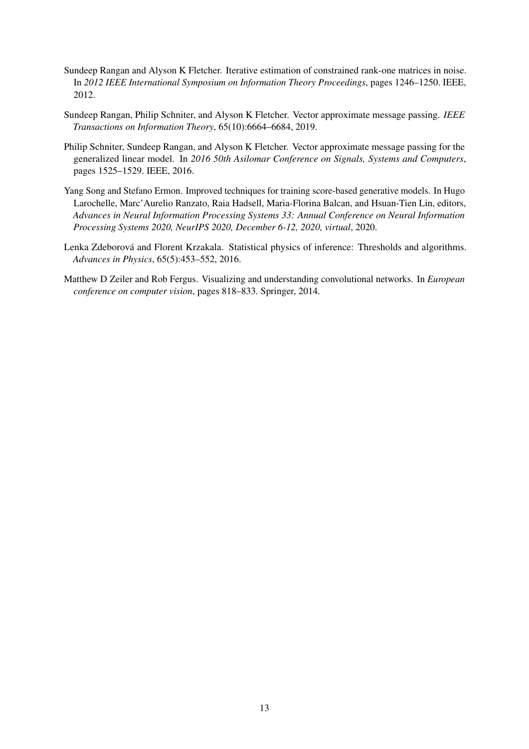Sundeep Rangan and Alyson K Fletcher. Iterative estimation of constrained rank-one matrices in noise. In *2012 IEEE International Symposium on Information Theory Proceedings*, pages 1246–1250. IEEE, 2012.

Sundeep Rangan, Philip Schniter, and Alyson K Fletcher. Vector approximate message passing. *IEEE Transactions on Information Theory*, 65(10):6664–6684, 2019.

Philip Schniter, Sundeep Rangan, and Alyson K Fletcher. Vector approximate message passing for the generalized linear model. In *2016 50th Asilomar Conference on Signals, Systems and Computers*, pages 1525–1529. IEEE, 2016.

Yang Song and Stefano Ermon. Improved techniques for training score-based generative models. In Hugo Larochelle, Marc'Aurelio Ranzato, Raia Hadsell, Maria-Florina Balcan, and Hsuan-Tien Lin, editors, *Advances in Neural Information Processing Systems 33: Annual Conference on Neural Information Processing Systems 2020, NeurIPS 2020, December 6-12, 2020, virtual*, 2020.

Lenka Zdeborová and Florent Krzakala. Statistical physics of inference: Thresholds and algorithms. *Advances in Physics*, 65(5):453–552, 2016.

Matthew D Zeiler and Rob Fergus. Visualizing and understanding convolutional networks. In *European conference on computer vision*, pages 818–833. Springer, 2014.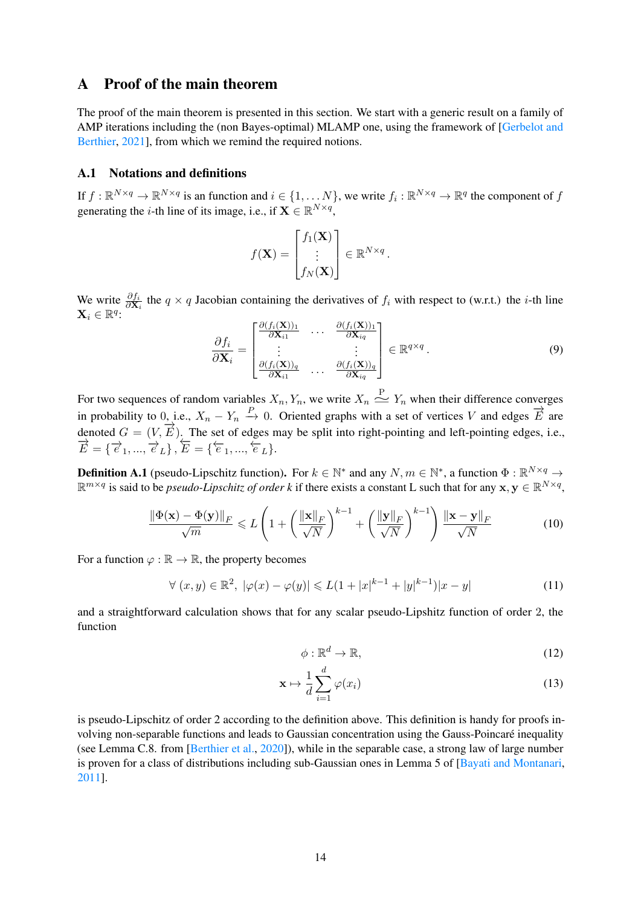# A Proof of the main theorem

The proof of the main theorem is presented in this section. We start with a generic result on a family of AMP iterations including the (non Bayes-optimal) MLAMP one, using the framework of [Gerbelot and Berthier, 2021], from which we remind the required notions.

## A.1 Notations and definitions

If $f : \mathbb{R}^{N\times q} \to \mathbb{R}^{N\times q}$ is an function and $i \in \{1, \dots N\}$, we write $f_i : \mathbb{R}^{N\times q} \to \mathbb{R}^q$ the component of $f$ generating the $i$-th line of its image, i.e., if $\mathbf{X} \in \mathbb{R}^{N\times q}$,

$$f(\mathbf{X}) = \begin{bmatrix} f_1(\mathbf{X}) \\ \vdots \\ f_N(\mathbf{X}) \end{bmatrix} \in \mathbb{R}^{N\times q}.$$

We write $\frac{\partial f_i}{\partial \mathbf{X}_i}$ the $q \times q$ Jacobian containing the derivatives of $f_i$ with respect to (w.r.t.) the $i$-th line $\mathbf{X}_i \in \mathbb{R}^q$:

$$\frac{\partial f_i}{\partial \mathbf{X}_i} = \begin{bmatrix} \frac{\partial (f_i(\mathbf{X}))_1}{\partial \mathbf{X}_{i1}} & \dots & \frac{\partial (f_i(\mathbf{X}))_1}{\partial \mathbf{X}_{iq}} \\ \vdots & & \vdots \\ \frac{\partial (f_i(\mathbf{X}))_q}{\partial \mathbf{X}_{i1}} & \dots & \frac{\partial (f_i(\mathbf{X}))_q}{\partial \mathbf{X}_{iq}} \end{bmatrix} \in \mathbb{R}^{q\times q}. \tag{9}$$

For two sequences of random variables $X_n, Y_n$, we write $X_n \overset{\mathrm{P}}{\simeq} Y_n$ when their difference converges in probability to 0, i.e., $X_n - Y_n \xrightarrow{P} 0$. Oriented graphs with a set of vertices $V$ and edges $\overrightarrow{E}$ are denoted $G = (V, \overrightarrow{E})$. The set of edges may be split into right-pointing and left-pointing edges, i.e., $\overrightarrow{E} = \{\overrightarrow{e}_1, ..., \overrightarrow{e}_L\}$, $\overleftarrow{E} = \{\overleftarrow{e}_1, ..., \overleftarrow{e}_L\}$.

**Definition A.1** (pseudo-Lipschitz function). For $k \in \mathbb{N}^*$ and any $N, m \in \mathbb{N}^*$, a function $\Phi : \mathbb{R}^{N\times q} \to \mathbb{R}^{m\times q}$ is said to be *pseudo-Lipschitz of order* $k$ if there exists a constant L such that for any $\mathbf{x}, \mathbf{y} \in \mathbb{R}^{N\times q}$,

$$\frac{\|\Phi(\mathbf{x}) - \Phi(\mathbf{y})\|_F}{\sqrt{m}} \leqslant L \left(1 + \left(\frac{\|\mathbf{x}\|_F}{\sqrt{N}}\right)^{k-1} + \left(\frac{\|\mathbf{y}\|_F}{\sqrt{N}}\right)^{k-1}\right) \frac{\|\mathbf{x} - \mathbf{y}\|_F}{\sqrt{N}} \tag{10}$$

For a function $\varphi : \mathbb{R} \to \mathbb{R}$, the property becomes

$$\forall\ (x, y) \in \mathbb{R}^2,\ |\varphi(x) - \varphi(y)| \leqslant L(1 + |x|^{k-1} + |y|^{k-1})|x - y| \tag{11}$$

and a straightforward calculation shows that for any scalar pseudo-Lipshitz function of order 2, the function

$$\phi : \mathbb{R}^d \to \mathbb{R}, \tag{12}$$

$$\mathbf{x} \mapsto \frac{1}{d}\sum_{i=1}^{d} \varphi(x_i) \tag{13}$$

is pseudo-Lipschitz of order 2 according to the definition above. This definition is handy for proofs involving non-separable functions and leads to Gaussian concentration using the Gauss-Poincaré inequality (see Lemma C.8. from [Berthier et al., 2020]), while in the separable case, a strong law of large number is proven for a class of distributions including sub-Gaussian ones in Lemma 5 of [Bayati and Montanari, 2011].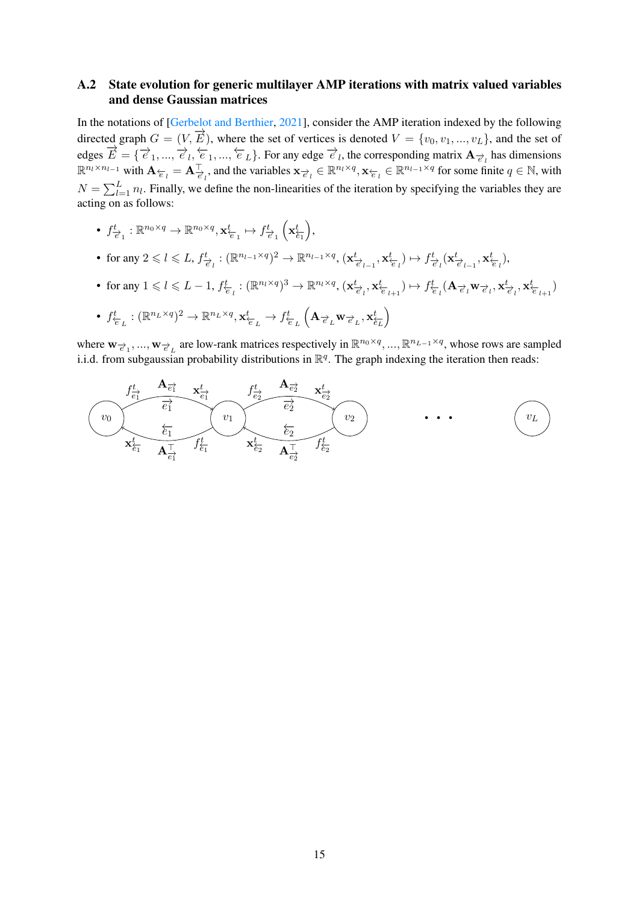## A.2 State evolution for generic multilayer AMP iterations with matrix valued variables and dense Gaussian matrices

In the notations of [Gerbelot and Berthier, 2021], consider the AMP iteration indexed by the following directed graph $G = (V, \overrightarrow{E})$, where the set of vertices is denoted $V = \{v_0, v_1, ..., v_L\}$, and the set of edges $\overrightarrow{E} = \{\overrightarrow{e}_1, ..., \overrightarrow{e}_l, \overleftarrow{e}_1, ..., \overleftarrow{e}_L\}$. For any edge $\overrightarrow{e}_l$, the corresponding matrix $\mathbf{A}_{\overrightarrow{e}_l}$ has dimensions $\mathbb{R}^{n_l \times n_{l-1}}$ with $\mathbf{A}_{\overleftarrow{e}_l} = \mathbf{A}^\top_{\overrightarrow{e}_l}$, and the variables $\mathbf{x}_{\overrightarrow{e}_l} \in \mathbb{R}^{n_l \times q}, \mathbf{x}_{\overleftarrow{e}_l} \in \mathbb{R}^{n_{l-1} \times q}$ for some finite $q \in \mathbb{N}$, with $N = \sum_{l=1}^{L} n_l$. Finally, we define the non-linearities of the iteration by specifying the variables they are acting on as follows:

- $f^t_{\overrightarrow{e}_1} : \mathbb{R}^{n_0 \times q} \to \mathbb{R}^{n_0 \times q}, \mathbf{x}^t_{\overleftarrow{e}_1} \mapsto f^t_{\overrightarrow{e}_1}\left(\mathbf{x}^t_{\overleftarrow{e}_1}\right)$,
- for any $2 \leqslant l \leqslant L$, $f^t_{\overrightarrow{e}_l} : (\mathbb{R}^{n_{l-1} \times q})^2 \to \mathbb{R}^{n_{l-1} \times q}$, $(\mathbf{x}^t_{\overrightarrow{e}_{l-1}}, \mathbf{x}^t_{\overleftarrow{e}_l}) \mapsto f^t_{\overrightarrow{e}_l}(\mathbf{x}^t_{\overrightarrow{e}_{l-1}}, \mathbf{x}^t_{\overleftarrow{e}_l})$,
- for any $1 \leqslant l \leqslant L-1$, $f^t_{\overleftarrow{e}_l} : (\mathbb{R}^{n_l \times q})^3 \to \mathbb{R}^{n_l \times q}$, $(\mathbf{x}^t_{\overrightarrow{e}_l}, \mathbf{x}^t_{\overleftarrow{e}_{l+1}}) \mapsto f^t_{\overleftarrow{e}_l}(\mathbf{A}_{\overrightarrow{e}_l}\mathbf{w}_{\overrightarrow{e}_l}, \mathbf{x}^t_{\overrightarrow{e}_l}, \mathbf{x}^t_{\overleftarrow{e}_{l+1}})$
- $f^t_{\overleftarrow{e}_L} : (\mathbb{R}^{n_L \times q})^2 \to \mathbb{R}^{n_L \times q}, \mathbf{x}^t_{\overrightarrow{e}_L} \to f^t_{\overleftarrow{e}_L}\left(\mathbf{A}_{\overrightarrow{e}_L}\mathbf{w}_{\overrightarrow{e}_L}, \mathbf{x}^t_{\overrightarrow{e}_L}\right)$

where $\mathbf{w}_{\overrightarrow{e}_1}, ..., \mathbf{w}_{\overrightarrow{e}_L}$ are low-rank matrices respectively in $\mathbb{R}^{n_0 \times q}, ..., \mathbb{R}^{n_{L-1} \times q}$, whose rows are sampled i.i.d. from subgaussian probability distributions in $\mathbb{R}^q$. The graph indexing the iteration then reads: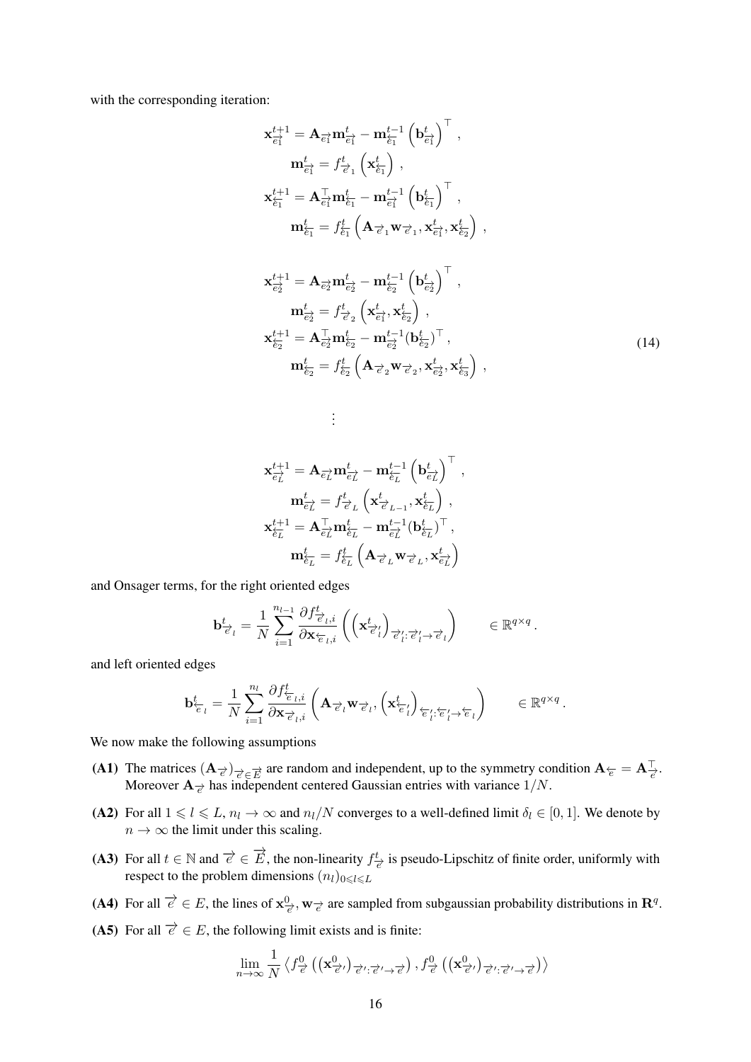with the corresponding iteration:

$$
\begin{aligned}
\mathbf{x}^{t+1}_{\overrightarrow{e_1}} &= \mathbf{A}_{\overrightarrow{e_1}} \mathbf{m}^t_{\overrightarrow{e_1}} - \mathbf{m}^{t-1}_{\overleftarrow{e_1}} \left(\mathbf{b}^t_{\overrightarrow{e_1}}\right)^\top , \\
\mathbf{m}^t_{\overrightarrow{e_1}} &= f^t_{\overrightarrow{e}_1}\left(\mathbf{x}^t_{\overleftarrow{e_1}}\right) , \\
\mathbf{x}^{t+1}_{\overleftarrow{e_1}} &= \mathbf{A}^\top_{\overrightarrow{e_1}} \mathbf{m}^t_{\overleftarrow{e_1}} - \mathbf{m}^{t-1}_{\overrightarrow{e_1}} \left(\mathbf{b}^t_{\overleftarrow{e_1}}\right)^\top , \\
\mathbf{m}^t_{\overleftarrow{e_1}} &= f^t_{\overleftarrow{e_1}}\left(\mathbf{A}_{\overrightarrow{e}_1}\mathbf{w}_{\overrightarrow{e}_1}, \mathbf{x}^t_{\overrightarrow{e_1}}, \mathbf{x}^t_{\overleftarrow{e_2}}\right) , \\
\\
\mathbf{x}^{t+1}_{\overrightarrow{e_2}} &= \mathbf{A}_{\overrightarrow{e_2}} \mathbf{m}^t_{\overrightarrow{e_2}} - \mathbf{m}^{t-1}_{\overleftarrow{e_2}} \left(\mathbf{b}^t_{\overrightarrow{e_2}}\right)^\top , \\
\mathbf{m}^t_{\overrightarrow{e_2}} &= f^t_{\overrightarrow{e}_2}\left(\mathbf{x}^t_{\overrightarrow{e_1}}, \mathbf{x}^t_{\overleftarrow{e_2}}\right) , \\
\mathbf{x}^{t+1}_{\overleftarrow{e_2}} &= \mathbf{A}^\top_{\overrightarrow{e_2}} \mathbf{m}^t_{\overleftarrow{e_2}} - \mathbf{m}^{t-1}_{\overrightarrow{e_2}} (\mathbf{b}^t_{\overleftarrow{e_2}})^\top , \\
\mathbf{m}^t_{\overleftarrow{e_2}} &= f^t_{\overleftarrow{e_2}}\left(\mathbf{A}_{\overrightarrow{e}_2}\mathbf{w}_{\overrightarrow{e}_2}, \mathbf{x}^t_{\overrightarrow{e_2}}, \mathbf{x}^t_{\overleftarrow{e_3}}\right) , \\
&\vdots \\
\mathbf{x}^{t+1}_{\overrightarrow{e_L}} &= \mathbf{A}_{\overrightarrow{e_L}} \mathbf{m}^t_{\overrightarrow{e_L}} - \mathbf{m}^{t-1}_{\overleftarrow{e_L}} \left(\mathbf{b}^t_{\overrightarrow{e_L}}\right)^\top , \\
\mathbf{m}^t_{\overrightarrow{e_L}} &= f^t_{\overrightarrow{e}_L}\left(\mathbf{x}^t_{\overrightarrow{e}_{L-1}}, \mathbf{x}^t_{\overleftarrow{e_L}}\right) , \\
\mathbf{x}^{t+1}_{\overleftarrow{e_L}} &= \mathbf{A}^\top_{\overrightarrow{e_L}} \mathbf{m}^t_{\overleftarrow{e_L}} - \mathbf{m}^{t-1}_{\overrightarrow{e_L}} (\mathbf{b}^t_{\overleftarrow{e_L}})^\top , \\
\mathbf{m}^t_{\overleftarrow{e_L}} &= f^t_{\overleftarrow{e_L}}\left(\mathbf{A}_{\overrightarrow{e}_L}\mathbf{w}_{\overrightarrow{e}_L}, \mathbf{x}^t_{\overrightarrow{e_L}}\right)
\end{aligned}
\tag{14}
$$

and Onsager terms, for the right oriented edges

$$
\mathbf{b}^t_{\overrightarrow{e}_l} = \frac{1}{N}\sum_{i=1}^{n_{l-1}} \frac{\partial f^t_{\overrightarrow{e}_l,i}}{\partial \mathbf{x}_{\overleftarrow{e}_l,i}}\left(\left(\mathbf{x}^t_{\overrightarrow{e}'_l}\right)_{\overrightarrow{e}'_l : \overrightarrow{e}'_l \to \overrightarrow{e}_l}\right) \qquad \in \mathbb{R}^{q\times q} .
$$

and left oriented edges

$$
\mathbf{b}^t_{\overleftarrow{e}_l} = \frac{1}{N}\sum_{i=1}^{n_l} \frac{\partial f^t_{\overleftarrow{e}_l,i}}{\partial \mathbf{x}_{\overrightarrow{e}_l,i}}\left(\mathbf{A}_{\overrightarrow{e}_l}\mathbf{w}_{\overrightarrow{e}_l}, \left(\mathbf{x}^t_{\overleftarrow{e}'_l}\right)_{\overleftarrow{e}'_l : \overleftarrow{e}'_l \to \overleftarrow{e}_l}\right) \qquad \in \mathbb{R}^{q\times q} .
$$

We now make the following assumptions

**(A1)** The matrices $(\mathbf{A}_{\overrightarrow{e}})_{\overrightarrow{e}\in\overrightarrow{E}}$ are random and independent, up to the symmetry condition $\mathbf{A}_{\overleftarrow{e}} = \mathbf{A}^\top_{\overrightarrow{e}}$. Moreover $\mathbf{A}_{\overrightarrow{e}}$ has independent centered Gaussian entries with variance $1/N$.

**(A2)** For all $1 \leqslant l \leqslant L$, $n_l \to \infty$ and $n_l/N$ converges to a well-defined limit $\delta_l \in [0, 1]$. We denote by $n \to \infty$ the limit under this scaling.

**(A3)** For all $t \in \mathbb{N}$ and $\overrightarrow{e} \in \overrightarrow{E}$, the non-linearity $f^t_{\overrightarrow{e}}$ is pseudo-Lipschitz of finite order, uniformly with respect to the problem dimensions $(n_l)_{0\leqslant l\leqslant L}$

**(A4)** For all $\overrightarrow{e} \in E$, the lines of $\mathbf{x}^0_{\overrightarrow{e}}, \mathbf{w}_{\overrightarrow{e}}$ are sampled from subgaussian probability distributions in $\mathbf{R}^q$.

**(A5)** For all $\overrightarrow{e} \in E$, the following limit exists and is finite:

$$
\lim_{n\to\infty} \frac{1}{N}\left\langle f^0_{\overrightarrow{e}}\left(\left(\mathbf{x}^0_{\overrightarrow{e}'}\right)_{\overrightarrow{e}' : \overrightarrow{e}' \to \overrightarrow{e}}\right), f^0_{\overrightarrow{e}}\left(\left(\mathbf{x}^0_{\overrightarrow{e}'}\right)_{\overrightarrow{e}' : \overrightarrow{e}' \to \overrightarrow{e}}\right)\right\rangle
$$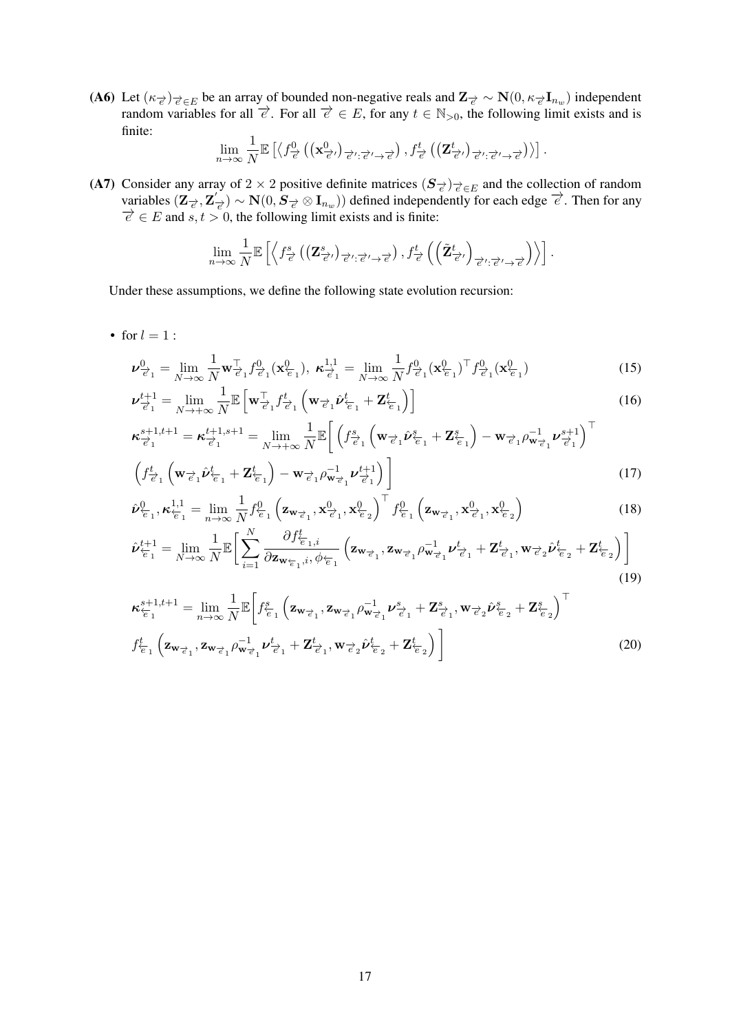**(A6)** Let $(\kappa_{\overrightarrow{e}})_{\overrightarrow{e}\in E}$ be an array of bounded non-negative reals and $\mathbf{Z}_{\overrightarrow{e}} \sim \mathbf{N}(0, \kappa_{\overrightarrow{e}}\mathbf{I}_{n_w})$ independent random variables for all $\overrightarrow{e}$. For all $\overrightarrow{e} \in E$, for any $t \in \mathbb{N}_{>0}$, the following limit exists and is finite:

$$\lim_{n\to\infty} \frac{1}{N}\mathbb{E}\left[\left\langle f^0_{\overrightarrow{e}}\left(\left(\mathbf{x}^0_{\overrightarrow{e}'}\right)_{\overrightarrow{e}':\overrightarrow{e}'\to\overrightarrow{e}}\right), f^t_{\overrightarrow{e}}\left(\left(\mathbf{Z}^t_{\overrightarrow{e}'}\right)_{\overrightarrow{e}':\overrightarrow{e}'\to\overrightarrow{e}}\right)\right\rangle\right].$$

**(A7)** Consider any array of $2\times 2$ positive definite matrices $(\boldsymbol{S}_{\overrightarrow{e}})_{\overrightarrow{e}\in E}$ and the collection of random variables $(\mathbf{Z}_{\overrightarrow{e}}, \mathbf{Z}^{'}_{\overrightarrow{e}}) \sim \mathbf{N}(0, \boldsymbol{S}_{\overrightarrow{e}} \otimes \mathbf{I}_{n_w}))$ defined independently for each edge $\overrightarrow{e}$. Then for any $\overrightarrow{e} \in E$ and $s, t > 0$, the following limit exists and is finite:

$$\lim_{n\to\infty} \frac{1}{N}\mathbb{E}\left[\left\langle f^s_{\overrightarrow{e}}\left(\left(\mathbf{Z}^s_{\overrightarrow{e}'}\right)_{\overrightarrow{e}':\overrightarrow{e}'\to\overrightarrow{e}}\right), f^t_{\overrightarrow{e}}\left(\left(\tilde{\mathbf{Z}}^t_{\overrightarrow{e}'}\right)_{\overrightarrow{e}':\overrightarrow{e}'\to\overrightarrow{e}}\right)\right\rangle\right].$$

Under these assumptions, we define the following state evolution recursion:

- for $l = 1$ :

$$\boldsymbol{\nu}^0_{\overrightarrow{e}_1} = \lim_{N\to\infty}\frac{1}{N}\mathbf{w}^\top_{\overrightarrow{e}_1} f^0_{\overrightarrow{e}_1}(\mathbf{x}^0_{\overleftarrow{e}_1}),\ \boldsymbol{\kappa}^{1,1}_{\overrightarrow{e}_1} = \lim_{N\to\infty}\frac{1}{N} f^0_{\overrightarrow{e}_1}(\mathbf{x}^0_{\overleftarrow{e}_1})^\top f^0_{\overrightarrow{e}_1}(\mathbf{x}^0_{\overleftarrow{e}_1}) \tag{15}$$

$$\boldsymbol{\nu}^{t+1}_{\overrightarrow{e}_1} = \lim_{N\to+\infty}\frac{1}{N}\mathbb{E}\left[\mathbf{w}^\top_{\overrightarrow{e}_1} f^t_{\overrightarrow{e}_1}\left(\mathbf{w}_{\overrightarrow{e}_1}\hat{\boldsymbol{\nu}}^t_{\overleftarrow{e}_1} + \mathbf{Z}^t_{\overleftarrow{e}_1}\right)\right] \tag{16}$$

$$\begin{aligned}\boldsymbol{\kappa}^{s+1,t+1}_{\overrightarrow{e}_1} = \boldsymbol{\kappa}^{t+1,s+1}_{\overrightarrow{e}_1} = \lim_{N\to+\infty}\frac{1}{N}\mathbb{E}\Bigg[&\left(f^s_{\overrightarrow{e}_1}\left(\mathbf{w}_{\overrightarrow{e}_1}\hat{\boldsymbol{\nu}}^s_{\overleftarrow{e}_1} + \mathbf{Z}^s_{\overleftarrow{e}_1}\right) - \mathbf{w}_{\overrightarrow{e}_1}\rho^{-1}_{\mathbf{w}_{\overrightarrow{e}_1}}\boldsymbol{\nu}^{s+1}_{\overrightarrow{e}_1}\right)^\top \\ &\left(f^t_{\overrightarrow{e}_1}\left(\mathbf{w}_{\overrightarrow{e}_1}\hat{\boldsymbol{\nu}}^t_{\overleftarrow{e}_1} + \mathbf{Z}^t_{\overleftarrow{e}_1}\right) - \mathbf{w}_{\overrightarrow{e}_1}\rho^{-1}_{\mathbf{w}_{\overrightarrow{e}_1}}\boldsymbol{\nu}^{t+1}_{\overrightarrow{e}_1}\right)\Bigg]\end{aligned} \tag{17}$$

$$\hat{\boldsymbol{\nu}}^0_{\overleftarrow{e}_1}, \boldsymbol{\kappa}^{1,1}_{\overleftarrow{e}_1} = \lim_{n\to\infty}\frac{1}{N} f^0_{\overleftarrow{e}_1}\left(\mathbf{z}_{\mathbf{w}_{\overrightarrow{e}_1}}, \mathbf{x}^0_{\overrightarrow{e}_1}, \mathbf{x}^0_{\overleftarrow{e}_2}\right)^\top f^0_{\overleftarrow{e}_1}\left(\mathbf{z}_{\mathbf{w}_{\overrightarrow{e}_1}}, \mathbf{x}^0_{\overrightarrow{e}_1}, \mathbf{x}^0_{\overleftarrow{e}_2}\right) \tag{18}$$

$$\hat{\boldsymbol{\nu}}^{t+1}_{\overleftarrow{e}_1} = \lim_{N\to\infty}\frac{1}{N}\mathbb{E}\Bigg[\sum_{i=1}^N \frac{\partial f^t_{\overleftarrow{e}_1,i}}{\partial \mathbf{z}_{\mathbf{w}_{\overleftarrow{e}_1},i}, \phi_{\overleftarrow{e}_1}}\left(\mathbf{z}_{\mathbf{w}_{\overrightarrow{e}_1}}, \mathbf{z}_{\mathbf{w}_{\overrightarrow{e}_1}}\rho^{-1}_{\mathbf{w}_{\overrightarrow{e}_1}}\boldsymbol{\nu}^t_{\overrightarrow{e}_1} + \mathbf{Z}^t_{\overrightarrow{e}_1}, \mathbf{w}_{\overrightarrow{e}_2}\hat{\boldsymbol{\nu}}^t_{\overleftarrow{e}_2} + \mathbf{Z}^t_{\overleftarrow{e}_2}\right)\Bigg] \tag{19}$$

$$\begin{aligned}\boldsymbol{\kappa}^{s+1,t+1}_{\overleftarrow{e}_1} = \lim_{n\to\infty}\frac{1}{N}\mathbb{E}\Bigg[&f^s_{\overleftarrow{e}_1}\left(\mathbf{z}_{\mathbf{w}_{\overrightarrow{e}_1}}, \mathbf{z}_{\mathbf{w}_{\overrightarrow{e}_1}}\rho^{-1}_{\mathbf{w}_{\overrightarrow{e}_1}}\boldsymbol{\nu}^s_{\overrightarrow{e}_1} + \mathbf{Z}^s_{\overrightarrow{e}_1}, \mathbf{w}_{\overrightarrow{e}_2}\hat{\boldsymbol{\nu}}^s_{\overleftarrow{e}_2} + \mathbf{Z}^s_{\overleftarrow{e}_2}\right)^\top \\ &f^t_{\overleftarrow{e}_1}\left(\mathbf{z}_{\mathbf{w}_{\overrightarrow{e}_1}}, \mathbf{z}_{\mathbf{w}_{\overrightarrow{e}_1}}\rho^{-1}_{\mathbf{w}_{\overrightarrow{e}_1}}\boldsymbol{\nu}^t_{\overrightarrow{e}_1} + \mathbf{Z}^t_{\overrightarrow{e}_1}, \mathbf{w}_{\overrightarrow{e}_2}\hat{\boldsymbol{\nu}}^t_{\overleftarrow{e}_2} + \mathbf{Z}^t_{\overleftarrow{e}_2}\right)\Bigg]\end{aligned} \tag{20}$$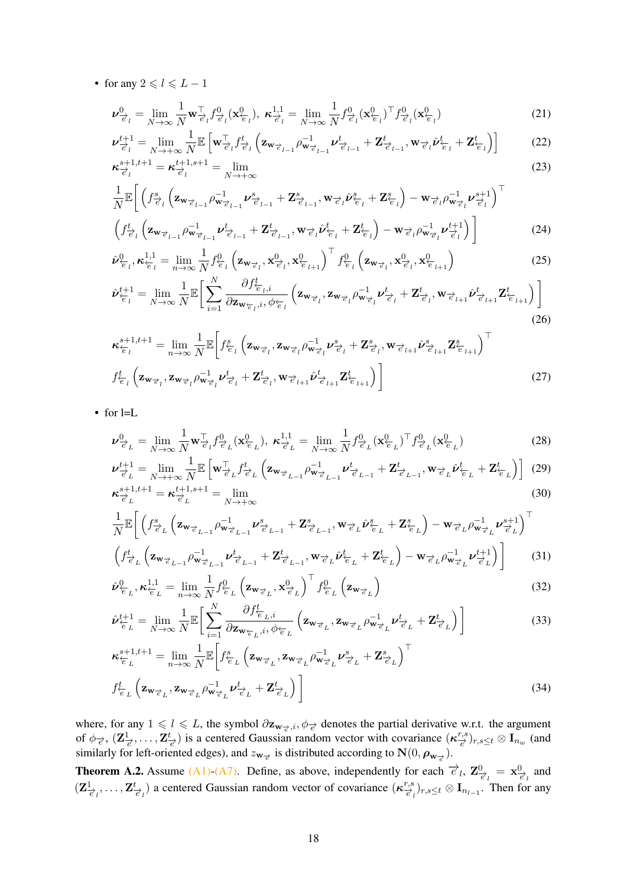- for any $2 \leqslant l \leqslant L-1$

$$\boldsymbol{\nu}^0_{\overrightarrow{e}_l} = \lim_{N\to\infty} \frac{1}{N} \mathbf{w}^\top_{\overrightarrow{e}_l} f^0_{\overrightarrow{e}_l}(\mathbf{x}^0_{\overleftarrow{e}_l}),\ \boldsymbol{\kappa}^{1,1}_{\overrightarrow{e}_l} = \lim_{N\to\infty} \frac{1}{N} f^0_{\overrightarrow{e}_l}(\mathbf{x}^0_{\overleftarrow{e}_l})^\top f^0_{\overrightarrow{e}_l}(\mathbf{x}^0_{\overleftarrow{e}_l}) \tag{21}$$

$$\boldsymbol{\nu}^{t+1}_{\overrightarrow{e}_l} = \lim_{N\to+\infty} \frac{1}{N} \mathbb{E}\left[\mathbf{w}^\top_{\overrightarrow{e}_l} f^t_{\overrightarrow{e}_l}\left(\mathbf{z}_{\mathbf{w}_{\overrightarrow{e}_{l-1}}} \rho^{-1}_{\mathbf{w}_{\overrightarrow{e}_{l-1}}} \boldsymbol{\nu}^t_{\overrightarrow{e}_{l-1}} + \mathbf{Z}^t_{\overrightarrow{e}_{l-1}}, \mathbf{w}_{\overrightarrow{e}_l} \hat{\boldsymbol{\nu}}^t_{\overleftarrow{e}_l} + \mathbf{Z}^t_{\overleftarrow{e}_l}\right)\right] \tag{22}$$

$$\boldsymbol{\kappa}^{s+1,t+1}_{\overrightarrow{e}_l} = \boldsymbol{\kappa}^{t+1,s+1}_{\overrightarrow{e}_l} = \lim_{N\to+\infty} \tag{23}$$

$$\frac{1}{N}\mathbb{E}\Bigg[\left(f^s_{\overrightarrow{e}_l}\left(\mathbf{z}_{\mathbf{w}_{\overrightarrow{e}_{l-1}}} \rho^{-1}_{\mathbf{w}_{\overrightarrow{e}_{l-1}}} \boldsymbol{\nu}^s_{\overrightarrow{e}_{l-1}} + \mathbf{Z}^s_{\overrightarrow{e}_{l-1}}, \mathbf{w}_{\overrightarrow{e}_l} \hat{\boldsymbol{\nu}}^s_{\overleftarrow{e}_l} + \mathbf{Z}^s_{\overleftarrow{e}_l}\right) - \mathbf{w}_{\overrightarrow{e}_l} \rho^{-1}_{\mathbf{w}_{\overrightarrow{e}_l}} \boldsymbol{\nu}^{s+1}_{\overrightarrow{e}_l}\right)^\top$$

$$\left(f^t_{\overrightarrow{e}_l}\left(\mathbf{z}_{\mathbf{w}_{\overrightarrow{e}_{l-1}}} \rho^{-1}_{\mathbf{w}_{\overrightarrow{e}_{l-1}}} \boldsymbol{\nu}^t_{\overrightarrow{e}_{l-1}} + \mathbf{Z}^t_{\overrightarrow{e}_{l-1}}, \mathbf{w}_{\overrightarrow{e}_l} \hat{\boldsymbol{\nu}}^t_{\overleftarrow{e}_l} + \mathbf{Z}^t_{\overleftarrow{e}_l}\right) - \mathbf{w}_{\overrightarrow{e}_l} \rho^{-1}_{\mathbf{w}_{\overrightarrow{e}_l}} \boldsymbol{\nu}^{t+1}_{\overrightarrow{e}_l}\right)\Bigg] \tag{24}$$

$$\hat{\boldsymbol{\nu}}^0_{\overleftarrow{e}_l}, \boldsymbol{\kappa}^{1,1}_{\overleftarrow{e}_l} = \lim_{n\to\infty} \frac{1}{N} f^0_{\overleftarrow{e}_l}\left(\mathbf{z}_{\mathbf{w}_{\overrightarrow{e}_l}}, \mathbf{x}^0_{\overrightarrow{e}_l}, \mathbf{x}^0_{\overleftarrow{e}_{l+1}}\right)^\top f^0_{\overleftarrow{e}_l}\left(\mathbf{z}_{\mathbf{w}_{\overrightarrow{e}_l}}, \mathbf{x}^0_{\overrightarrow{e}_l}, \mathbf{x}^0_{\overleftarrow{e}_{l+1}}\right) \tag{25}$$

$$\hat{\boldsymbol{\nu}}^{t+1}_{\overleftarrow{e}_l} = \lim_{N\to\infty} \frac{1}{N}\mathbb{E}\Bigg[\sum_{i=1}^N \frac{\partial f^t_{\overleftarrow{e}_l,i}}{\partial \mathbf{z}_{\mathbf{w}_{\overleftarrow{e}_l},i}, \phi_{\overleftarrow{e}_l}}\left(\mathbf{z}_{\mathbf{w}_{\overrightarrow{e}_l}}, \mathbf{z}_{\mathbf{w}_{\overrightarrow{e}_l}} \rho^{-1}_{\mathbf{w}_{\overrightarrow{e}_l}} \boldsymbol{\nu}^t_{\overrightarrow{e}_l} + \mathbf{Z}^t_{\overrightarrow{e}_l}, \mathbf{w}_{\overrightarrow{e}_{l+1}} \hat{\boldsymbol{\nu}}^t_{\overrightarrow{e}_{l+1}} \mathbf{Z}^t_{\overleftarrow{e}_{l+1}}\right)\Bigg] \tag{26}$$

$$\boldsymbol{\kappa}^{s+1,t+1}_{\overleftarrow{e}_l} = \lim_{n\to\infty} \frac{1}{N}\mathbb{E}\Bigg[f^s_{\overleftarrow{e}_l}\left(\mathbf{z}_{\mathbf{w}_{\overrightarrow{e}_l}}, \mathbf{z}_{\mathbf{w}_{\overrightarrow{e}_l}} \rho^{-1}_{\mathbf{w}_{\overrightarrow{e}_l}} \boldsymbol{\nu}^s_{\overrightarrow{e}_l} + \mathbf{Z}^s_{\overrightarrow{e}_l}, \mathbf{w}_{\overrightarrow{e}_{l+1}} \hat{\boldsymbol{\nu}}^s_{\overrightarrow{e}_{l+1}} \mathbf{Z}^s_{\overleftarrow{e}_{l+1}}\right)^\top$$

$$f^t_{\overleftarrow{e}_l}\left(\mathbf{z}_{\mathbf{w}_{\overrightarrow{e}_l}}, \mathbf{z}_{\mathbf{w}_{\overrightarrow{e}_l}} \rho^{-1}_{\mathbf{w}_{\overrightarrow{e}_l}} \boldsymbol{\nu}^t_{\overrightarrow{e}_l} + \mathbf{Z}^t_{\overrightarrow{e}_l}, \mathbf{w}_{\overrightarrow{e}_{l+1}} \hat{\boldsymbol{\nu}}^t_{\overrightarrow{e}_{l+1}} \mathbf{Z}^t_{\overleftarrow{e}_{l+1}}\right)\Bigg] \tag{27}$$

- for l=L

$$\boldsymbol{\nu}^0_{\overrightarrow{e}_L} = \lim_{N\to\infty} \frac{1}{N} \mathbf{w}^\top_{\overrightarrow{e}_l} f^0_{\overrightarrow{e}_L}(\mathbf{x}^0_{\overleftarrow{e}_L}),\ \boldsymbol{\kappa}^{1,1}_{\overrightarrow{e}_L} = \lim_{N\to\infty} \frac{1}{N} f^0_{\overrightarrow{e}_L}(\mathbf{x}^0_{\overleftarrow{e}_L})^\top f^0_{\overrightarrow{e}_L}(\mathbf{x}^0_{\overleftarrow{e}_L}) \tag{28}$$

$$\boldsymbol{\nu}^{t+1}_{\overrightarrow{e}_L} = \lim_{N\to+\infty} \frac{1}{N} \mathbb{E}\left[\mathbf{w}^\top_{\overrightarrow{e}_L} f^t_{\overrightarrow{e}_L}\left(\mathbf{z}_{\mathbf{w}_{\overrightarrow{e}_{L-1}}} \rho^{-1}_{\mathbf{w}_{\overrightarrow{e}_{L-1}}} \boldsymbol{\nu}^t_{\overrightarrow{e}_{L-1}} + \mathbf{Z}^t_{\overrightarrow{e}_{L-1}}, \mathbf{w}_{\overrightarrow{e}_L} \hat{\boldsymbol{\nu}}^t_{\overleftarrow{e}_L} + \mathbf{Z}^t_{\overleftarrow{e}_L}\right)\right] \tag{29}$$

$$\boldsymbol{\kappa}^{s+1,t+1}_{\overrightarrow{e}_L} = \boldsymbol{\kappa}^{t+1,s+1}_{\overrightarrow{e}_L} = \lim_{N\to+\infty} \tag{30}$$

$$\frac{1}{N}\mathbb{E}\Bigg[\left(f^s_{\overrightarrow{e}_L}\left(\mathbf{z}_{\mathbf{w}_{\overrightarrow{e}_{L-1}}} \rho^{-1}_{\mathbf{w}_{\overrightarrow{e}_{L-1}}} \boldsymbol{\nu}^s_{\overrightarrow{e}_{L-1}} + \mathbf{Z}^s_{\overrightarrow{e}_{L-1}}, \mathbf{w}_{\overrightarrow{e}_L} \hat{\boldsymbol{\nu}}^s_{\overleftarrow{e}_L} + \mathbf{Z}^s_{\overleftarrow{e}_L}\right) - \mathbf{w}_{\overrightarrow{e}_L} \rho^{-1}_{\mathbf{w}_{\overrightarrow{e}_L}} \boldsymbol{\nu}^{s+1}_{\overrightarrow{e}_L}\right)^\top$$

$$\left(f^t_{\overrightarrow{e}_L}\left(\mathbf{z}_{\mathbf{w}_{\overrightarrow{e}_{L-1}}} \rho^{-1}_{\mathbf{w}_{\overrightarrow{e}_{L-1}}} \boldsymbol{\nu}^t_{\overrightarrow{e}_{L-1}} + \mathbf{Z}^t_{\overrightarrow{e}_{L-1}}, \mathbf{w}_{\overrightarrow{e}_L} \hat{\boldsymbol{\nu}}^t_{\overleftarrow{e}_L} + \mathbf{Z}^t_{\overleftarrow{e}_L}\right) - \mathbf{w}_{\overrightarrow{e}_L} \rho^{-1}_{\mathbf{w}_{\overrightarrow{e}_L}} \boldsymbol{\nu}^{t+1}_{\overrightarrow{e}_L}\right)\Bigg] \tag{31}$$

$$\hat{\boldsymbol{\nu}}^0_{\overleftarrow{e}_L}, \boldsymbol{\kappa}^{1,1}_{\overleftarrow{e}_L} = \lim_{n\to\infty} \frac{1}{N} f^0_{\overleftarrow{e}_L}\left(\mathbf{z}_{\mathbf{w}_{\overrightarrow{e}_L}}, \mathbf{x}^0_{\overrightarrow{e}_L}\right)^\top f^0_{\overleftarrow{e}_L}\left(\mathbf{z}_{\mathbf{w}_{\overrightarrow{e}_L}}\right) \tag{32}$$

$$\hat{\boldsymbol{\nu}}^{t+1}_{\overleftarrow{e}_L} = \lim_{N\to\infty} \frac{1}{N}\mathbb{E}\Bigg[\sum_{i=1}^N \frac{\partial f^t_{\overleftarrow{e}_L,i}}{\partial \mathbf{z}_{\mathbf{w}_{\overleftarrow{e}_L},i}, \phi_{\overleftarrow{e}_L}}\left(\mathbf{z}_{\mathbf{w}_{\overrightarrow{e}_L}}, \mathbf{z}_{\mathbf{w}_{\overrightarrow{e}_L}} \rho^{-1}_{\mathbf{w}_{\overrightarrow{e}_L}} \boldsymbol{\nu}^t_{\overrightarrow{e}_L} + \mathbf{Z}^t_{\overrightarrow{e}_L}\right)\Bigg] \tag{33}$$

$$\boldsymbol{\kappa}^{s+1,t+1}_{\overleftarrow{e}_L} = \lim_{n\to\infty} \frac{1}{N}\mathbb{E}\Bigg[f^s_{\overleftarrow{e}_L}\left(\mathbf{z}_{\mathbf{w}_{\overrightarrow{e}_L}}, \mathbf{z}_{\mathbf{w}_{\overrightarrow{e}_L}} \rho^{-1}_{\mathbf{w}_{\overrightarrow{e}_L}} \boldsymbol{\nu}^s_{\overrightarrow{e}_L} + \mathbf{Z}^s_{\overrightarrow{e}_L}\right)^\top$$

$$f^t_{\overleftarrow{e}_L}\left(\mathbf{z}_{\mathbf{w}_{\overrightarrow{e}_L}}, \mathbf{z}_{\mathbf{w}_{\overrightarrow{e}_L}} \rho^{-1}_{\mathbf{w}_{\overrightarrow{e}_L}} \boldsymbol{\nu}^t_{\overrightarrow{e}_L} + \mathbf{Z}^t_{\overrightarrow{e}_L}\right)\Bigg] \tag{34}$$

where, for any $1 \leqslant l \leqslant L$, the symbol $\partial \mathbf{z}_{\mathbf{w}_{\overrightarrow{e}},i}, \phi_{\overrightarrow{e}}$ denotes the partial derivative w.r.t. the argument of $\phi_{\overrightarrow{e}}$, $(\mathbf{Z}^1_{\overrightarrow{e}}, \ldots, \mathbf{Z}^t_{\overrightarrow{e}})$ is a centered Gaussian random vector with covariance $(\boldsymbol{\kappa}^{r,s}_{\overrightarrow{e}})_{r,s\leq t} \otimes \mathbf{I}_{n_w}$ (and similarly for left-oriented edges), and $z_{\mathbf{w}_{\overrightarrow{e}}}$ is distributed according to $\mathbf{N}(0, \boldsymbol{\rho}_{\mathbf{w}_{\overrightarrow{e}}})$.

**Theorem A.2.** Assume (A1)-(A7). Define, as above, independently for each $\overrightarrow{e}_l$, $\mathbf{Z}^0_{\overrightarrow{e}_l} = \mathbf{x}^0_{\overrightarrow{e}_l}$ and $(\mathbf{Z}^1_{\overrightarrow{e}_l}, \ldots, \mathbf{Z}^t_{\overrightarrow{e}_l})$ a centered Gaussian random vector of covariance $(\boldsymbol{\kappa}^{r,s}_{\overrightarrow{e}_l})_{r,s\leq t} \otimes \mathbf{I}_{n_{l-1}}$. Then for any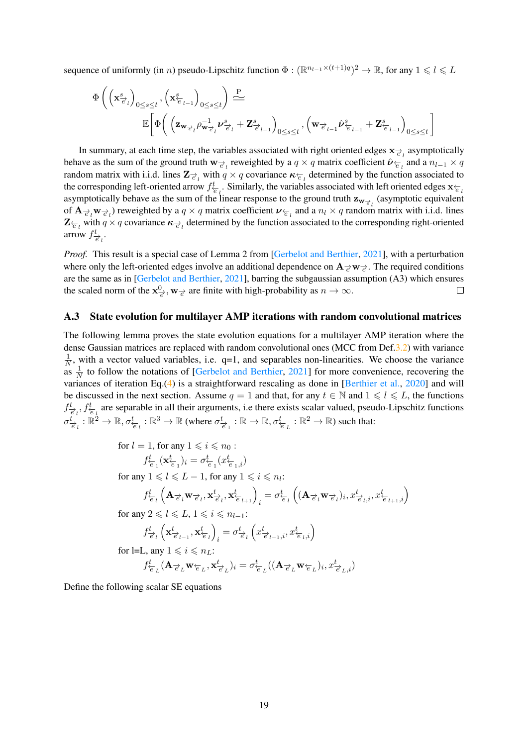sequence of uniformly (in $n$) pseudo-Lipschitz function $\Phi : (\mathbb{R}^{n_{l-1}\times(t+1)q})^2 \to \mathbb{R}$, for any $1 \leqslant l \leqslant L$

$$\Phi\left(\left(\mathbf{x}^s_{\overrightarrow{e}_l}\right)_{0\leq s\leq t}, \left(\mathbf{x}^s_{\overleftarrow{e}_{l-1}}\right)_{0\leq s\leq t}\right) \overset{\mathrm{P}}{\simeq} \mathbb{E}\left[\Phi\left(\left(\mathbf{z}_{\mathbf{w}_{\overrightarrow{e}_l}}\rho^{-1}_{\mathbf{w}_{\overrightarrow{e}_l}}\boldsymbol{\nu}^s_{\overrightarrow{e}_l} + \mathbf{Z}^s_{\overrightarrow{e}_{l-1}}\right)_{0\leq s\leq t}, \left(\mathbf{w}_{\overrightarrow{e}_{l-1}}\hat{\boldsymbol{\nu}}^s_{\overleftarrow{e}_{l-1}} + \mathbf{Z}^s_{\overleftarrow{e}_{l-1}}\right)_{0\leq s\leq t}\right)\right]$$

In summary, at each time step, the variables associated with right oriented edges $\mathbf{x}_{\overrightarrow{e}_l}$ asymptotically behave as the sum of the ground truth $\mathbf{w}_{\overrightarrow{e}_l}$ reweighted by a $q\times q$ matrix coefficient $\hat{\boldsymbol{\nu}}_{\overleftarrow{e}_l}$ and a $n_{l-1}\times q$ random matrix with i.i.d. lines $\mathbf{Z}_{\overrightarrow{e}_l}$ with $q\times q$ covariance $\boldsymbol{\kappa}_{\overleftarrow{e}_l}$ determined by the function associated to the corresponding left-oriented arrow $f^t_{\overleftarrow{e}_l}$. Similarly, the variables associated with left oriented edges $\mathbf{x}_{\overleftarrow{e}_l}$ asymptotically behave as the sum of the linear response to the ground truth $\mathbf{z}_{\mathbf{w}_{\overrightarrow{e}_l}}$ (asymptotic equivalent of $\mathbf{A}_{\overrightarrow{e}_l}\mathbf{w}_{\overrightarrow{e}_l}$) reweighted by a $q\times q$ matrix coefficient $\boldsymbol{\nu}_{\overleftarrow{e}_l}$ and a $n_l\times q$ random matrix with i.i.d. lines $\mathbf{Z}_{\overleftarrow{e}_l}$ with $q\times q$ covariance $\boldsymbol{\kappa}_{\overrightarrow{e}_l}$ determined by the function associated to the corresponding right-oriented arrow $f^t_{\overrightarrow{e}_l}$.

*Proof.* This result is a special case of Lemma 2 from [Gerbelot and Berthier, 2021], with a perturbation where only the left-oriented edges involve an additional dependence on $\mathbf{A}_{\overrightarrow{e}}\mathbf{w}_{\overrightarrow{e}}$. The required conditions are the same as in [Gerbelot and Berthier, 2021], barring the subgaussian assumption (A3) which ensures the scaled norm of the $\mathbf{x}^0_{\overrightarrow{e}}, \mathbf{w}_{\overrightarrow{e}}$ are finite with high-probability as $n\to\infty$. □

## A.3 State evolution for multilayer AMP iterations with random convolutional matrices

The following lemma proves the state evolution equations for a multilayer AMP iteration where the dense Gaussian matrices are replaced with random convolutional ones (MCC from Def.3.2) with variance $\frac{1}{N}$, with a vector valued variables, i.e. q=1, and separables non-linearities. We choose the variance as $\frac{1}{N}$ to follow the notations of [Gerbelot and Berthier, 2021] for more convenience, recovering the variances of iteration Eq.(4) is a straightforward rescaling as done in [Berthier et al., 2020] and will be discussed in the next section. Assume $q = 1$ and that, for any $t \in \mathbb{N}$ and $1 \leqslant l \leqslant L$, the functions $f^t_{\overrightarrow{e}_l}, f^t_{\overleftarrow{e}_l}$ are separable in all their arguments, i.e there exists scalar valued, pseudo-Lipschitz functions $\sigma^t_{\overrightarrow{e}_l} : \mathbb{R}^2 \to \mathbb{R}, \sigma^t_{\overleftarrow{e}_l} : \mathbb{R}^3 \to \mathbb{R}$ (where $\sigma^t_{\overrightarrow{e}_1} : \mathbb{R} \to \mathbb{R}, \sigma^t_{\overleftarrow{e}_L} : \mathbb{R}^2 \to \mathbb{R}$) such that:

for $l = 1$, for any $1 \leqslant i \leqslant n_0$ :

$$f^t_{\overrightarrow{e}_1}(\mathbf{x}^t_{\overleftarrow{e}_1})_i = \sigma^t_{\overrightarrow{e}_1}(x^t_{\overleftarrow{e}_1,i})$$

for any $1 \leqslant l \leqslant L-1$, for any $1 \leqslant i \leqslant n_l$:

$$f^t_{\overleftarrow{e}_l}\left(\mathbf{A}_{\overrightarrow{e}_l}\mathbf{w}_{\overrightarrow{e}_l}, \mathbf{x}^t_{\overrightarrow{e}_l}, \mathbf{x}^t_{\overleftarrow{e}_{l+1}}\right)_i = \sigma^t_{\overleftarrow{e}_l}\left((\mathbf{A}_{\overrightarrow{e}_l}\mathbf{w}_{\overrightarrow{e}_l})_i, x^t_{\overrightarrow{e}_l,i}, x^t_{\overleftarrow{e}_{l+1},i}\right)$$

for any $2 \leqslant l \leqslant L$, $1 \leqslant i \leqslant n_{l-1}$:

$$f^t_{\overrightarrow{e}_l}\left(\mathbf{x}^t_{\overrightarrow{e}_{l-1}}, \mathbf{x}^t_{\overleftarrow{e}_l}\right)_i = \sigma^t_{\overrightarrow{e}_l}\left(x^t_{\overrightarrow{e}_{l-1},i}, x^t_{\overleftarrow{e}_l,i}\right)$$

for l=L, any $1 \leqslant i \leqslant n_L$:

$$f^t_{\overleftarrow{e}_L}(\mathbf{A}_{\overrightarrow{e}_L}\mathbf{w}_{\overleftarrow{e}_L}, \mathbf{x}^t_{\overrightarrow{e}_L})_i = \sigma^t_{\overleftarrow{e}_L}((\mathbf{A}_{\overrightarrow{e}_L}\mathbf{w}_{\overleftarrow{e}_L})_i, x^t_{\overrightarrow{e}_L,i})$$

Define the following scalar SE equations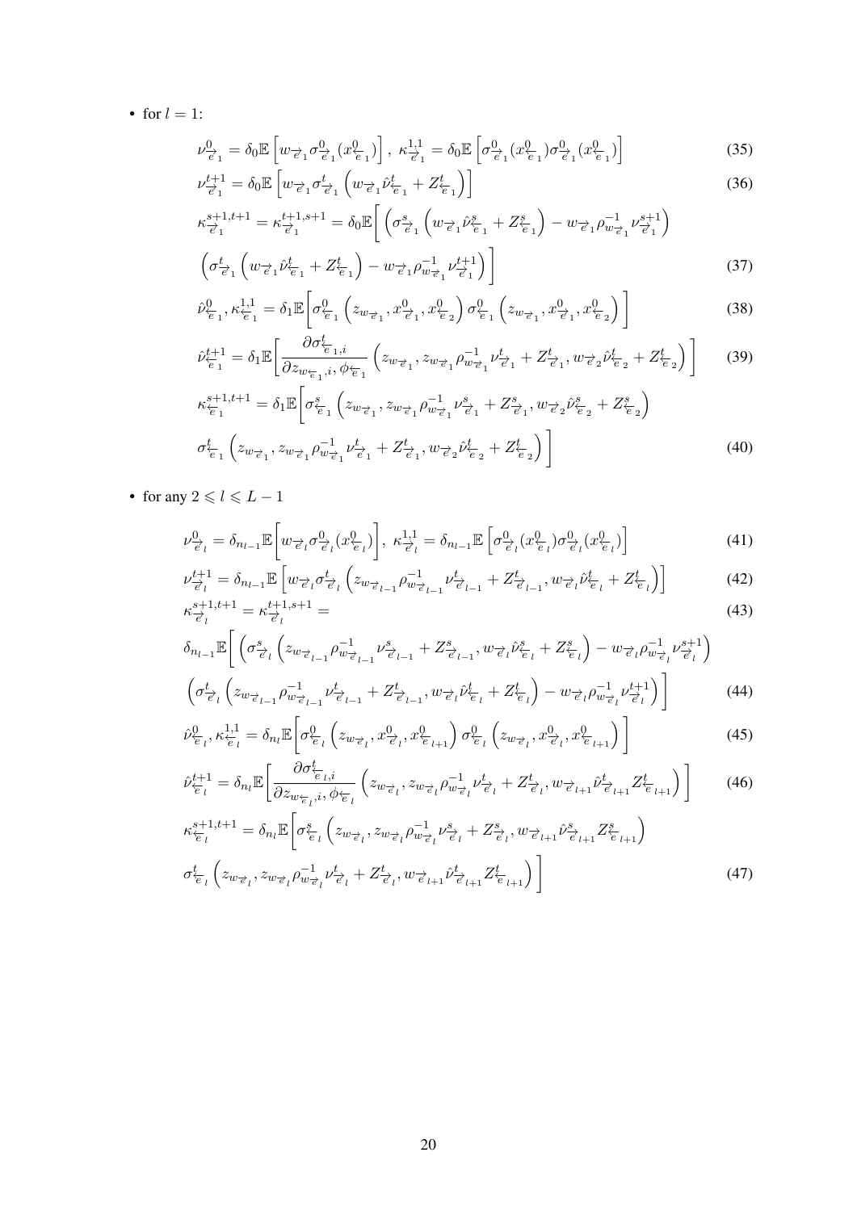- for $l = 1$:

$$\nu^{0}_{\overrightarrow{e}_1} = \delta_0 \mathbb{E}\left[ w_{\overrightarrow{e}_1} \sigma^{0}_{\overrightarrow{e}_1}(x^{0}_{\overleftarrow{e}_1}) \right],\ \kappa^{1,1}_{\overrightarrow{e}_1} = \delta_0 \mathbb{E}\left[ \sigma^{0}_{\overrightarrow{e}_1}(x^{0}_{\overleftarrow{e}_1}) \sigma^{0}_{\overrightarrow{e}_1}(x^{0}_{\overleftarrow{e}_1}) \right] \tag{35}$$

$$\nu^{t+1}_{\overrightarrow{e}_1} = \delta_0 \mathbb{E}\left[ w_{\overrightarrow{e}_1} \sigma^{t}_{\overrightarrow{e}_1}\left( w_{\overrightarrow{e}_1} \hat{\nu}^{t}_{\overleftarrow{e}_1} + Z^{t}_{\overleftarrow{e}_1} \right) \right] \tag{36}$$

$$\kappa^{s+1,t+1}_{\overrightarrow{e}_1} = \kappa^{t+1,s+1}_{\overrightarrow{e}_1} = \delta_0 \mathbb{E}\Bigg[ \left( \sigma^{s}_{\overrightarrow{e}_1}\left( w_{\overrightarrow{e}_1} \hat{\nu}^{s}_{\overleftarrow{e}_1} + Z^{s}_{\overleftarrow{e}_1} \right) - w_{\overrightarrow{e}_1} \rho^{-1}_{w_{\overrightarrow{e}_1}} \nu^{s+1}_{\overrightarrow{e}_1} \right)$$
$$\left( \sigma^{t}_{\overrightarrow{e}_1}\left( w_{\overrightarrow{e}_1} \hat{\nu}^{t}_{\overleftarrow{e}_1} + Z^{t}_{\overleftarrow{e}_1} \right) - w_{\overrightarrow{e}_1} \rho^{-1}_{w_{\overrightarrow{e}_1}} \nu^{t+1}_{\overrightarrow{e}_1} \right) \Bigg] \tag{37}$$

$$\hat{\nu}^{0}_{\overleftarrow{e}_1}, \kappa^{1,1}_{\overleftarrow{e}_1} = \delta_1 \mathbb{E}\Bigg[ \sigma^{0}_{\overleftarrow{e}_1}\left( z_{w_{\overrightarrow{e}_1}}, x^{0}_{\overrightarrow{e}_1}, x^{0}_{\overleftarrow{e}_2} \right) \sigma^{0}_{\overleftarrow{e}_1}\left( z_{w_{\overrightarrow{e}_1}}, x^{0}_{\overrightarrow{e}_1}, x^{0}_{\overleftarrow{e}_2} \right) \Bigg] \tag{38}$$

$$\hat{\nu}^{t+1}_{\overleftarrow{e}_1} = \delta_1 \mathbb{E}\Bigg[ \frac{\partial \sigma^{t}_{\overleftarrow{e}_1, i}}{\partial z_{w_{\overleftarrow{e}_1}, i}, \phi_{\overleftarrow{e}_1}} \left( z_{w_{\overrightarrow{e}_1}}, z_{w_{\overrightarrow{e}_1}} \rho^{-1}_{w_{\overrightarrow{e}_1}} \nu^{t}_{\overrightarrow{e}_1} + Z^{t}_{\overrightarrow{e}_1}, w_{\overrightarrow{e}_2} \hat{\nu}^{t}_{\overleftarrow{e}_2} + Z^{t}_{\overleftarrow{e}_2} \right) \Bigg] \tag{39}$$

$$\kappa^{s+1,t+1}_{\overleftarrow{e}_1} = \delta_1 \mathbb{E}\Bigg[ \sigma^{s}_{\overleftarrow{e}_1}\left( z_{w_{\overrightarrow{e}_1}}, z_{w_{\overrightarrow{e}_1}} \rho^{-1}_{w_{\overrightarrow{e}_1}} \nu^{s}_{\overrightarrow{e}_1} + Z^{s}_{\overrightarrow{e}_1}, w_{\overrightarrow{e}_2} \hat{\nu}^{s}_{\overleftarrow{e}_2} + Z^{s}_{\overleftarrow{e}_2} \right)$$
$$\sigma^{t}_{\overleftarrow{e}_1}\left( z_{w_{\overrightarrow{e}_1}}, z_{w_{\overrightarrow{e}_1}} \rho^{-1}_{w_{\overrightarrow{e}_1}} \nu^{t}_{\overrightarrow{e}_1} + Z^{t}_{\overrightarrow{e}_1}, w_{\overrightarrow{e}_2} \hat{\nu}^{t}_{\overleftarrow{e}_2} + Z^{t}_{\overleftarrow{e}_2} \right) \Bigg] \tag{40}$$

- for any $2 \leqslant l \leqslant L-1$

$$\nu^{0}_{\overrightarrow{e}_l} = \delta_{n_{l-1}} \mathbb{E}\Bigg[ w_{\overrightarrow{e}_l} \sigma^{0}_{\overrightarrow{e}_l}(x^{0}_{\overleftarrow{e}_l}) \Bigg],\ \kappa^{1,1}_{\overrightarrow{e}_l} = \delta_{n_{l-1}} \mathbb{E}\left[ \sigma^{0}_{\overrightarrow{e}_l}(x^{0}_{\overleftarrow{e}_l}) \sigma^{0}_{\overrightarrow{e}_l}(x^{0}_{\overleftarrow{e}_l}) \right] \tag{41}$$

$$\nu^{t+1}_{\overrightarrow{e}_l} = \delta_{n_{l-1}} \mathbb{E}\left[ w_{\overrightarrow{e}_l} \sigma^{t}_{\overrightarrow{e}_l}\left( z_{w_{\overrightarrow{e}_{l-1}}} \rho^{-1}_{w_{\overrightarrow{e}_{l-1}}} \nu^{t}_{\overrightarrow{e}_{l-1}} + Z^{t}_{\overrightarrow{e}_{l-1}}, w_{\overrightarrow{e}_l} \hat{\nu}^{t}_{\overleftarrow{e}_l} + Z^{t}_{\overleftarrow{e}_l} \right) \right] \tag{42}$$

$$\kappa^{s+1,t+1}_{\overrightarrow{e}_l} = \kappa^{t+1,s+1}_{\overrightarrow{e}_l} = \tag{43}$$

$$\delta_{n_{l-1}} \mathbb{E}\Bigg[ \left( \sigma^{s}_{\overrightarrow{e}_l}\left( z_{w_{\overrightarrow{e}_{l-1}}} \rho^{-1}_{w_{\overrightarrow{e}_{l-1}}} \nu^{s}_{\overrightarrow{e}_{l-1}} + Z^{s}_{\overrightarrow{e}_{l-1}}, w_{\overrightarrow{e}_l} \hat{\nu}^{s}_{\overleftarrow{e}_l} + Z^{s}_{\overleftarrow{e}_l} \right) - w_{\overrightarrow{e}_l} \rho^{-1}_{w_{\overrightarrow{e}_l}} \nu^{s+1}_{\overrightarrow{e}_l} \right)$$
$$\left( \sigma^{t}_{\overrightarrow{e}_l}\left( z_{w_{\overrightarrow{e}_{l-1}}} \rho^{-1}_{w_{\overrightarrow{e}_{l-1}}} \nu^{t}_{\overrightarrow{e}_{l-1}} + Z^{t}_{\overrightarrow{e}_{l-1}}, w_{\overrightarrow{e}_l} \hat{\nu}^{t}_{\overleftarrow{e}_l} + Z^{t}_{\overleftarrow{e}_l} \right) - w_{\overrightarrow{e}_l} \rho^{-1}_{w_{\overrightarrow{e}_l}} \nu^{t+1}_{\overrightarrow{e}_l} \right) \Bigg] \tag{44}$$

$$\hat{\nu}^{0}_{\overleftarrow{e}_l}, \kappa^{1,1}_{\overleftarrow{e}_l} = \delta_{n_l} \mathbb{E}\Bigg[ \sigma^{0}_{\overleftarrow{e}_l}\left( z_{w_{\overrightarrow{e}_l}}, x^{0}_{\overrightarrow{e}_l}, x^{0}_{\overleftarrow{e}_{l+1}} \right) \sigma^{0}_{\overleftarrow{e}_l}\left( z_{w_{\overrightarrow{e}_l}}, x^{0}_{\overrightarrow{e}_l}, x^{0}_{\overleftarrow{e}_{l+1}} \right) \Bigg] \tag{45}$$

$$\hat{\nu}^{t+1}_{\overleftarrow{e}_l} = \delta_{n_l} \mathbb{E}\Bigg[ \frac{\partial \sigma^{t}_{\overleftarrow{e}_l, i}}{\partial z_{w_{\overleftarrow{e}_l}, i}, \phi_{\overleftarrow{e}_l}} \left( z_{w_{\overrightarrow{e}_l}}, z_{w_{\overrightarrow{e}_l}} \rho^{-1}_{w_{\overrightarrow{e}_l}} \nu^{t}_{\overrightarrow{e}_l} + Z^{t}_{\overrightarrow{e}_l}, w_{\overrightarrow{e}_{l+1}} \hat{\nu}^{t}_{\overrightarrow{e}_{l+1}} Z^{t}_{\overleftarrow{e}_{l+1}} \right) \Bigg] \tag{46}$$

$$\kappa^{s+1,t+1}_{\overleftarrow{e}_l} = \delta_{n_l} \mathbb{E}\Bigg[ \sigma^{s}_{\overleftarrow{e}_l}\left( z_{w_{\overrightarrow{e}_l}}, z_{w_{\overrightarrow{e}_l}} \rho^{-1}_{w_{\overrightarrow{e}_l}} \nu^{s}_{\overrightarrow{e}_l} + Z^{s}_{\overrightarrow{e}_l}, w_{\overrightarrow{e}_{l+1}} \hat{\nu}^{s}_{\overrightarrow{e}_{l+1}} Z^{s}_{\overleftarrow{e}_{l+1}} \right)$$
$$\sigma^{t}_{\overleftarrow{e}_l}\left( z_{w_{\overrightarrow{e}_l}}, z_{w_{\overrightarrow{e}_l}} \rho^{-1}_{w_{\overrightarrow{e}_l}} \nu^{t}_{\overrightarrow{e}_l} + Z^{t}_{\overrightarrow{e}_l}, w_{\overrightarrow{e}_{l+1}} \hat{\nu}^{t}_{\overrightarrow{e}_{l+1}} Z^{t}_{\overleftarrow{e}_{l+1}} \right) \Bigg] \tag{47}$$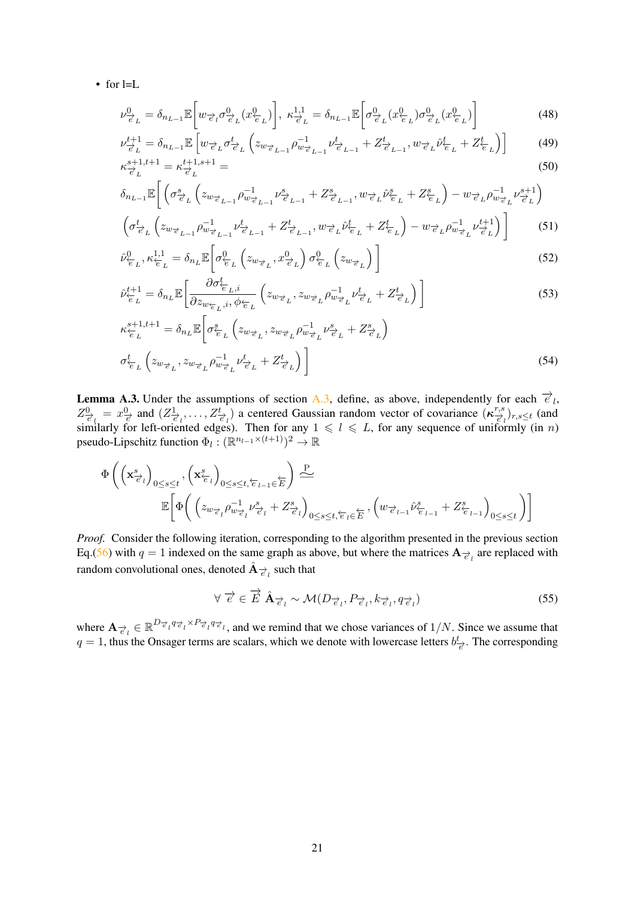- for l=L

$$\nu^0_{\overrightarrow{e}_L} = \delta_{n_{L-1}} \mathbb{E}\left[ w_{\overrightarrow{e}_l} \sigma^0_{\overrightarrow{e}_L}(x^0_{\overleftarrow{e}_L}) \right], \; \kappa^{1,1}_{\overrightarrow{e}_L} = \delta_{n_{L-1}} \mathbb{E}\left[ \sigma^0_{\overrightarrow{e}_L}(x^0_{\overleftarrow{e}_L}) \sigma^0_{\overrightarrow{e}_L}(x^0_{\overleftarrow{e}_L}) \right] \tag{48}$$

$$\nu^{t+1}_{\overrightarrow{e}_L} = \delta_{n_{L-1}} \mathbb{E}\left[ w_{\overrightarrow{e}_L} \sigma^t_{\overrightarrow{e}_L}\left( z_{w_{\overrightarrow{e}_{L-1}}} \rho^{-1}_{w_{\overrightarrow{e}_{L-1}}} \nu^t_{\overrightarrow{e}_{L-1}} + Z^t_{\overrightarrow{e}_{L-1}}, w_{\overrightarrow{e}_L} \hat{\nu}^t_{\overleftarrow{e}_L} + Z^t_{\overleftarrow{e}_L} \right) \right] \tag{49}$$

$$\kappa^{s+1,t+1}_{\overrightarrow{e}_L} = \kappa^{t+1,s+1}_{\overrightarrow{e}_L} = \tag{50}$$

$$\delta_{n_{L-1}} \mathbb{E}\Bigg[ \left( \sigma^s_{\overrightarrow{e}_L}\left( z_{w_{\overrightarrow{e}_{L-1}}} \rho^{-1}_{w_{\overrightarrow{e}_{L-1}}} \nu^s_{\overrightarrow{e}_{L-1}} + Z^s_{\overrightarrow{e}_{L-1}}, w_{\overrightarrow{e}_L} \hat{\nu}^s_{\overleftarrow{e}_L} + Z^s_{\overleftarrow{e}_L} \right) - w_{\overrightarrow{e}_L} \rho^{-1}_{w_{\overrightarrow{e}_L}} \nu^{s+1}_{\overrightarrow{e}_L} \right)$$

$$\left( \sigma^t_{\overrightarrow{e}_L}\left( z_{w_{\overrightarrow{e}_{L-1}}} \rho^{-1}_{w_{\overrightarrow{e}_{L-1}}} \nu^t_{\overrightarrow{e}_{L-1}} + Z^t_{\overrightarrow{e}_{L-1}}, w_{\overrightarrow{e}_L} \hat{\nu}^t_{\overleftarrow{e}_L} + Z^t_{\overleftarrow{e}_L} \right) - w_{\overrightarrow{e}_L} \rho^{-1}_{w_{\overrightarrow{e}_L}} \nu^{t+1}_{\overrightarrow{e}_L} \right) \Bigg] \tag{51}$$

$$\hat{\nu}^0_{\overleftarrow{e}_L}, \kappa^{1,1}_{\overleftarrow{e}_L} = \delta_{n_L} \mathbb{E}\left[ \sigma^0_{\overleftarrow{e}_L}\left( z_{w_{\overrightarrow{e}_L}}, x^0_{\overrightarrow{e}_L} \right) \sigma^0_{\overleftarrow{e}_L}\left( z_{w_{\overrightarrow{e}_L}} \right) \right] \tag{52}$$

$$\hat{\nu}^{t+1}_{\overleftarrow{e}_L} = \delta_{n_L} \mathbb{E}\left[ \frac{\partial \sigma^t_{\overleftarrow{e}_L,i}}{\partial z_{w_{\overleftarrow{e}_L},i}, \phi_{\overleftarrow{e}_L}} \left( z_{w_{\overrightarrow{e}_L}}, z_{w_{\overrightarrow{e}_L}} \rho^{-1}_{w_{\overrightarrow{e}_L}} \nu^t_{\overrightarrow{e}_L} + Z^t_{\overrightarrow{e}_L} \right) \right] \tag{53}$$

$$\kappa^{s+1,t+1}_{\overleftarrow{e}_L} = \delta_{n_L} \mathbb{E}\Bigg[ \sigma^s_{\overleftarrow{e}_L}\left( z_{w_{\overrightarrow{e}_L}}, z_{w_{\overrightarrow{e}_L}} \rho^{-1}_{w_{\overrightarrow{e}_L}} \nu^s_{\overrightarrow{e}_L} + Z^s_{\overrightarrow{e}_L} \right)$$

$$\sigma^t_{\overleftarrow{e}_L}\left( z_{w_{\overrightarrow{e}_L}}, z_{w_{\overrightarrow{e}_L}} \rho^{-1}_{w_{\overrightarrow{e}_L}} \nu^t_{\overrightarrow{e}_L} + Z^t_{\overrightarrow{e}_L} \right) \Bigg] \tag{54}$$

**Lemma A.3.** Under the assumptions of section A.3, define, as above, independently for each $\overrightarrow{e}_l$, $Z^0_{\overrightarrow{e}_l} = x^0_{\overrightarrow{e}}$ and $(Z^1_{\overrightarrow{e}_l}, \ldots, Z^t_{\overrightarrow{e}_l})$ a centered Gaussian random vector of covariance $(\boldsymbol{\kappa}^{r,s}_{\overrightarrow{e}_l})_{r,s \leq t}$ (and similarly for left-oriented edges). Then for any $1 \leqslant l \leqslant L$, for any sequence of uniformly (in $n$) pseudo-Lipschitz function $\Phi_l : (\mathbb{R}^{n_{l-1} \times (t+1)})^2 \to \mathbb{R}$

$$\Phi\left( \left( \mathbf{x}^s_{\overrightarrow{e}_l} \right)_{0 \leq s \leq t}, \left( \mathbf{x}^s_{\overleftarrow{e}_l} \right)_{0 \leq s \leq t, \overleftarrow{e}_{l-1} \in \overleftarrow{E}} \right) \overset{\mathrm{P}}{\simeq}$$

$$\mathbb{E}\left[ \Phi\left( \left( z_{w_{\overrightarrow{e}_l}} \rho^{-1}_{w_{\overrightarrow{e}_l}} \nu^s_{\overrightarrow{e}_l} + Z^s_{\overrightarrow{e}_l} \right)_{0 \leq s \leq t, \overleftarrow{e}_l \in \overleftarrow{E}}, \left( w_{\overrightarrow{e}_{l-1}} \hat{\nu}^s_{\overleftarrow{e}_{l-1}} + Z^s_{\overleftarrow{e}_{l-1}} \right)_{0 \leq s \leq t} \right) \right]$$

*Proof.* Consider the following iteration, corresponding to the algorithm presented in the previous section Eq.(56) with $q = 1$ indexed on the same graph as above, but where the matrices $\mathbf{A}_{\overrightarrow{e}_l}$ are replaced with random convolutional ones, denoted $\hat{\mathbf{A}}_{\overrightarrow{e}_l}$ such that

$$\forall \, \overrightarrow{e} \in \overrightarrow{E} \;\; \hat{\mathbf{A}}_{\overrightarrow{e}_l} \sim \mathcal{M}(D_{\overrightarrow{e}_l}, P_{\overrightarrow{e}_l}, k_{\overrightarrow{e}_l}, q_{\overrightarrow{e}_l}) \tag{55}$$

where $\mathbf{A}_{\overrightarrow{e}_l} \in \mathbb{R}^{D_{\overrightarrow{e}_l} q_{\overrightarrow{e}_l} \times P_{\overrightarrow{e}_l} q_{\overrightarrow{e}_l}}$, and we remind that we chose variances of $1/N$. Since we assume that $q = 1$, thus the Onsager terms are scalars, which we denote with lowercase letters $b^t_{\overrightarrow{e}}$. The corresponding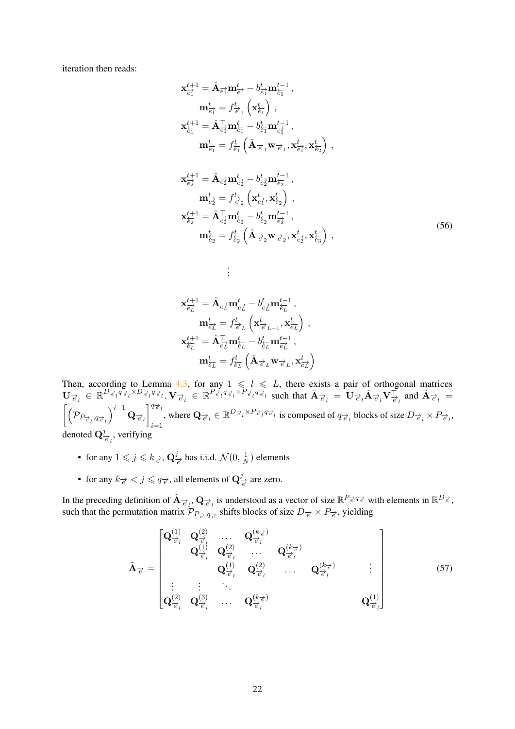iteration then reads:

$$
\begin{aligned}
\mathbf{x}^{t+1}_{\overrightarrow{e_1}} &= \hat{\mathbf{A}}_{\overrightarrow{e_1}} \mathbf{m}^{t}_{\overrightarrow{e_1}} - b^{t}_{\overrightarrow{e_1}} \mathbf{m}^{t-1}_{\overleftarrow{e_1}} \,, \\
\mathbf{m}^{t}_{\overrightarrow{e_1}} &= f^{t}_{\overrightarrow{e}_1}\left(\mathbf{x}^{t}_{\overleftarrow{e_1}}\right) \,, \\
\mathbf{x}^{t+1}_{\overleftarrow{e_1}} &= \hat{\mathbf{A}}^{\top}_{\overrightarrow{e_1}} \mathbf{m}^{t}_{\overleftarrow{e_1}} - b^{t}_{\overleftarrow{e_1}} \mathbf{m}^{t-1}_{\overrightarrow{e_1}} \,, \\
\mathbf{m}^{t}_{\overleftarrow{e_1}} &= f^{t}_{\overleftarrow{e_1}}\left(\hat{\mathbf{A}}_{\overrightarrow{e}_1} \mathbf{w}_{\overrightarrow{e}_1}, \mathbf{x}^{t}_{\overrightarrow{e_1}}, \mathbf{x}^{t}_{\overleftarrow{e_2}}\right) \,, \\
\\
\mathbf{x}^{t+1}_{\overrightarrow{e_2}} &= \hat{\mathbf{A}}_{\overrightarrow{e_2}} \mathbf{m}^{t}_{\overrightarrow{e_2}} - b^{t}_{\overrightarrow{e_2}} \mathbf{m}^{t-1}_{\overleftarrow{e_2}} \,, \\
\mathbf{m}^{t}_{\overrightarrow{e_2}} &= f^{t}_{\overrightarrow{e}_2}\left(\mathbf{x}^{t}_{\overrightarrow{e_1}}, \mathbf{x}^{t}_{\overleftarrow{e_2}}\right) \,, \\
\mathbf{x}^{t+1}_{\overleftarrow{e_2}} &= \hat{\mathbf{A}}^{\top}_{\overrightarrow{e_2}} \mathbf{m}^{t}_{\overleftarrow{e_2}} - b^{t}_{\overleftarrow{e_2}} \mathbf{m}^{t-1}_{\overrightarrow{e_2}} \,, \\
\mathbf{m}^{t}_{\overleftarrow{e_2}} &= f^{t}_{\overleftarrow{e_2}}\left(\hat{\mathbf{A}}_{\overrightarrow{e}_2} \mathbf{w}_{\overrightarrow{e}_2}, \mathbf{x}^{t}_{\overrightarrow{e_2}}, \mathbf{x}^{t}_{\overleftarrow{e_3}}\right) \,, \\
&\;\;\vdots \\
\mathbf{x}^{t+1}_{\overrightarrow{e_L}} &= \hat{\mathbf{A}}_{\overrightarrow{e_L}} \mathbf{m}^{t}_{\overrightarrow{e_L}} - b^{t}_{\overrightarrow{e_L}} \mathbf{m}^{t-1}_{\overleftarrow{e_L}} \,, \\
\mathbf{m}^{t}_{\overrightarrow{e_L}} &= f^{t}_{\overrightarrow{e}_L}\left(\mathbf{x}^{t}_{\overrightarrow{e}_{L-1}}, \mathbf{x}^{t}_{\overleftarrow{e_L}}\right) \,, \\
\mathbf{x}^{t+1}_{\overleftarrow{e_L}} &= \hat{\mathbf{A}}^{\top}_{\overrightarrow{e_L}} \mathbf{m}^{t}_{\overleftarrow{e_L}} - b^{t}_{\overleftarrow{e_L}} \mathbf{m}^{t-1}_{\overrightarrow{e_L}} \,, \\
\mathbf{m}^{t}_{\overleftarrow{e_L}} &= f^{t}_{\overleftarrow{e_L}}\left(\hat{\mathbf{A}}_{\overrightarrow{e}_L} \mathbf{w}_{\overrightarrow{e}_L}, \mathbf{x}^{t}_{\overrightarrow{e_L}}\right)
\end{aligned}
\tag{56}
$$

Then, according to Lemma 4.3, for any $1 \leqslant l \leqslant L$, there exists a pair of orthogonal matrices $\mathbf{U}_{\overrightarrow{e}_l} \in \mathbb{R}^{D_{\overrightarrow{e}_l} q_{\overrightarrow{e}_l} \times D_{\overrightarrow{e}_l} q_{\overrightarrow{e}_l}}, \mathbf{V}_{\overrightarrow{e}_l} \in \mathbb{R}^{P_{\overrightarrow{e}_l} q_{\overrightarrow{e}_l} \times P_{\overrightarrow{e}_l} q_{\overrightarrow{e}_l}}$ such that $\hat{\mathbf{A}}_{\overrightarrow{e}_l} = \mathbf{U}_{\overrightarrow{e}_l} \tilde{\mathbf{A}}_{\overrightarrow{e}_l} \mathbf{V}^{\top}_{\overrightarrow{e}_l}$ and $\tilde{\mathbf{A}}_{\overrightarrow{e}_l} = \left[\left(\mathcal{P}_{P_{\overrightarrow{e}_l}, q_{\overrightarrow{e}_l}}\right)^{i-1} \mathbf{Q}_{\overrightarrow{e}_l}\right]_{i=1}^{q_{\overrightarrow{e}_l}}$, where $\mathbf{Q}_{\overrightarrow{e}_l} \in \mathbb{R}^{D_{\overrightarrow{e}_l} \times P_{\overrightarrow{e}_l} q_{\overrightarrow{e}_l}}$ is composed of $q_{\overrightarrow{e}_l}$ blocks of size $D_{\overrightarrow{e}_l} \times P_{\overrightarrow{e}_l}$, denoted $\mathbf{Q}^{j}_{\overrightarrow{e}_l}$, verifying

- for any $1 \leqslant j \leqslant k_{\overrightarrow{e}}$, $\mathbf{Q}^{j}_{\overrightarrow{e}}$ has i.i.d. $\mathcal{N}(0, \frac{1}{N})$ elements
- for any $k_{\overrightarrow{e}} < j \leqslant q_{\overrightarrow{e}}$, all elements of $\mathbf{Q}^{j}_{\overrightarrow{e}}$ are zero.

In the preceding definition of $\tilde{\mathbf{A}}_{\overrightarrow{e}_l}$, $\mathbf{Q}_{\overrightarrow{e}_l}$ is understood as a vector of size $\mathbb{R}^{P_{\overrightarrow{e}} q_{\overrightarrow{e}}}$ with elements in $\mathbb{R}^{D_{\overrightarrow{e}}}$, such that the permutation matrix $\mathcal{P}_{P_{\overrightarrow{e}}, q_{\overrightarrow{e}}}$ shifts blocks of size $D_{\overrightarrow{e}} \times P_{\overrightarrow{e}}$, yielding

$$
\tilde{\mathbf{A}}_{\overrightarrow{e}} = \begin{bmatrix}
\mathbf{Q}^{(1)}_{\overrightarrow{e}_l} & \mathbf{Q}^{(2)}_{\overrightarrow{e}_l} & \dots & \mathbf{Q}^{(k_{\overrightarrow{e}})}_{\overrightarrow{e}_l} & & & & \\
 & \mathbf{Q}^{(1)}_{\overrightarrow{e}_l} & \mathbf{Q}^{(2)}_{\overrightarrow{e}_l} & \dots & \mathbf{Q}^{(k_{\overrightarrow{e}})}_{\overrightarrow{e}_l} & & & \\
 & & \mathbf{Q}^{(1)}_{\overrightarrow{e}_l} & \mathbf{Q}^{(2)}_{\overrightarrow{e}_l} & \dots & \mathbf{Q}^{(k_{\overrightarrow{e}})}_{\overrightarrow{e}_l} & & \vdots \\
\vdots & \vdots & \ddots & & & & & \\
\mathbf{Q}^{(2)}_{\overrightarrow{e}_l} & \mathbf{Q}^{(3)}_{\overrightarrow{e}_l} & \dots & \mathbf{Q}^{(k_{\overrightarrow{e}})}_{\overrightarrow{e}_l} & & & & \mathbf{Q}^{(1)}_{\overrightarrow{e}_l}
\end{bmatrix}
\tag{57}
$$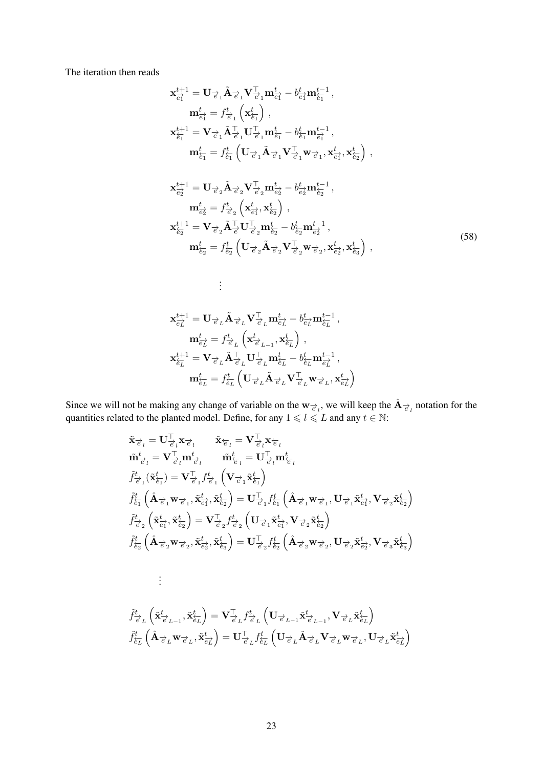The iteration then reads

$$
\begin{aligned}
\mathbf{x}^{t+1}_{\overrightarrow{e}_1} &= \mathbf{U}_{\overrightarrow{e}_1} \tilde{\mathbf{A}}_{\overrightarrow{e}_1} \mathbf{V}^\top_{\overrightarrow{e}_1} \mathbf{m}^t_{\overrightarrow{e}_1} - b^t_{\overrightarrow{e}_1} \mathbf{m}^{t-1}_{\overleftarrow{e}_1} \,, \\
\mathbf{m}^t_{\overrightarrow{e}_1} &= f^t_{\overrightarrow{e}_1} \left( \mathbf{x}^t_{\overleftarrow{e}_1} \right) \,, \\
\mathbf{x}^{t+1}_{\overleftarrow{e}_1} &= \mathbf{V}_{\overrightarrow{e}_1} \tilde{\mathbf{A}}^\top_{\overrightarrow{e}_1} \mathbf{U}^\top_{\overrightarrow{e}_1} \mathbf{m}^t_{\overleftarrow{e}_1} - b^t_{\overleftarrow{e}_1} \mathbf{m}^{t-1}_{\overrightarrow{e}_1} \,, \\
\mathbf{m}^t_{\overleftarrow{e}_1} &= f^t_{\overleftarrow{e}_1} \left( \mathbf{U}_{\overrightarrow{e}_1} \tilde{\mathbf{A}}_{\overrightarrow{e}_1} \mathbf{V}^\top_{\overrightarrow{e}_1} \mathbf{w}_{\overrightarrow{e}_1}, \mathbf{x}^t_{\overrightarrow{e}_1}, \mathbf{x}^t_{\overleftarrow{e}_2} \right) \,, \\
\\
\mathbf{x}^{t+1}_{\overrightarrow{e}_2} &= \mathbf{U}_{\overrightarrow{e}_2} \tilde{\mathbf{A}}_{\overrightarrow{e}_2} \mathbf{V}^\top_{\overrightarrow{e}_2} \mathbf{m}^t_{\overrightarrow{e}_2} - b^t_{\overrightarrow{e}_2} \mathbf{m}^{t-1}_{\overleftarrow{e}_2} \,, \\
\mathbf{m}^t_{\overrightarrow{e}_2} &= f^t_{\overrightarrow{e}_2} \left( \mathbf{x}^t_{\overrightarrow{e}_1}, \mathbf{x}^t_{\overleftarrow{e}_2} \right) \,, \\
\mathbf{x}^{t+1}_{\overleftarrow{e}_2} &= \mathbf{V}_{\overrightarrow{e}_2} \tilde{\mathbf{A}}^\top_{\overrightarrow{e}} \mathbf{U}^\top_{\overrightarrow{e}_2} \mathbf{m}^t_{\overleftarrow{e}_2} - b^t_{\overleftarrow{e}_2} \mathbf{m}^{t-1}_{\overrightarrow{e}_2} \,, \\
\mathbf{m}^t_{\overleftarrow{e}_2} &= f^t_{\overleftarrow{e}_2} \left( \mathbf{U}_{\overrightarrow{e}_2} \tilde{\mathbf{A}}_{\overrightarrow{e}_2} \mathbf{V}^\top_{\overrightarrow{e}_2} \mathbf{w}_{\overrightarrow{e}_2}, \mathbf{x}^t_{\overrightarrow{e}_2}, \mathbf{x}^t_{\overleftarrow{e}_3} \right) \,, \\
&\vdots \\
\mathbf{x}^{t+1}_{\overrightarrow{e}_L} &= \mathbf{U}_{\overrightarrow{e}_L} \tilde{\mathbf{A}}_{\overrightarrow{e}_L} \mathbf{V}^\top_{\overrightarrow{e}_L} \mathbf{m}^t_{\overrightarrow{e}_L} - b^t_{\overrightarrow{e}_L} \mathbf{m}^{t-1}_{\overleftarrow{e}_L} \,, \\
\mathbf{m}^t_{\overrightarrow{e}_L} &= f^t_{\overrightarrow{e}_L} \left( \mathbf{x}^t_{\overrightarrow{e}_{L-1}}, \mathbf{x}^t_{\overleftarrow{e}_L} \right) \,, \\
\mathbf{x}^{t+1}_{\overleftarrow{e}_L} &= \mathbf{V}_{\overrightarrow{e}_L} \tilde{\mathbf{A}}^\top_{\overrightarrow{e}_L} \mathbf{U}^\top_{\overrightarrow{e}_L} \mathbf{m}^t_{\overleftarrow{e}_L} - b^t_{\overleftarrow{e}_L} \mathbf{m}^{t-1}_{\overrightarrow{e}_L} \,, \\
\mathbf{m}^t_{\overleftarrow{e}_L} &= f^t_{\overleftarrow{e}_L} \left( \mathbf{U}_{\overrightarrow{e}_L} \tilde{\mathbf{A}}_{\overrightarrow{e}_L} \mathbf{V}^\top_{\overrightarrow{e}_L} \mathbf{w}_{\overrightarrow{e}_L}, \mathbf{x}^t_{\overrightarrow{e}_L} \right)
\end{aligned}
\tag{58}
$$

Since we will not be making any change of variable on the $\mathbf{w}_{\overrightarrow{e}_l}$, we will keep the $\hat{\mathbf{A}}_{\overrightarrow{e}_l}$ notation for the quantities related to the planted model. Define, for any $1 \leqslant l \leqslant L$ and any $t \in \mathbb{N}$:

$$
\begin{aligned}
&\tilde{\mathbf{x}}_{\overrightarrow{e}_l} = \mathbf{U}^\top_{\overrightarrow{e}_l} \mathbf{x}_{\overrightarrow{e}_l} \qquad \tilde{\mathbf{x}}_{\overleftarrow{e}_l} = \mathbf{V}^\top_{\overrightarrow{e}_l} \mathbf{x}_{\overleftarrow{e}_l} \\
&\tilde{\mathbf{m}}^t_{\overrightarrow{e}_l} = \mathbf{V}^\top_{\overrightarrow{e}_l} \mathbf{m}^t_{\overrightarrow{e}_l} \qquad \tilde{\mathbf{m}}^t_{\overleftarrow{e}_l} = \mathbf{U}^\top_{\overrightarrow{e}_l} \mathbf{m}^t_{\overleftarrow{e}_l} \\
&\tilde{f}^t_{\overrightarrow{e}_1}(\tilde{\mathbf{x}}^t_{\overleftarrow{e}_1}) = \mathbf{V}^\top_{\overrightarrow{e}_1} f^t_{\overrightarrow{e}_1} \left( \mathbf{V}_{\overrightarrow{e}_1} \tilde{\mathbf{x}}^t_{\overleftarrow{e}_1} \right) \\
&\tilde{f}^t_{\overleftarrow{e}_1} \left( \hat{\mathbf{A}}_{\overrightarrow{e}_1} \mathbf{w}_{\overrightarrow{e}_1}, \tilde{\mathbf{x}}^t_{\overrightarrow{e}_1}, \tilde{\mathbf{x}}^t_{\overleftarrow{e}_2} \right) = \mathbf{U}^\top_{\overrightarrow{e}_1} f^t_{\overleftarrow{e}_1} \left( \hat{\mathbf{A}}_{\overrightarrow{e}_1} \mathbf{w}_{\overrightarrow{e}_1}, \mathbf{U}_{\overrightarrow{e}_1} \tilde{\mathbf{x}}^t_{\overrightarrow{e}_1}, \mathbf{V}_{\overrightarrow{e}_2} \tilde{\mathbf{x}}^t_{\overleftarrow{e}_2} \right) \\
&\tilde{f}^t_{\overrightarrow{e}_2} \left( \tilde{\mathbf{x}}^t_{\overrightarrow{e}_1}, \tilde{\mathbf{x}}^t_{\overleftarrow{e}_2} \right) = \mathbf{V}^\top_{\overrightarrow{e}_2} f^t_{\overrightarrow{e}_2} \left( \mathbf{U}_{\overrightarrow{e}_1} \tilde{\mathbf{x}}^t_{\overrightarrow{e}_1}, \mathbf{V}_{\overrightarrow{e}_2} \tilde{\mathbf{x}}^t_{\overleftarrow{e}_2} \right) \\
&\tilde{f}^t_{\overleftarrow{e}_2} \left( \hat{\mathbf{A}}_{\overrightarrow{e}_2} \mathbf{w}_{\overrightarrow{e}_2}, \tilde{\mathbf{x}}^t_{\overrightarrow{e}_2}, \tilde{\mathbf{x}}^t_{\overleftarrow{e}_3} \right) = \mathbf{U}^\top_{\overrightarrow{e}_2} f^t_{\overleftarrow{e}_2} \left( \hat{\mathbf{A}}_{\overrightarrow{e}_2} \mathbf{w}_{\overrightarrow{e}_2}, \mathbf{U}_{\overrightarrow{e}_2} \tilde{\mathbf{x}}^t_{\overrightarrow{e}_2}, \mathbf{V}_{\overrightarrow{e}_3} \tilde{\mathbf{x}}^t_{\overleftarrow{e}_3} \right) \\
&\vdots \\
&\tilde{f}^t_{\overrightarrow{e}_L} \left( \tilde{\mathbf{x}}^t_{\overrightarrow{e}_{L-1}}, \tilde{\mathbf{x}}^t_{\overleftarrow{e}_L} \right) = \mathbf{V}^\top_{\overrightarrow{e}_L} f^t_{\overrightarrow{e}_L} \left( \mathbf{U}_{\overrightarrow{e}_{L-1}} \tilde{\mathbf{x}}^t_{\overrightarrow{e}_{L-1}}, \mathbf{V}_{\overrightarrow{e}_L} \tilde{\mathbf{x}}^t_{\overleftarrow{e}_L} \right) \\
&\tilde{f}^t_{\overleftarrow{e}_L} \left( \hat{\mathbf{A}}_{\overrightarrow{e}_L} \mathbf{w}_{\overrightarrow{e}_L}, \tilde{\mathbf{x}}^t_{\overrightarrow{e}_L} \right) = \mathbf{U}^\top_{\overrightarrow{e}_L} f^t_{\overleftarrow{e}_L} \left( \mathbf{U}_{\overrightarrow{e}_L} \tilde{\mathbf{A}}_{\overrightarrow{e}_L} \mathbf{V}_{\overrightarrow{e}_L} \mathbf{w}_{\overrightarrow{e}_L}, \mathbf{U}_{\overrightarrow{e}_L} \tilde{\mathbf{x}}^t_{\overrightarrow{e}_L} \right)
\end{aligned}
$$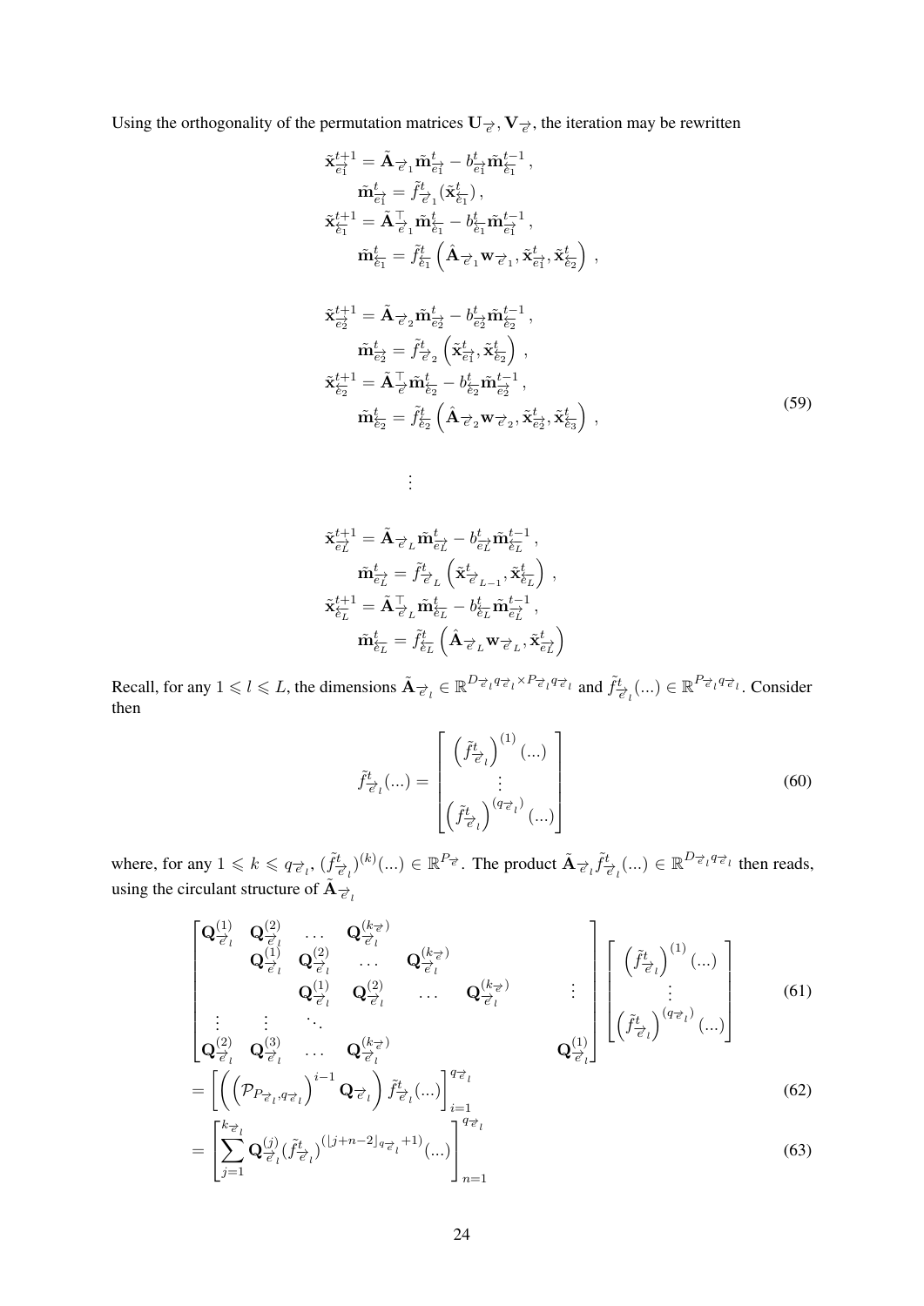Using the orthogonality of the permutation matrices $\mathbf{U}_{\overrightarrow{e}}, \mathbf{V}_{\overrightarrow{e}}$, the iteration may be rewritten

$$
\begin{aligned}
\tilde{\mathbf{x}}^{t+1}_{\overrightarrow{e_1}} &= \tilde{\mathbf{A}}_{\overrightarrow{e}_1}\tilde{\mathbf{m}}^{t}_{\overrightarrow{e_1}} - b^{t}_{\overrightarrow{e_1}}\tilde{\mathbf{m}}^{t-1}_{\overleftarrow{e_1}}\,,\\
\tilde{\mathbf{m}}^{t}_{\overrightarrow{e_1}} &= \tilde{f}^{t}_{\overrightarrow{e}_1}(\tilde{\mathbf{x}}^{t}_{\overleftarrow{e_1}})\,,\\
\tilde{\mathbf{x}}^{t+1}_{\overleftarrow{e_1}} &= \tilde{\mathbf{A}}^{\top}_{\overrightarrow{e}_1}\tilde{\mathbf{m}}^{t}_{\overleftarrow{e_1}} - b^{t}_{\overleftarrow{e_1}}\tilde{\mathbf{m}}^{t-1}_{\overrightarrow{e_1}}\,,\\
\tilde{\mathbf{m}}^{t}_{\overleftarrow{e_1}} &= \tilde{f}^{t}_{\overleftarrow{e_1}}\left(\hat{\mathbf{A}}_{\overrightarrow{e}_1}\mathbf{w}_{\overrightarrow{e}_1}, \tilde{\mathbf{x}}^{t}_{\overrightarrow{e_1}}, \tilde{\mathbf{x}}^{t}_{\overleftarrow{e_2}}\right)\,,\\[1em]
\tilde{\mathbf{x}}^{t+1}_{\overrightarrow{e_2}} &= \tilde{\mathbf{A}}_{\overrightarrow{e}_2}\tilde{\mathbf{m}}^{t}_{\overrightarrow{e_2}} - b^{t}_{\overrightarrow{e_2}}\tilde{\mathbf{m}}^{t-1}_{\overleftarrow{e_2}}\,,\\
\tilde{\mathbf{m}}^{t}_{\overrightarrow{e_2}} &= \tilde{f}^{t}_{\overrightarrow{e}_2}\left(\tilde{\mathbf{x}}^{t}_{\overrightarrow{e_1}}, \tilde{\mathbf{x}}^{t}_{\overleftarrow{e_2}}\right)\,,\\
\tilde{\mathbf{x}}^{t+1}_{\overleftarrow{e_2}} &= \tilde{\mathbf{A}}^{\top}_{\overrightarrow{e}}\tilde{\mathbf{m}}^{t}_{\overleftarrow{e_2}} - b^{t}_{\overleftarrow{e_2}}\tilde{\mathbf{m}}^{t-1}_{\overrightarrow{e_2}}\,,\\
\tilde{\mathbf{m}}^{t}_{\overleftarrow{e_2}} &= \tilde{f}^{t}_{\overleftarrow{e_2}}\left(\hat{\mathbf{A}}_{\overrightarrow{e}_2}\mathbf{w}_{\overrightarrow{e}_2}, \tilde{\mathbf{x}}^{t}_{\overrightarrow{e_2}}, \tilde{\mathbf{x}}^{t}_{\overleftarrow{e_3}}\right)\,,\\[1em]
&\vdots\\[1em]
\tilde{\mathbf{x}}^{t+1}_{\overrightarrow{e_L}} &= \tilde{\mathbf{A}}_{\overrightarrow{e}_L}\tilde{\mathbf{m}}^{t}_{\overrightarrow{e_L}} - b^{t}_{\overrightarrow{e_L}}\tilde{\mathbf{m}}^{t-1}_{\overleftarrow{e_L}}\,,\\
\tilde{\mathbf{m}}^{t}_{\overrightarrow{e_L}} &= \tilde{f}^{t}_{\overrightarrow{e}_L}\left(\tilde{\mathbf{x}}^{t}_{\overrightarrow{e}_{L-1}}, \tilde{\mathbf{x}}^{t}_{\overleftarrow{e_L}}\right)\,,\\
\tilde{\mathbf{x}}^{t+1}_{\overleftarrow{e_L}} &= \tilde{\mathbf{A}}^{\top}_{\overrightarrow{e}_L}\tilde{\mathbf{m}}^{t}_{\overleftarrow{e_L}} - b^{t}_{\overleftarrow{e_L}}\tilde{\mathbf{m}}^{t-1}_{\overrightarrow{e_L}}\,,\\
\tilde{\mathbf{m}}^{t}_{\overleftarrow{e_L}} &= \tilde{f}^{t}_{\overleftarrow{e_L}}\left(\hat{\mathbf{A}}_{\overrightarrow{e}_L}\mathbf{w}_{\overrightarrow{e}_L}, \tilde{\mathbf{x}}^{t}_{\overrightarrow{e_L}}\right)
\end{aligned}
\tag{59}
$$

Recall, for any $1 \leqslant l \leqslant L$, the dimensions $\tilde{\mathbf{A}}_{\overrightarrow{e}_l} \in \mathbb{R}^{D_{\overrightarrow{e}_l}q_{\overrightarrow{e}_l} \times P_{\overrightarrow{e}_l}q_{\overrightarrow{e}_l}}$ and $\tilde{f}^{t}_{\overrightarrow{e}_l}(...) \in \mathbb{R}^{P_{\overrightarrow{e}_l}q_{\overrightarrow{e}_l}}$. Consider then

$$
\tilde{f}^{t}_{\overrightarrow{e}_l}(...) = \begin{bmatrix} \left(\tilde{f}^{t}_{\overrightarrow{e}_l}\right)^{(1)}(...) \\ \vdots \\ \left(\tilde{f}^{t}_{\overrightarrow{e}_l}\right)^{(q_{\overrightarrow{e}_l})}(...) \end{bmatrix}
\tag{60}
$$

where, for any $1 \leqslant k \leqslant q_{\overrightarrow{e}_l}$, $(\tilde{f}^{t}_{\overrightarrow{e}_l})^{(k)}(...) \in \mathbb{R}^{P_{\overrightarrow{e}}}$. The product $\tilde{\mathbf{A}}_{\overrightarrow{e}_l}\tilde{f}^{t}_{\overrightarrow{e}_l}(...) \in \mathbb{R}^{D_{\overrightarrow{e}_l}q_{\overrightarrow{e}_l}}$ then reads, using the circulant structure of $\tilde{\mathbf{A}}_{\overrightarrow{e}_l}$

$$
\begin{bmatrix}
\mathbf{Q}^{(1)}_{\overrightarrow{e}_l} & \mathbf{Q}^{(2)}_{\overrightarrow{e}_l} & \dots & \mathbf{Q}^{(k_{\overrightarrow{e}})}_{\overrightarrow{e}_l} & & & & \\
& \mathbf{Q}^{(1)}_{\overrightarrow{e}_l} & \mathbf{Q}^{(2)}_{\overrightarrow{e}_l} & \dots & \mathbf{Q}^{(k_{\overrightarrow{e}})}_{\overrightarrow{e}_l} & & & \\
& & \mathbf{Q}^{(1)}_{\overrightarrow{e}_l} & \mathbf{Q}^{(2)}_{\overrightarrow{e}_l} & \dots & \mathbf{Q}^{(k_{\overrightarrow{e}})}_{\overrightarrow{e}_l} & & \vdots \\
\vdots & \vdots & \ddots & & & & & \\
\mathbf{Q}^{(2)}_{\overrightarrow{e}_l} & \mathbf{Q}^{(3)}_{\overrightarrow{e}_l} & \dots & \mathbf{Q}^{(k_{\overrightarrow{e}})}_{\overrightarrow{e}_l} & & & & \mathbf{Q}^{(1)}_{\overrightarrow{e}_l}
\end{bmatrix}
\begin{bmatrix} \left(\tilde{f}^{t}_{\overrightarrow{e}_l}\right)^{(1)}(...) \\ \vdots \\ \left(\tilde{f}^{t}_{\overrightarrow{e}_l}\right)^{(q_{\overrightarrow{e}_l})}(...) \end{bmatrix}
\tag{61}
$$

$$
= \left[\left(\left(\mathcal{P}_{P_{\overrightarrow{e}_l}, q_{\overrightarrow{e}_l}}\right)^{i-1}\mathbf{Q}_{\overrightarrow{e}_l}\right)\tilde{f}^{t}_{\overrightarrow{e}_l}(...)\right]_{i=1}^{q_{\overrightarrow{e}_l}}
\tag{62}
$$

$$
= \left[\sum_{j=1}^{k_{\overrightarrow{e}_l}} \mathbf{Q}^{(j)}_{\overrightarrow{e}_l}(\tilde{f}^{t}_{\overrightarrow{e}_l})^{(\lfloor j+n-2\rfloor_{q_{\overrightarrow{e}_l}}+1)}(...)\right]_{n=1}^{q_{\overrightarrow{e}_l}}
\tag{63}
$$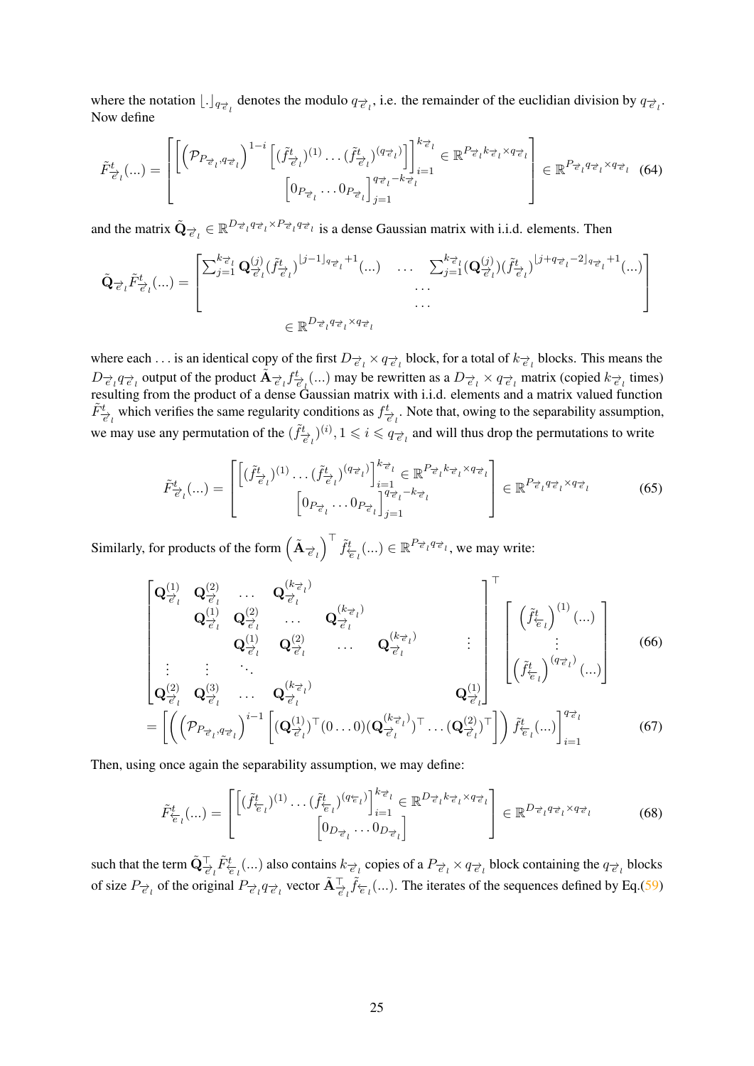where the notation $\lfloor . \rfloor_{q_{\vec{e}_l}}$ denotes the modulo $q_{\vec{e}_l}$, i.e. the remainder of the euclidian division by $q_{\vec{e}_l}$. Now define

$$\tilde{F}^t_{\vec{e}_l}(...) = \begin{bmatrix} \left[ \left( \mathcal{P}_{P_{\vec{e}_l}, q_{\vec{e}_l}} \right)^{1-i} \left[ (\tilde{f}^t_{\vec{e}_l})^{(1)} \dots (\tilde{f}^t_{\vec{e}_l})^{(q_{\vec{e}_l})} \right] \right]_{i=1}^{k_{\vec{e}_l}} \in \mathbb{R}^{P_{\vec{e}_l} k_{\vec{e}_l} \times q_{\vec{e}_l}} \\ \left[ 0_{P_{\vec{e}_l}} \dots 0_{P_{\vec{e}_l}} \right]_{j=1}^{q_{\vec{e}_l} - k_{\vec{e}_l}} \end{bmatrix} \in \mathbb{R}^{P_{\vec{e}_l} q_{\vec{e}_l} \times q_{\vec{e}_l}} \quad (64)$$

and the matrix $\tilde{\mathbf{Q}}_{\vec{e}_l} \in \mathbb{R}^{D_{\vec{e}_l} q_{\vec{e}_l} \times P_{\vec{e}_l} q_{\vec{e}_l}}$ is a dense Gaussian matrix with i.i.d. elements. Then

$$\tilde{\mathbf{Q}}_{\vec{e}_l} \tilde{F}^t_{\vec{e}_l}(...) = \begin{bmatrix} \sum_{j=1}^{k_{\vec{e}_l}} \mathbf{Q}^{(j)}_{\vec{e}_l} (\tilde{f}^t_{\vec{e}_l})^{\lfloor j-1 \rfloor_{q_{\vec{e}_l}} + 1}(...) & \dots & \sum_{j=1}^{k_{\vec{e}_l}} (\mathbf{Q}^{(j)}_{\vec{e}_l}) (\tilde{f}^t_{\vec{e}_l})^{\lfloor j + q_{\vec{e}_l} - 2 \rfloor_{q_{\vec{e}_l}} + 1}(...) \\ & \dots & \\ & \dots & \end{bmatrix}$$
$$\in \mathbb{R}^{D_{\vec{e}_l} q_{\vec{e}_l} \times q_{\vec{e}_l}}$$

where each $\dots$ is an identical copy of the first $D_{\vec{e}_l} \times q_{\vec{e}_l}$ block, for a total of $k_{\vec{e}_l}$ blocks. This means the $D_{\vec{e}_l} q_{\vec{e}_l}$ output of the product $\tilde{\mathbf{A}}_{\vec{e}_l} f^t_{\vec{e}_l}(...)$ may be rewritten as a $D_{\vec{e}_l} \times q_{\vec{e}_l}$ matrix (copied $k_{\vec{e}_l}$ times) resulting from the product of a dense Gaussian matrix with i.i.d. elements and a matrix valued function $\tilde{F}^t_{\vec{e}_l}$ which verifies the same regularity conditions as $f^t_{\vec{e}_l}$. Note that, owing to the separability assumption, we may use any permutation of the $(\tilde{f}^t_{\vec{e}_l})^{(i)}, 1 \leqslant i \leqslant q_{\vec{e}_l}$ and will thus drop the permutations to write

$$\tilde{F}^t_{\vec{e}_l}(...) = \begin{bmatrix} \left[ (\tilde{f}^t_{\vec{e}_l})^{(1)} \dots (\tilde{f}^t_{\vec{e}_l})^{(q_{\vec{e}_l})} \right]_{i=1}^{k_{\vec{e}_l}} \in \mathbb{R}^{P_{\vec{e}_l} k_{\vec{e}_l} \times q_{\vec{e}_l}} \\ \left[ 0_{P_{\vec{e}_l}} \dots 0_{P_{\vec{e}_l}} \right]_{j=1}^{q_{\vec{e}_l} - k_{\vec{e}_l}} \end{bmatrix} \in \mathbb{R}^{P_{\vec{e}_l} q_{\vec{e}_l} \times q_{\vec{e}_l}} \quad (65)$$

Similarly, for products of the form $\left( \tilde{\mathbf{A}}_{\vec{e}_l} \right)^\top \tilde{f}^t_{\overleftarrow{e}_l}(...) \in \mathbb{R}^{P_{\vec{e}_l} q_{\vec{e}_l}}$, we may write:

$$\begin{bmatrix} \mathbf{Q}^{(1)}_{\vec{e}_l} & \mathbf{Q}^{(2)}_{\vec{e}_l} & \dots & \mathbf{Q}^{(k_{\vec{e}_l})}_{\vec{e}_l} & & & \\ & \mathbf{Q}^{(1)}_{\vec{e}_l} & \mathbf{Q}^{(2)}_{\vec{e}_l} & \dots & \mathbf{Q}^{(k_{\vec{e}_l})}_{\vec{e}_l} & & \\ & & \mathbf{Q}^{(1)}_{\vec{e}_l} & \mathbf{Q}^{(2)}_{\vec{e}_l} & \dots & \mathbf{Q}^{(k_{\vec{e}_l})}_{\vec{e}_l} & \vdots \\ \vdots & \vdots & \ddots & & & & \\ \mathbf{Q}^{(2)}_{\vec{e}_l} & \mathbf{Q}^{(3)}_{\vec{e}_l} & \dots & \mathbf{Q}^{(k_{\vec{e}_l})}_{\vec{e}_l} & & & \mathbf{Q}^{(1)}_{\vec{e}_l} \end{bmatrix}^\top \begin{bmatrix} \left( \tilde{f}^t_{\overleftarrow{e}_l} \right)^{(1)}(...) \\ \vdots \\ \left( \tilde{f}^t_{\overleftarrow{e}_l} \right)^{(q_{\vec{e}_l})}(...) \end{bmatrix} \quad (66)$$

$$= \left[ \left( \left( \mathcal{P}_{P_{\vec{e}_l}, q_{\vec{e}_l}} \right)^{i-1} \left[ (\mathbf{Q}^{(1)}_{\vec{e}_l})^\top (0 \dots 0) (\mathbf{Q}^{(k_{\vec{e}_l})}_{\vec{e}_l})^\top \dots (\mathbf{Q}^{(2)}_{\vec{e}_l})^\top \right] \right) \tilde{f}^t_{\overleftarrow{e}_l}(...) \right]_{i=1}^{q_{\vec{e}_l}} \quad (67)$$

Then, using once again the separability assumption, we may define:

$$\tilde{F}^t_{\overleftarrow{e}_l}(...) = \begin{bmatrix} \left[ (\tilde{f}^t_{\overleftarrow{e}_l})^{(1)} \dots (\tilde{f}^t_{\overleftarrow{e}_l})^{(q_{\overleftarrow{e}_l})} \right]_{i=1}^{k_{\vec{e}_l}} \in \mathbb{R}^{D_{\vec{e}_l} k_{\vec{e}_l} \times q_{\vec{e}_l}} \\ \left[ 0_{D_{\vec{e}_l}} \dots 0_{D_{\vec{e}_l}} \right] \end{bmatrix} \in \mathbb{R}^{D_{\vec{e}_l} q_{\vec{e}_l} \times q_{\vec{e}_l}} \quad (68)$$

such that the term $\tilde{\mathbf{Q}}^\top_{\vec{e}_l} \tilde{F}^t_{\overleftarrow{e}_l}(...)$ also contains $k_{\vec{e}_l}$ copies of a $P_{\vec{e}_l} \times q_{\vec{e}_l}$ block containing the $q_{\vec{e}_l}$ blocks of size $P_{\vec{e}_l}$ of the original $P_{\vec{e}_l} q_{\vec{e}_l}$ vector $\tilde{\mathbf{A}}^\top_{\vec{e}_l} \tilde{f}_{\overleftarrow{e}_l}(...)$. The iterates of the sequences defined by Eq.(59)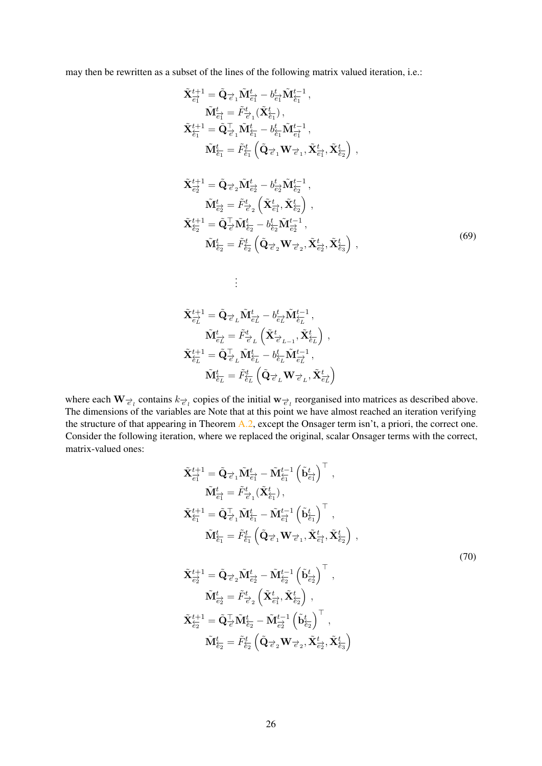may then be rewritten as a subset of the lines of the following matrix valued iteration, i.e.:

$$
\begin{aligned}
\tilde{\mathbf{X}}^{t+1}_{\overrightarrow{e_1}} &= \tilde{\mathbf{Q}}_{\overrightarrow{e}_1}\tilde{\mathbf{M}}^{t}_{\overrightarrow{e_1}} - b^{t}_{\overrightarrow{e_1}}\tilde{\mathbf{M}}^{t-1}_{\overleftarrow{e_1}}\,,\\
\tilde{\mathbf{M}}^{t}_{\overrightarrow{e_1}} &= \tilde{F}^{t}_{\overrightarrow{e}_1}(\tilde{\mathbf{X}}^{t}_{\overleftarrow{e_1}})\,,\\
\tilde{\mathbf{X}}^{t+1}_{\overleftarrow{e_1}} &= \tilde{\mathbf{Q}}^{\top}_{\overrightarrow{e}_1}\tilde{\mathbf{M}}^{t}_{\overleftarrow{e_1}} - b^{t}_{\overleftarrow{e_1}}\tilde{\mathbf{M}}^{t-1}_{\overrightarrow{e_1}}\,,\\
\tilde{\mathbf{M}}^{t}_{\overleftarrow{e_1}} &= \tilde{F}^{t}_{\overleftarrow{e_1}}\left(\tilde{\mathbf{Q}}_{\overrightarrow{e}_1}\mathbf{W}_{\overrightarrow{e}_1}, \tilde{\mathbf{X}}^{t}_{\overrightarrow{e_1}}, \tilde{\mathbf{X}}^{t}_{\overleftarrow{e_2}}\right)\,,\\[2ex]
\tilde{\mathbf{X}}^{t+1}_{\overrightarrow{e_2}} &= \tilde{\mathbf{Q}}_{\overrightarrow{e}_2}\tilde{\mathbf{M}}^{t}_{\overrightarrow{e_2}} - b^{t}_{\overrightarrow{e_2}}\tilde{\mathbf{M}}^{t-1}_{\overleftarrow{e_2}}\,,\\
\tilde{\mathbf{M}}^{t}_{\overrightarrow{e_2}} &= \tilde{F}^{t}_{\overrightarrow{e}_2}\left(\tilde{\mathbf{X}}^{t}_{\overrightarrow{e_1}}, \tilde{\mathbf{X}}^{t}_{\overleftarrow{e_2}}\right)\,,\\
\tilde{\mathbf{X}}^{t+1}_{\overleftarrow{e_2}} &= \tilde{\mathbf{Q}}^{\top}_{\overrightarrow{e}}\tilde{\mathbf{M}}^{t}_{\overleftarrow{e_2}} - b^{t}_{\overleftarrow{e_2}}\tilde{\mathbf{M}}^{t-1}_{\overrightarrow{e_2}}\,,\\
\tilde{\mathbf{M}}^{t}_{\overleftarrow{e_2}} &= \tilde{F}^{t}_{\overleftarrow{e_2}}\left(\tilde{\mathbf{Q}}_{\overrightarrow{e}_2}\mathbf{W}_{\overrightarrow{e}_2}, \tilde{\mathbf{X}}^{t}_{\overrightarrow{e_2}}, \tilde{\mathbf{X}}^{t}_{\overleftarrow{e_3}}\right)\,,\\
&\;\;\vdots\\
\tilde{\mathbf{X}}^{t+1}_{\overrightarrow{e_L}} &= \tilde{\mathbf{Q}}_{\overrightarrow{e}_L}\tilde{\mathbf{M}}^{t}_{\overrightarrow{e_L}} - b^{t}_{\overrightarrow{e_L}}\tilde{\mathbf{M}}^{t-1}_{\overleftarrow{e_L}}\,,\\
\tilde{\mathbf{M}}^{t}_{\overrightarrow{e_L}} &= \tilde{F}^{t}_{\overrightarrow{e}_L}\left(\tilde{\mathbf{X}}^{t}_{\overrightarrow{e}_{L-1}}, \tilde{\mathbf{X}}^{t}_{\overleftarrow{e_L}}\right)\,,\\
\tilde{\mathbf{X}}^{t+1}_{\overleftarrow{e_L}} &= \tilde{\mathbf{Q}}^{\top}_{\overrightarrow{e}_L}\tilde{\mathbf{M}}^{t}_{\overleftarrow{e_L}} - b^{t}_{\overleftarrow{e_L}}\tilde{\mathbf{M}}^{t-1}_{\overrightarrow{e_L}}\,,\\
\tilde{\mathbf{M}}^{t}_{\overleftarrow{e_L}} &= \tilde{F}^{t}_{\overleftarrow{e_L}}\left(\tilde{\mathbf{Q}}_{\overrightarrow{e}_L}\mathbf{W}_{\overrightarrow{e}_L}, \tilde{\mathbf{X}}^{t}_{\overrightarrow{e_L}}\right)
\end{aligned}
\tag{69}
$$

where each $\mathbf{W}_{\overrightarrow{e}_l}$ contains $k_{\overrightarrow{e}_l}$ copies of the initial $\mathbf{w}_{\overrightarrow{e}_l}$ reorganised into matrices as described above. The dimensions of the variables are Note that at this point we have almost reached an iteration verifying the structure of that appearing in Theorem A.2, except the Onsager term isn't, a priori, the correct one. Consider the following iteration, where we replaced the original, scalar Onsager terms with the correct, matrix-valued ones:

$$
\begin{aligned}
\tilde{\mathbf{X}}^{t+1}_{\overrightarrow{e_1}} &= \tilde{\mathbf{Q}}_{\overrightarrow{e}_1}\tilde{\mathbf{M}}^{t}_{\overrightarrow{e_1}} - \tilde{\mathbf{M}}^{t-1}_{\overleftarrow{e_1}}\left(\tilde{\mathbf{b}}^{t}_{\overrightarrow{e_1}}\right)^{\top}\,,\\
\tilde{\mathbf{M}}^{t}_{\overrightarrow{e_1}} &= \tilde{F}^{t}_{\overrightarrow{e}_1}(\tilde{\mathbf{X}}^{t}_{\overleftarrow{e_1}})\,,\\
\tilde{\mathbf{X}}^{t+1}_{\overleftarrow{e_1}} &= \tilde{\mathbf{Q}}^{\top}_{\overrightarrow{e}_1}\tilde{\mathbf{M}}^{t}_{\overleftarrow{e_1}} - \tilde{\mathbf{M}}^{t-1}_{\overrightarrow{e_1}}\left(\tilde{\mathbf{b}}^{t}_{\overleftarrow{e_1}}\right)^{\top}\,,\\
\tilde{\mathbf{M}}^{t}_{\overleftarrow{e_1}} &= \tilde{F}^{t}_{\overleftarrow{e_1}}\left(\tilde{\mathbf{Q}}_{\overrightarrow{e}_1}\mathbf{W}_{\overrightarrow{e}_1}, \tilde{\mathbf{X}}^{t}_{\overrightarrow{e_1}}, \tilde{\mathbf{X}}^{t}_{\overleftarrow{e_2}}\right)\,,\\[2ex]
\tilde{\mathbf{X}}^{t+1}_{\overrightarrow{e_2}} &= \tilde{\mathbf{Q}}_{\overrightarrow{e}_2}\tilde{\mathbf{M}}^{t}_{\overrightarrow{e_2}} - \tilde{\mathbf{M}}^{t-1}_{\overleftarrow{e_2}}\left(\tilde{\mathbf{b}}^{t}_{\overrightarrow{e_2}}\right)^{\top}\,,\\
\tilde{\mathbf{M}}^{t}_{\overrightarrow{e_2}} &= \tilde{F}^{t}_{\overrightarrow{e}_2}\left(\tilde{\mathbf{X}}^{t}_{\overrightarrow{e_1}}, \tilde{\mathbf{X}}^{t}_{\overleftarrow{e_2}}\right)\,,\\
\tilde{\mathbf{X}}^{t+1}_{\overleftarrow{e_2}} &= \tilde{\mathbf{Q}}^{\top}_{\overrightarrow{e}}\tilde{\mathbf{M}}^{t}_{\overleftarrow{e_2}} - \tilde{\mathbf{M}}^{t-1}_{\overrightarrow{e_2}}\left(\tilde{\mathbf{b}}^{t}_{\overleftarrow{e_2}}\right)^{\top}\,,\\
\tilde{\mathbf{M}}^{t}_{\overleftarrow{e_2}} &= \tilde{F}^{t}_{\overleftarrow{e_2}}\left(\tilde{\mathbf{Q}}_{\overrightarrow{e}_2}\mathbf{W}_{\overrightarrow{e}_2}, \tilde{\mathbf{X}}^{t}_{\overrightarrow{e_2}}, \tilde{\mathbf{X}}^{t}_{\overleftarrow{e_3}}\right)
\end{aligned}
\tag{70}
$$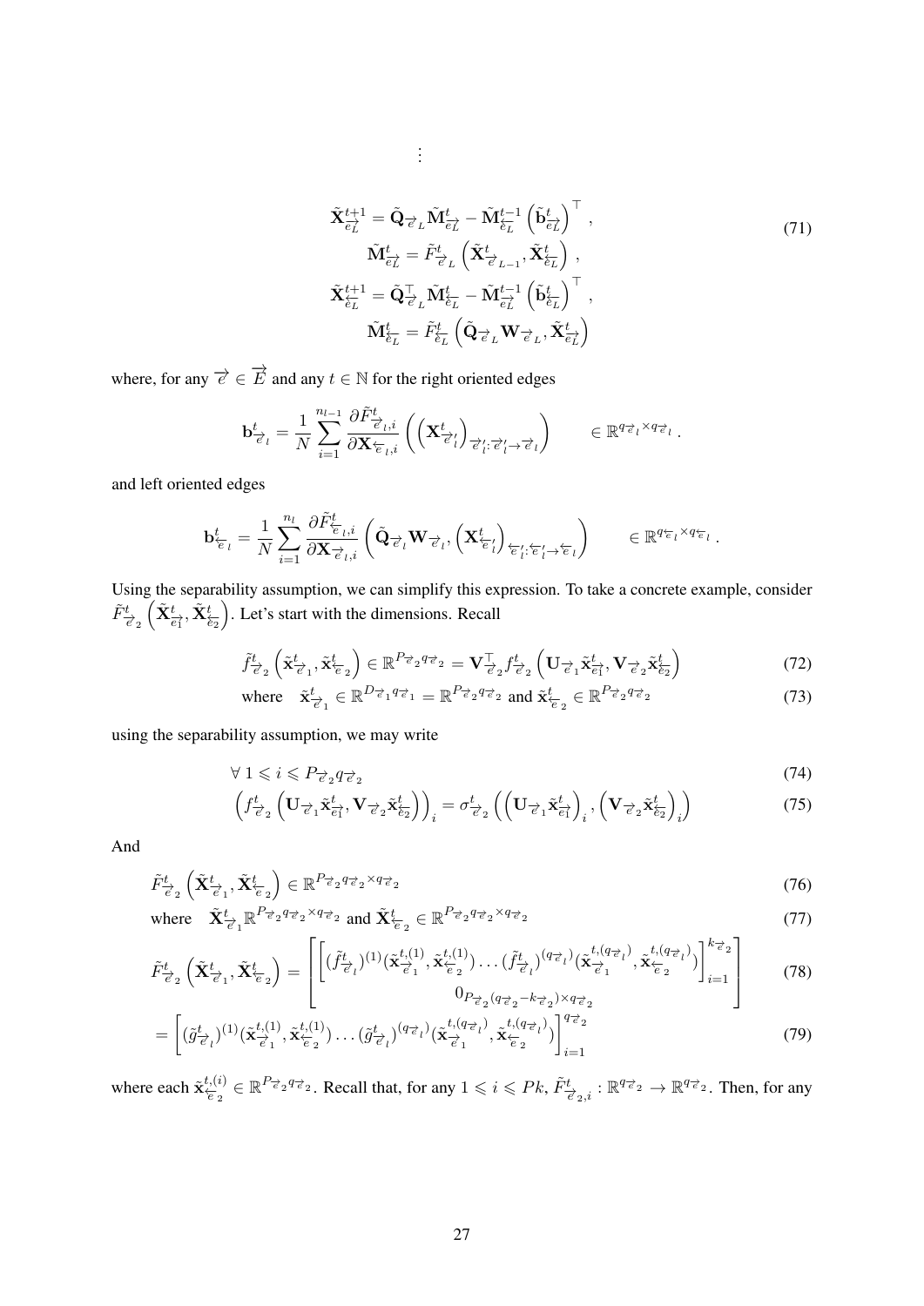$$\vdots$$

$$
\begin{aligned}
\tilde{\mathbf{X}}^{t+1}_{\overrightarrow{e_L}} &= \tilde{\mathbf{Q}}_{\overrightarrow{e}_L} \tilde{\mathbf{M}}^{t}_{\overrightarrow{e_L}} - \tilde{\mathbf{M}}^{t-1}_{\overleftarrow{e_L}} \left(\tilde{\mathbf{b}}^{t}_{\overrightarrow{e_L}}\right)^\top , \\
\tilde{\mathbf{M}}^{t}_{\overrightarrow{e_L}} &= \tilde{F}^{t}_{\overrightarrow{e}_L} \left(\tilde{\mathbf{X}}^{t}_{\overrightarrow{e}_{L-1}}, \tilde{\mathbf{X}}^{t}_{\overleftarrow{e_L}}\right) , \\
\tilde{\mathbf{X}}^{t+1}_{\overleftarrow{e_L}} &= \tilde{\mathbf{Q}}^\top_{\overrightarrow{e}_L} \tilde{\mathbf{M}}^{t}_{\overleftarrow{e_L}} - \tilde{\mathbf{M}}^{t-1}_{\overrightarrow{e_L}} \left(\tilde{\mathbf{b}}^{t}_{\overleftarrow{e_L}}\right)^\top , \\
\tilde{\mathbf{M}}^{t}_{\overleftarrow{e_L}} &= \tilde{F}^{t}_{\overleftarrow{e_L}} \left(\tilde{\mathbf{Q}}_{\overrightarrow{e}_L} \mathbf{W}_{\overrightarrow{e}_L}, \tilde{\mathbf{X}}^{t}_{\overrightarrow{e_L}}\right)
\end{aligned}
\tag{71}
$$

where, for any $\overrightarrow{e} \in \overrightarrow{E}$ and any $t \in \mathbb{N}$ for the right oriented edges

$$
\mathbf{b}^{t}_{\overrightarrow{e}_l} = \frac{1}{N} \sum_{i=1}^{n_{l-1}} \frac{\partial \tilde{F}^{t}_{\overrightarrow{e}_l, i}}{\partial \mathbf{X}_{\overleftarrow{e}_l, i}} \left( \left(\mathbf{X}^{t}_{\overrightarrow{e}'_l}\right)_{\overrightarrow{e}'_l : \overrightarrow{e}'_l \to \overrightarrow{e}_l} \right) \qquad \in \mathbb{R}^{q_{\overrightarrow{e}_l} \times q_{\overrightarrow{e}_l}} .
$$

and left oriented edges

$$
\mathbf{b}^{t}_{\overleftarrow{e}_l} = \frac{1}{N} \sum_{i=1}^{n_l} \frac{\partial \tilde{F}^{t}_{\overleftarrow{e}_l, i}}{\partial \mathbf{X}_{\overrightarrow{e}_l, i}} \left( \tilde{\mathbf{Q}}_{\overrightarrow{e}_l} \mathbf{W}_{\overrightarrow{e}_l}, \left(\mathbf{X}^{t}_{\overleftarrow{e}'_l}\right)_{\overleftarrow{e}'_l : \overleftarrow{e}'_l \to \overleftarrow{e}_l} \right) \qquad \in \mathbb{R}^{q_{\overleftarrow{e}_l} \times q_{\overleftarrow{e}_l}} .
$$

Using the separability assumption, we can simplify this expression. To take a concrete example, consider $\tilde{F}^{t}_{\overrightarrow{e}_2}\left(\tilde{\mathbf{X}}^{t}_{\overrightarrow{e_1}}, \tilde{\mathbf{X}}^{t}_{\overleftarrow{e_2}}\right)$. Let's start with the dimensions. Recall

$$
\tilde{f}^{t}_{\overrightarrow{e}_2}\left(\tilde{\mathbf{x}}^{t}_{\overrightarrow{e}_1}, \tilde{\mathbf{x}}^{t}_{\overleftarrow{e}_2}\right) \in \mathbb{R}^{P_{\overrightarrow{e}_2} q_{\overrightarrow{e}_2}} = \mathbf{V}^\top_{\overrightarrow{e}_2} f^{t}_{\overrightarrow{e}_2}\left(\mathbf{U}_{\overrightarrow{e}_1} \tilde{\mathbf{x}}^{t}_{\overrightarrow{e_1}}, \mathbf{V}_{\overrightarrow{e}_2} \tilde{\mathbf{x}}^{t}_{\overleftarrow{e_2}}\right) \tag{72}
$$

$$
\text{where} \quad \tilde{\mathbf{x}}^{t}_{\overrightarrow{e}_1} \in \mathbb{R}^{D_{\overrightarrow{e}_1} q_{\overrightarrow{e}_1}} = \mathbb{R}^{P_{\overrightarrow{e}_2} q_{\overrightarrow{e}_2}} \text{ and } \tilde{\mathbf{x}}^{t}_{\overleftarrow{e}_2} \in \mathbb{R}^{P_{\overrightarrow{e}_2} q_{\overrightarrow{e}_2}} \tag{73}
$$

using the separability assumption, we may write

$$
\forall\ 1 \leqslant i \leqslant P_{\overrightarrow{e}_2} q_{\overrightarrow{e}_2} \tag{74}
$$

$$
\left(f^{t}_{\overrightarrow{e}_2}\left(\mathbf{U}_{\overrightarrow{e}_1} \tilde{\mathbf{x}}^{t}_{\overrightarrow{e_1}}, \mathbf{V}_{\overrightarrow{e}_2} \tilde{\mathbf{x}}^{t}_{\overleftarrow{e_2}}\right)\right)_i = \sigma^{t}_{\overrightarrow{e}_2}\left(\left(\mathbf{U}_{\overrightarrow{e}_1} \tilde{\mathbf{x}}^{t}_{\overrightarrow{e_1}}\right)_i, \left(\mathbf{V}_{\overrightarrow{e}_2} \tilde{\mathbf{x}}^{t}_{\overleftarrow{e_2}}\right)_i\right) \tag{75}
$$

And

$$
\tilde{F}^{t}_{\overrightarrow{e}_2}\left(\tilde{\mathbf{X}}^{t}_{\overrightarrow{e}_1}, \tilde{\mathbf{X}}^{t}_{\overleftarrow{e}_2}\right) \in \mathbb{R}^{P_{\overrightarrow{e}_2} q_{\overrightarrow{e}_2} \times q_{\overrightarrow{e}_2}} \tag{76}
$$

$$
\text{where} \quad \tilde{\mathbf{X}}^{t}_{\overrightarrow{e}_1} \mathbb{R}^{P_{\overrightarrow{e}_2} q_{\overrightarrow{e}_2} \times q_{\overrightarrow{e}_2}} \text{ and } \tilde{\mathbf{X}}^{t}_{\overleftarrow{e}_2} \in \mathbb{R}^{P_{\overrightarrow{e}_2} q_{\overrightarrow{e}_2} \times q_{\overrightarrow{e}_2}} \tag{77}
$$

$$
\tilde{F}^{t}_{\overrightarrow{e}_2}\left(\tilde{\mathbf{X}}^{t}_{\overrightarrow{e}_1}, \tilde{\mathbf{X}}^{t}_{\overleftarrow{e}_2}\right) = \begin{bmatrix} \left[ (\tilde{f}^{t}_{\overrightarrow{e}_l})^{(1)}(\tilde{\mathbf{x}}^{t,(1)}_{\overrightarrow{e}_1}, \tilde{\mathbf{x}}^{t,(1)}_{\overleftarrow{e}_2}) \dots (\tilde{f}^{t}_{\overrightarrow{e}_l})^{(q_{\overrightarrow{e}_l})}(\tilde{\mathbf{x}}^{t,(q_{\overrightarrow{e}_l})}_{\overrightarrow{e}_1}, \tilde{\mathbf{x}}^{t,(q_{\overrightarrow{e}_l})}_{\overleftarrow{e}_2}) \right]_{i=1}^{k_{\overrightarrow{e}_2}} \\ 0_{P_{\overrightarrow{e}_2}(q_{\overrightarrow{e}_2} - k_{\overrightarrow{e}_2}) \times q_{\overrightarrow{e}_2}} \end{bmatrix} \tag{78}
$$

$$
= \left[ (\tilde{g}^{t}_{\overrightarrow{e}_l})^{(1)}(\tilde{\mathbf{x}}^{t,(1)}_{\overrightarrow{e}_1}, \tilde{\mathbf{x}}^{t,(1)}_{\overleftarrow{e}_2}) \dots (\tilde{g}^{t}_{\overrightarrow{e}_l})^{(q_{\overrightarrow{e}_l})}(\tilde{\mathbf{x}}^{t,(q_{\overrightarrow{e}_l})}_{\overrightarrow{e}_1}, \tilde{\mathbf{x}}^{t,(q_{\overrightarrow{e}_l})}_{\overleftarrow{e}_2}) \right]_{i=1}^{q_{\overrightarrow{e}_2}} \tag{79}
$$

where each $\tilde{\mathbf{x}}^{t,(i)}_{\overleftarrow{e}_2} \in \mathbb{R}^{P_{\overrightarrow{e}_2} q_{\overrightarrow{e}_2}}$. Recall that, for any $1 \leqslant i \leqslant Pk$, $\tilde{F}^{t}_{\overrightarrow{e}_2, i} : \mathbb{R}^{q_{\overrightarrow{e}_2}} \to \mathbb{R}^{q_{\overrightarrow{e}_2}}$. Then, for any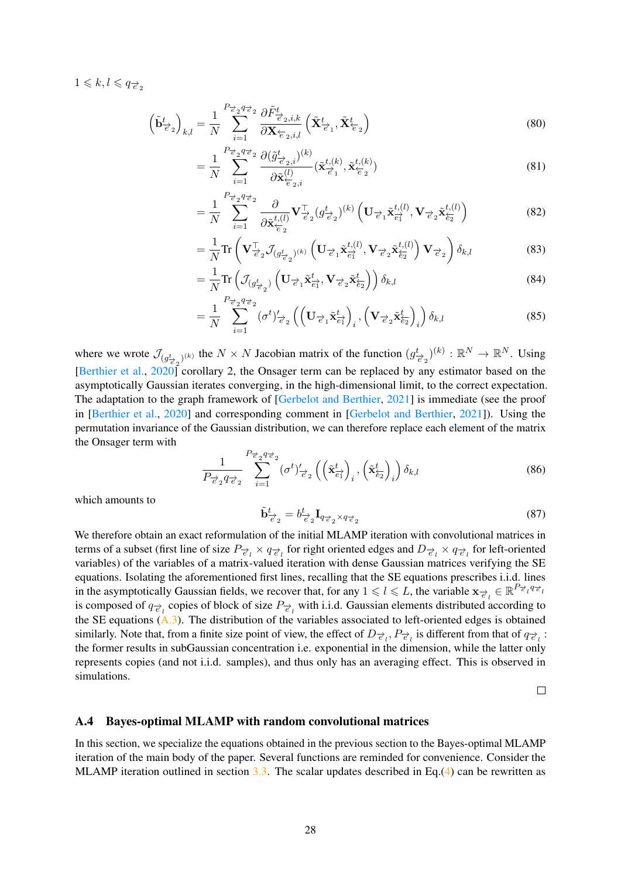$1 \leqslant k, l \leqslant q_{\overrightarrow{e}_2}$

$$\left(\tilde{\mathbf{b}}^t_{\overrightarrow{e}_2}\right)_{k,l} = \frac{1}{N} \sum_{i=1}^{P_{\overrightarrow{e}_2} q_{\overrightarrow{e}_2}} \frac{\partial \tilde{F}^t_{\overrightarrow{e}_2,i,k}}{\partial \mathbf{X}_{\overleftarrow{e}_2,i,l}} \left(\tilde{\mathbf{X}}^t_{\overrightarrow{e}_1}, \tilde{\mathbf{X}}^t_{\overleftarrow{e}_2}\right) \tag{80}$$

$$= \frac{1}{N} \sum_{i=1}^{P_{\overrightarrow{e}_2} q_{\overrightarrow{e}_2}} \frac{\partial (\tilde{g}^t_{\overrightarrow{e}_2,i})^{(k)}}{\partial \tilde{\mathbf{x}}^{(l)}_{\overleftarrow{e}_2,i}} (\tilde{\mathbf{x}}^{t,(k)}_{\overrightarrow{e}_1}, \tilde{\mathbf{x}}^{t,(k)}_{\overleftarrow{e}_2}) \tag{81}$$

$$= \frac{1}{N} \sum_{i=1}^{P_{\overrightarrow{e}_2} q_{\overrightarrow{e}_2}} \frac{\partial}{\partial \tilde{\mathbf{x}}^{t,(l)}_{\overleftarrow{e}_2}} \mathbf{V}^\top_{\overrightarrow{e}_2} (g^t_{\overrightarrow{e}_2})^{(k)} \left(\mathbf{U}_{\overrightarrow{e}_1} \tilde{\mathbf{x}}^{t,(l)}_{\overrightarrow{e1}}, \mathbf{V}_{\overrightarrow{e}_2} \tilde{\mathbf{x}}^{t,(l)}_{\overleftarrow{e2}}\right) \tag{82}$$

$$= \frac{1}{N} \mathrm{Tr}\left(\mathbf{V}^\top_{\overrightarrow{e}_2} \mathcal{J}_{(g^t_{\overrightarrow{e}_2})^{(k)}} \left(\mathbf{U}_{\overrightarrow{e}_1} \tilde{\mathbf{x}}^{t,(l)}_{\overrightarrow{e1}}, \mathbf{V}_{\overrightarrow{e}_2} \tilde{\mathbf{x}}^{t,(l)}_{\overleftarrow{e2}}\right) \mathbf{V}_{\overrightarrow{e}_2}\right) \delta_{k,l} \tag{83}$$

$$= \frac{1}{N} \mathrm{Tr}\left(\mathcal{J}_{(g^t_{\overrightarrow{e}_2})} \left(\mathbf{U}_{\overrightarrow{e}_1} \tilde{\mathbf{x}}^{t}_{\overrightarrow{e1}}, \mathbf{V}_{\overrightarrow{e}_2} \tilde{\mathbf{x}}^{t}_{\overleftarrow{e2}}\right)\right) \delta_{k,l} \tag{84}$$

$$= \frac{1}{N} \sum_{i=1}^{P_{\overrightarrow{e}_2} q_{\overrightarrow{e}_2}} (\sigma^t)'_{\overrightarrow{e}_2} \left(\left(\mathbf{U}_{\overrightarrow{e}_1} \tilde{\mathbf{x}}^{t}_{\overrightarrow{e1}}\right)_i, \left(\mathbf{V}_{\overrightarrow{e}_2} \tilde{\mathbf{x}}^{t}_{\overleftarrow{e2}}\right)_i\right) \delta_{k,l} \tag{85}$$

where we wrote $\mathcal{J}_{(g^t_{\overrightarrow{e}_2})^{(k)}}$ the $N \times N$ Jacobian matrix of the function $(g^t_{\overrightarrow{e}_2})^{(k)} : \mathbb{R}^N \to \mathbb{R}^N$. Using [Berthier et al., 2020] corollary 2, the Onsager term can be replaced by any estimator based on the asymptotically Gaussian iterates converging, in the high-dimensional limit, to the correct expectation. The adaptation to the graph framework of [Gerbelot and Berthier, 2021] is immediate (see the proof in [Berthier et al., 2020] and corresponding comment in [Gerbelot and Berthier, 2021]). Using the permutation invariance of the Gaussian distribution, we can therefore replace each element of the matrix the Onsager term with

$$\frac{1}{P_{\overrightarrow{e}_2} q_{\overrightarrow{e}_2}} \sum_{i=1}^{P_{\overrightarrow{e}_2} q_{\overrightarrow{e}_2}} (\sigma^t)'_{\overrightarrow{e}_2} \left(\left(\tilde{\mathbf{x}}^{t}_{\overrightarrow{e1}}\right)_i, \left(\tilde{\mathbf{x}}^{t}_{\overleftarrow{e2}}\right)_i\right) \delta_{k,l} \tag{86}$$

which amounts to

$$\tilde{\mathbf{b}}^t_{\overrightarrow{e}_2} = b^t_{\overrightarrow{e}_2} \mathbf{I}_{q_{\overrightarrow{e}_2} \times q_{\overrightarrow{e}_2}} \tag{87}$$

We therefore obtain an exact reformulation of the initial MLAMP iteration with convolutional matrices in terms of a subset (first line of size $P_{\overrightarrow{e}_l} \times q_{\overrightarrow{e}_l}$ for right oriented edges and $D_{\overrightarrow{e}_l} \times q_{\overrightarrow{e}_l}$ for left-oriented variables) of the variables of a matrix-valued iteration with dense Gaussian matrices verifying the SE equations. Isolating the aforementioned first lines, recalling that the SE equations prescribes i.i.d. lines in the asymptotically Gaussian fields, we recover that, for any $1 \leqslant l \leqslant L$, the variable $\mathbf{x}_{\overrightarrow{e}_l} \in \mathbb{R}^{P_{\overrightarrow{e}_l} q_{\overrightarrow{e}_l}}$ is composed of $q_{\overrightarrow{e}_l}$ copies of block of size $P_{\overrightarrow{e}_l}$ with i.i.d. Gaussian elements distributed according to the SE equations (A.3). The distribution of the variables associated to left-oriented edges is obtained similarly. Note that, from a finite size point of view, the effect of $D_{\overrightarrow{e}_l}, P_{\overrightarrow{e}_l}$ is different from that of $q_{\overrightarrow{e}_l}$ : the former results in subGaussian concentration i.e. exponential in the dimension, while the latter only represents copies (and not i.i.d. samples), and thus only has an averaging effect. This is observed in simulations.

□

### A.4 Bayes-optimal MLAMP with random convolutional matrices

In this section, we specialize the equations obtained in the previous section to the Bayes-optimal MLAMP iteration of the main body of the paper. Several functions are reminded for convenience. Consider the MLAMP iteration outlined in section 3.3. The scalar updates described in Eq.(4) can be rewritten as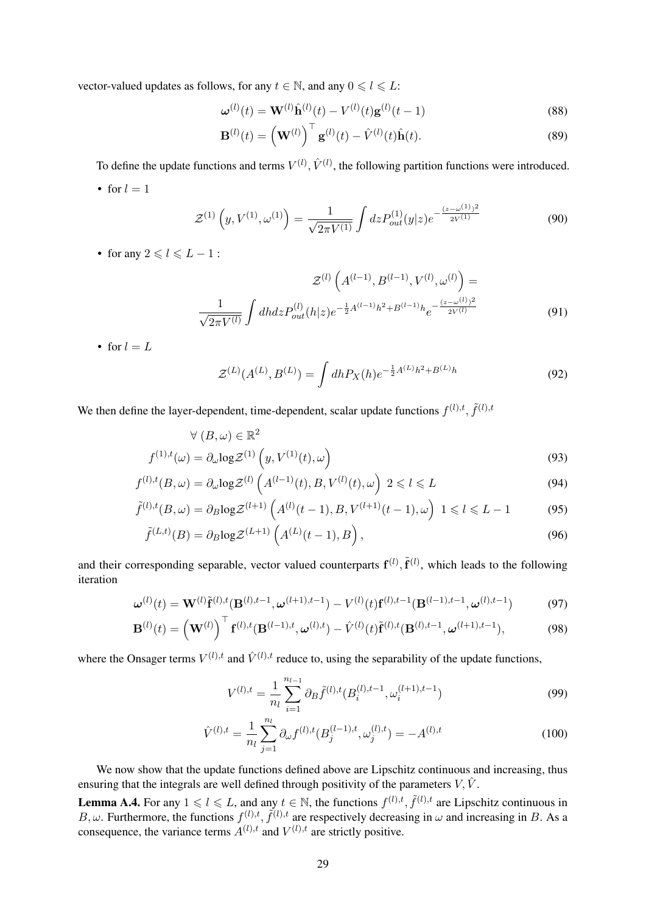vector-valued updates as follows, for any $t \in \mathbb{N}$, and any $0 \leqslant l \leqslant L$:

$$\boldsymbol{\omega}^{(l)}(t) = \mathbf{W}^{(l)}\hat{\mathbf{h}}^{(l)}(t) - V^{(l)}(t)\mathbf{g}^{(l)}(t-1) \tag{88}$$

$$\mathbf{B}^{(l)}(t) = \left(\mathbf{W}^{(l)}\right)^{\top}\mathbf{g}^{(l)}(t) - \hat{V}^{(l)}(t)\hat{\mathbf{h}}(t). \tag{89}$$

To define the update functions and terms $V^{(l)}, \hat{V}^{(l)}$, the following partition functions were introduced.

- for $l = 1$

$$\mathcal{Z}^{(1)}\left(y, V^{(1)}, \omega^{(1)}\right) = \frac{1}{\sqrt{2\pi V^{(1)}}}\int dz P_{out}^{(1)}(y|z)e^{-\frac{(z-\omega^{(1)})^2}{2V^{(1)}}} \tag{90}$$

- for any $2 \leqslant l \leqslant L-1$ :

$$\mathcal{Z}^{(l)}\left(A^{(l-1)}, B^{(l-1)}, V^{(l)}, \omega^{(l)}\right) = \frac{1}{\sqrt{2\pi V^{(l)}}}\int dhdz P_{out}^{(l)}(h|z)e^{-\frac{1}{2}A^{(l-1)}h^2 + B^{(l-1)}h}e^{-\frac{(z-\omega^{(l)})^2}{2V^{(l)}}} \tag{91}$$

- for $l = L$

$$\mathcal{Z}^{(L)}(A^{(L)}, B^{(L)}) = \int dh P_X(h)e^{-\frac{1}{2}A^{(L)}h^2 + B^{(L)}h} \tag{92}$$

We then define the layer-dependent, time-dependent, scalar update functions $f^{(l),t}, \tilde{f}^{(l),t}$

$$\forall\ (B, \omega) \in \mathbb{R}^2$$

$$f^{(1),t}(\omega) = \partial_\omega \log\mathcal{Z}^{(1)}\left(y, V^{(1)}(t), \omega\right) \tag{93}$$

$$f^{(l),t}(B, \omega) = \partial_\omega \log\mathcal{Z}^{(l)}\left(A^{(l-1)}(t), B, V^{(l)}(t), \omega\right)\ 2 \leqslant l \leqslant L \tag{94}$$

$$\tilde{f}^{(l),t}(B, \omega) = \partial_B \log\mathcal{Z}^{(l+1)}\left(A^{(l)}(t-1), B, V^{(l+1)}(t-1), \omega\right)\ 1 \leqslant l \leqslant L-1 \tag{95}$$

$$\tilde{f}^{(L,t)}(B) = \partial_B \log\mathcal{Z}^{(L+1)}\left(A^{(L)}(t-1), B\right), \tag{96}$$

and their corresponding separable, vector valued counterparts $\mathbf{f}^{(l)}, \tilde{\mathbf{f}}^{(l)}$, which leads to the following iteration

$$\boldsymbol{\omega}^{(l)}(t) = \mathbf{W}^{(l)}\tilde{\mathbf{f}}^{(l),t}(\mathbf{B}^{(l),t-1}, \boldsymbol{\omega}^{(l+1),t-1}) - V^{(l)}(t)\mathbf{f}^{(l),t-1}(\mathbf{B}^{(l-1),t-1}, \boldsymbol{\omega}^{(l),t-1}) \tag{97}$$

$$\mathbf{B}^{(l)}(t) = \left(\mathbf{W}^{(l)}\right)^{\top}\mathbf{f}^{(l),t}(\mathbf{B}^{(l-1),t}, \boldsymbol{\omega}^{(l),t}) - \hat{V}^{(l)}(t)\tilde{\mathbf{f}}^{(l),t}(\mathbf{B}^{(l),t-1}, \boldsymbol{\omega}^{(l+1),t-1}), \tag{98}$$

where the Onsager terms $V^{(l),t}$ and $\hat{V}^{(l),t}$ reduce to, using the separability of the update functions,

$$V^{(l),t} = \frac{1}{n_l}\sum_{i=1}^{n_{l-1}}\partial_B \tilde{f}^{(l),t}(B_i^{(l),t-1}, \omega_i^{(l+1),t-1}) \tag{99}$$

$$\hat{V}^{(l),t} = \frac{1}{n_l}\sum_{j=1}^{n_l}\partial_\omega f^{(l),t}(B_j^{(l-1),t}, \omega_j^{(l),t}) = -A^{(l),t} \tag{100}$$

We now show that the update functions defined above are Lipschitz continuous and increasing, thus ensuring that the integrals are well defined through positivity of the parameters $V, \hat{V}$.

**Lemma A.4.** *For any $1 \leqslant l \leqslant L$, and any $t \in \mathbb{N}$, the functions $f^{(l),t}, \tilde{f}^{(l),t}$ are Lipschitz continuous in $B, \omega$. Furthermore, the functions $f^{(l),t}, \tilde{f}^{(l),t}$ are respectively decreasing in $\omega$ and increasing in $B$. As a consequence, the variance terms $A^{(l),t}$ and $V^{(l),t}$ are strictly positive.*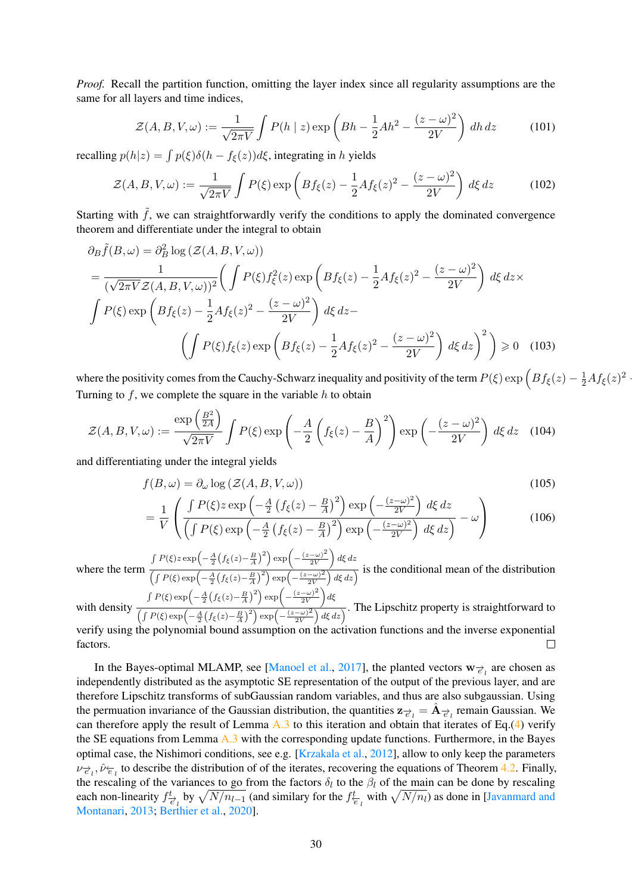*Proof.* Recall the partition function, omitting the layer index since all regularity assumptions are the same for all layers and time indices,

$$\mathcal{Z}(A,B,V,\omega) := \frac{1}{\sqrt{2\pi V}} \int P(h \mid z) \exp\left(Bh - \frac{1}{2}Ah^2 - \frac{(z-\omega)^2}{2V}\right) dh\, dz \tag{101}$$

recalling $p(h|z) = \int p(\xi)\delta(h - f_\xi(z))d\xi$, integrating in $h$ yields

$$\mathcal{Z}(A,B,V,\omega) := \frac{1}{\sqrt{2\pi V}} \int P(\xi) \exp\left(Bf_\xi(z) - \frac{1}{2}Af_\xi(z)^2 - \frac{(z-\omega)^2}{2V}\right) d\xi\, dz \tag{102}$$

Starting with $\tilde{f}$, we can straightforwardly verify the conditions to apply the dominated convergence theorem and differentiate under the integral to obtain

$$\begin{aligned}
&\partial_B \tilde{f}(B,\omega) = \partial_B^2 \log\left(\mathcal{Z}(A,B,V,\omega)\right) \\
&= \frac{1}{(\sqrt{2\pi V}\mathcal{Z}(A,B,V,\omega))^2}\Bigg(\int P(\xi) f_\xi^2(z) \exp\left(Bf_\xi(z) - \frac{1}{2}Af_\xi(z)^2 - \frac{(z-\omega)^2}{2V}\right) d\xi\, dz \times \\
&\int P(\xi) \exp\left(Bf_\xi(z) - \frac{1}{2}Af_\xi(z)^2 - \frac{(z-\omega)^2}{2V}\right) d\xi\, dz - \\
&\qquad \left(\int P(\xi) f_\xi(z) \exp\left(Bf_\xi(z) - \frac{1}{2}Af_\xi(z)^2 - \frac{(z-\omega)^2}{2V}\right) d\xi\, dz\right)^2\Bigg) \geqslant 0
\end{aligned} \tag{103}$$

where the positivity comes from the Cauchy-Schwarz inequality and positivity of the term $P(\xi)\exp\left(Bf_\xi(z) - \frac{1}{2}Af_\xi(z)^2 -\right.$ Turning to $f$, we complete the square in the variable $h$ to obtain

$$\mathcal{Z}(A,B,V,\omega) := \frac{\exp\left(\frac{B^2}{2A}\right)}{\sqrt{2\pi V}} \int P(\xi) \exp\left(-\frac{A}{2}\left(f_\xi(z) - \frac{B}{A}\right)^2\right) \exp\left(-\frac{(z-\omega)^2}{2V}\right) d\xi\, dz \tag{104}$$

and differentiating under the integral yields

$$f(B,\omega) = \partial_\omega \log\left(\mathcal{Z}(A,B,V,\omega)\right) \tag{105}$$

$$= \frac{1}{V}\left(\frac{\int P(\xi) z \exp\left(-\frac{A}{2}\left(f_\xi(z) - \frac{B}{A}\right)^2\right) \exp\left(-\frac{(z-\omega)^2}{2V}\right) d\xi\, dz}{\left(\int P(\xi) \exp\left(-\frac{A}{2}\left(f_\xi(z) - \frac{B}{A}\right)^2\right) \exp\left(-\frac{(z-\omega)^2}{2V}\right) d\xi\, dz\right)} - \omega\right) \tag{106}$$

where the term $\frac{\int P(\xi) z \exp\left(-\frac{A}{2}\left(f_\xi(z) - \frac{B}{A}\right)^2\right) \exp\left(-\frac{(z-\omega)^2}{2V}\right) d\xi\, dz}{\left(\int P(\xi) \exp\left(-\frac{A}{2}\left(f_\xi(z) - \frac{B}{A}\right)^2\right) \exp\left(-\frac{(z-\omega)^2}{2V}\right) d\xi\, dz\right)}$ is the conditional mean of the distribution with density $\frac{\int P(\xi) \exp\left(-\frac{A}{2}\left(f_\xi(z) - \frac{B}{A}\right)^2\right) \exp\left(-\frac{(z-\omega)^2}{2V}\right) d\xi}{\left(\int P(\xi) \exp\left(-\frac{A}{2}\left(f_\xi(z) - \frac{B}{A}\right)^2\right) \exp\left(-\frac{(z-\omega)^2}{2V}\right) d\xi\, dz\right)}$. The Lipschitz property is straightforward to verify using the polynomial bound assumption on the activation functions and the inverse exponential factors. □

In the Bayes-optimal MLAMP, see [Manoel et al., 2017], the planted vectors $\mathbf{w}_{\overrightarrow{e}_l}$ are chosen as independently distributed as the asymptotic SE representation of the output of the previous layer, and are therefore Lipschitz transforms of subGaussian random variables, and thus are also subgaussian. Using the permuation invariance of the Gaussian distribution, the quantities $\mathbf{z}_{\overrightarrow{e}_l} = \hat{\mathbf{A}}_{\overrightarrow{e}_l}$ remain Gaussian. We can therefore apply the result of Lemma A.3 to this iteration and obtain that iterates of Eq.(4) verify the SE equations from Lemma A.3 with the corresponding update functions. Furthermore, in the Bayes optimal case, the Nishimori conditions, see e.g. [Krzakala et al., 2012], allow to only keep the parameters $\nu_{\overrightarrow{e}_l}, \hat{\nu}_{\overleftarrow{e}_l}$ to describe the distribution of of the iterates, recovering the equations of Theorem 4.2. Finally, the rescaling of the variances to go from the factors $\delta_l$ to the $\beta_l$ of the main can be done by rescaling each non-linearity $f^t_{\overrightarrow{e}_l}$ by $\sqrt{N/n_{l-1}}$ (and similary for the $f^t_{\overleftarrow{e}_l}$ with $\sqrt{N/n_l}$) as done in [Javanmard and Montanari, 2013; Berthier et al., 2020].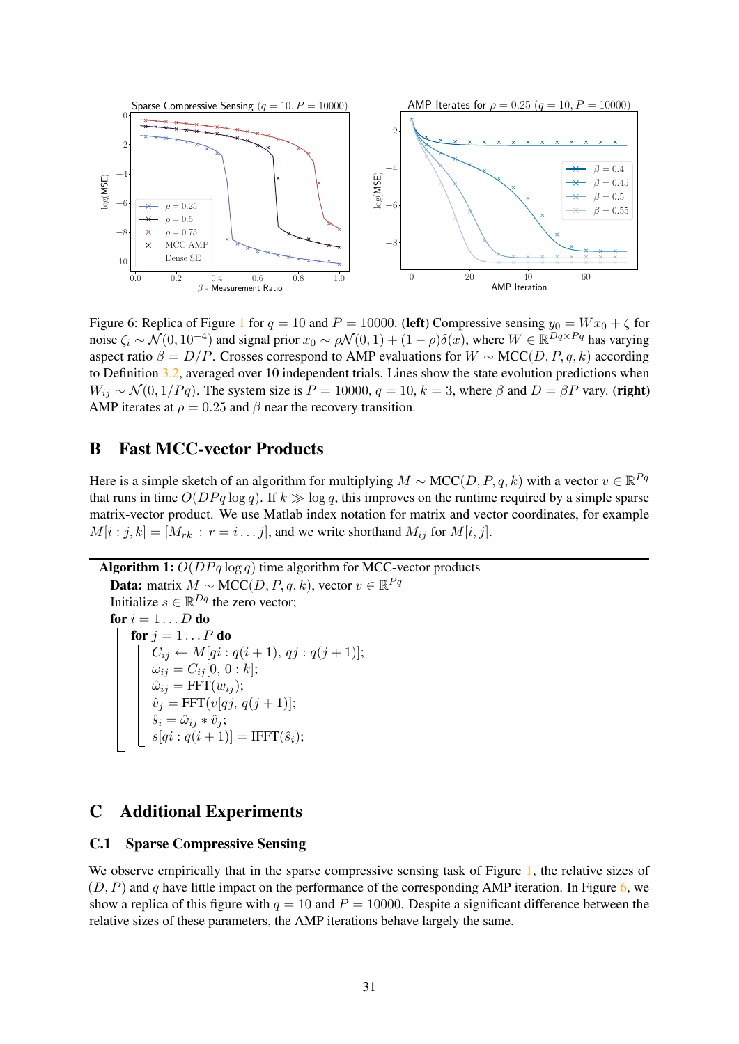Figure 6: Replica of Figure 1 for $q = 10$ and $P = 10000$. **(left)** Compressive sensing $y_0 = Wx_0 + \zeta$ for noise $\zeta_i \sim \mathcal{N}(0, 10^{-4})$ and signal prior $x_0 \sim \rho\mathcal{N}(0,1) + (1-\rho)\delta(x)$, where $W \in \mathbb{R}^{Dq \times Pq}$ has varying aspect ratio $\beta = D/P$. Crosses correspond to AMP evaluations for $W \sim \text{MCC}(D, P, q, k)$ according to Definition 3.2, averaged over 10 independent trials. Lines show the state evolution predictions when $W_{ij} \sim \mathcal{N}(0, 1/Pq)$. The system size is $P = 10000$, $q = 10$, $k = 3$, where $\beta$ and $D = \beta P$ vary. **(right)** AMP iterates at $\rho = 0.25$ and $\beta$ near the recovery transition.

## B Fast MCC-vector Products

Here is a simple sketch of an algorithm for multiplying $M \sim \text{MCC}(D, P, q, k)$ with a vector $v \in \mathbb{R}^{Pq}$ that runs in time $O(DPq \log q)$. If $k \gg \log q$, this improves on the runtime required by a simple sparse matrix-vector product. We use Matlab index notation for matrix and vector coordinates, for example $M[i : j, k] = [M_{rk} : r = i \dots j]$, and we write shorthand $M_{ij}$ for $M[i, j]$.

**Algorithm 1:** $O(DPq \log q)$ time algorithm for MCC-vector products

**Data:** matrix $M \sim \text{MCC}(D, P, q, k)$, vector $v \in \mathbb{R}^{Pq}$

Initialize $s \in \mathbb{R}^{Dq}$ the zero vector;

**for** $i = 1 \dots D$ **do**

  **for** $j = 1 \dots P$ **do**

    $C_{ij} \leftarrow M[qi : q(i+1),\ qj : q(j+1)]$;

    $\omega_{ij} = C_{ij}[0,\ 0 : k]$;

    $\hat{\omega}_{ij} = \text{FFT}(w_{ij})$;

    $\hat{v}_j = \text{FFT}(v[qj,\ q(j+1)]$;

    $\hat{s}_i = \hat{\omega}_{ij} * \hat{v}_j$;

    $s[qi : q(i+1)] = \text{IFFT}(\hat{s}_i)$;

## C Additional Experiments

### C.1 Sparse Compressive Sensing

We observe empirically that in the sparse compressive sensing task of Figure 1, the relative sizes of $(D, P)$ and $q$ have little impact on the performance of the corresponding AMP iteration. In Figure 6, we show a replica of this figure with $q = 10$ and $P = 10000$. Despite a significant difference between the relative sizes of these parameters, the AMP iterations behave largely the same.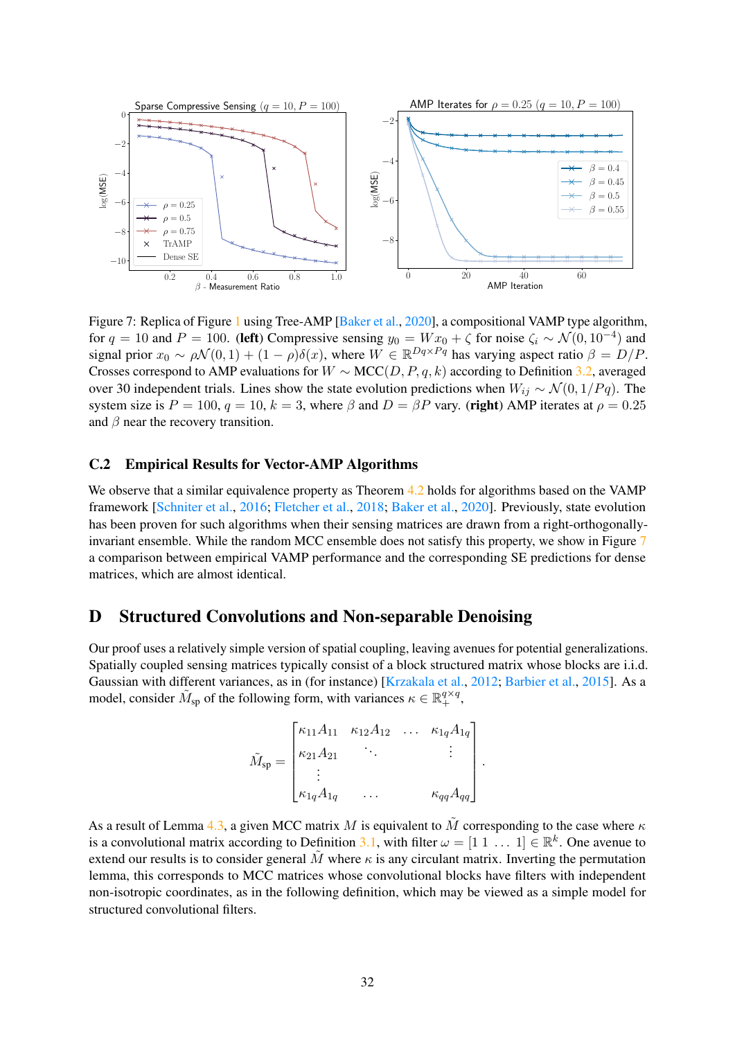Figure 7: Replica of Figure 1 using Tree-AMP [Baker et al., 2020], a compositional VAMP type algorithm, for $q = 10$ and $P = 100$. (**left**) Compressive sensing $y_0 = Wx_0 + \zeta$ for noise $\zeta_i \sim \mathcal{N}(0, 10^{-4})$ and signal prior $x_0 \sim \rho\mathcal{N}(0,1) + (1-\rho)\delta(x)$, where $W \in \mathbb{R}^{Dq \times Pq}$ has varying aspect ratio $\beta = D/P$. Crosses correspond to AMP evaluations for $W \sim \text{MCC}(D, P, q, k)$ according to Definition 3.2, averaged over 30 independent trials. Lines show the state evolution predictions when $W_{ij} \sim \mathcal{N}(0, 1/Pq)$. The system size is $P = 100$, $q = 10$, $k = 3$, where $\beta$ and $D = \beta P$ vary. (**right**) AMP iterates at $\rho = 0.25$ and $\beta$ near the recovery transition.

### C.2 Empirical Results for Vector-AMP Algorithms

We observe that a similar equivalence property as Theorem 4.2 holds for algorithms based on the VAMP framework [Schniter et al., 2016; Fletcher et al., 2018; Baker et al., 2020]. Previously, state evolution has been proven for such algorithms when their sensing matrices are drawn from a right-orthogonally-invariant ensemble. While the random MCC ensemble does not satisfy this property, we show in Figure 7 a comparison between empirical VAMP performance and the corresponding SE predictions for dense matrices, which are almost identical.

## D Structured Convolutions and Non-separable Denoising

Our proof uses a relatively simple version of spatial coupling, leaving avenues for potential generalizations. Spatially coupled sensing matrices typically consist of a block structured matrix whose blocks are i.i.d. Gaussian with different variances, as in (for instance) [Krzakala et al., 2012; Barbier et al., 2015]. As a model, consider $\tilde{M}_{\text{sp}}$ of the following form, with variances $\kappa \in \mathbb{R}_+^{q\times q}$,

$$\tilde{M}_{\text{sp}} = \begin{bmatrix} \kappa_{11}A_{11} & \kappa_{12}A_{12} & \dots & \kappa_{1q}A_{1q} \\ \kappa_{21}A_{21} & \ddots & & \vdots \\ \vdots & & & \\ \kappa_{1q}A_{1q} & \dots & & \kappa_{qq}A_{qq} \end{bmatrix}.$$

As a result of Lemma 4.3, a given MCC matrix $M$ is equivalent to $\tilde{M}$ corresponding to the case where $\kappa$ is a convolutional matrix according to Definition 3.1, with filter $\omega = [1\ 1\ \dots\ 1] \in \mathbb{R}^k$. One avenue to extend our results is to consider general $\tilde{M}$ where $\kappa$ is any circulant matrix. Inverting the permutation lemma, this corresponds to MCC matrices whose convolutional blocks have filters with independent non-isotropic coordinates, as in the following definition, which may be viewed as a simple model for structured convolutional filters.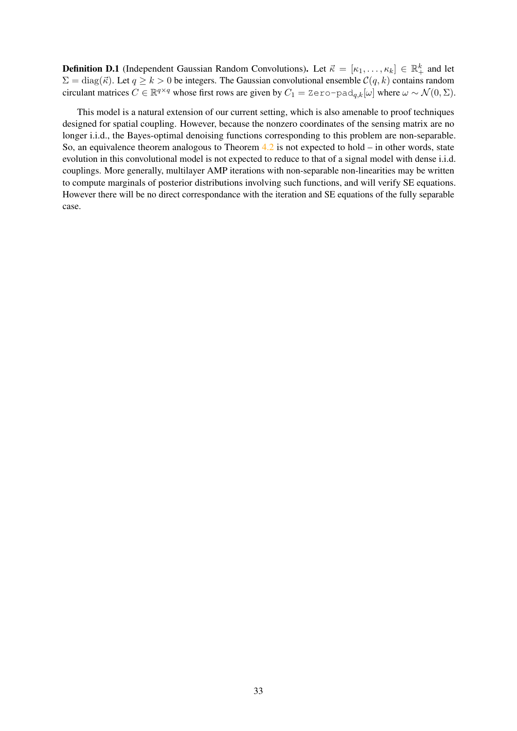**Definition D.1** (Independent Gaussian Random Convolutions)**.** Let $\vec{\kappa} = [\kappa_1, \ldots, \kappa_k] \in \mathbb{R}_+^k$ and let $\Sigma = \mathrm{diag}(\vec{\kappa})$. Let $q \geq k > 0$ be integers. The Gaussian convolutional ensemble $\mathcal{C}(q, k)$ contains random circulant matrices $C \in \mathbb{R}^{q \times q}$ whose first rows are given by $C_1 = \texttt{Zero-pad}_{q,k}[\omega]$ where $\omega \sim \mathcal{N}(0, \Sigma)$.

This model is a natural extension of our current setting, which is also amenable to proof techniques designed for spatial coupling. However, because the nonzero coordinates of the sensing matrix are no longer i.i.d., the Bayes-optimal denoising functions corresponding to this problem are non-separable. So, an equivalence theorem analogous to Theorem 4.2 is not expected to hold – in other words, state evolution in this convolutional model is not expected to reduce to that of a signal model with dense i.i.d. couplings. More generally, multilayer AMP iterations with non-separable non-linearities may be written to compute marginals of posterior distributions involving such functions, and will verify SE equations. However there will be no direct correspondance with the iteration and SE equations of the fully separable case.